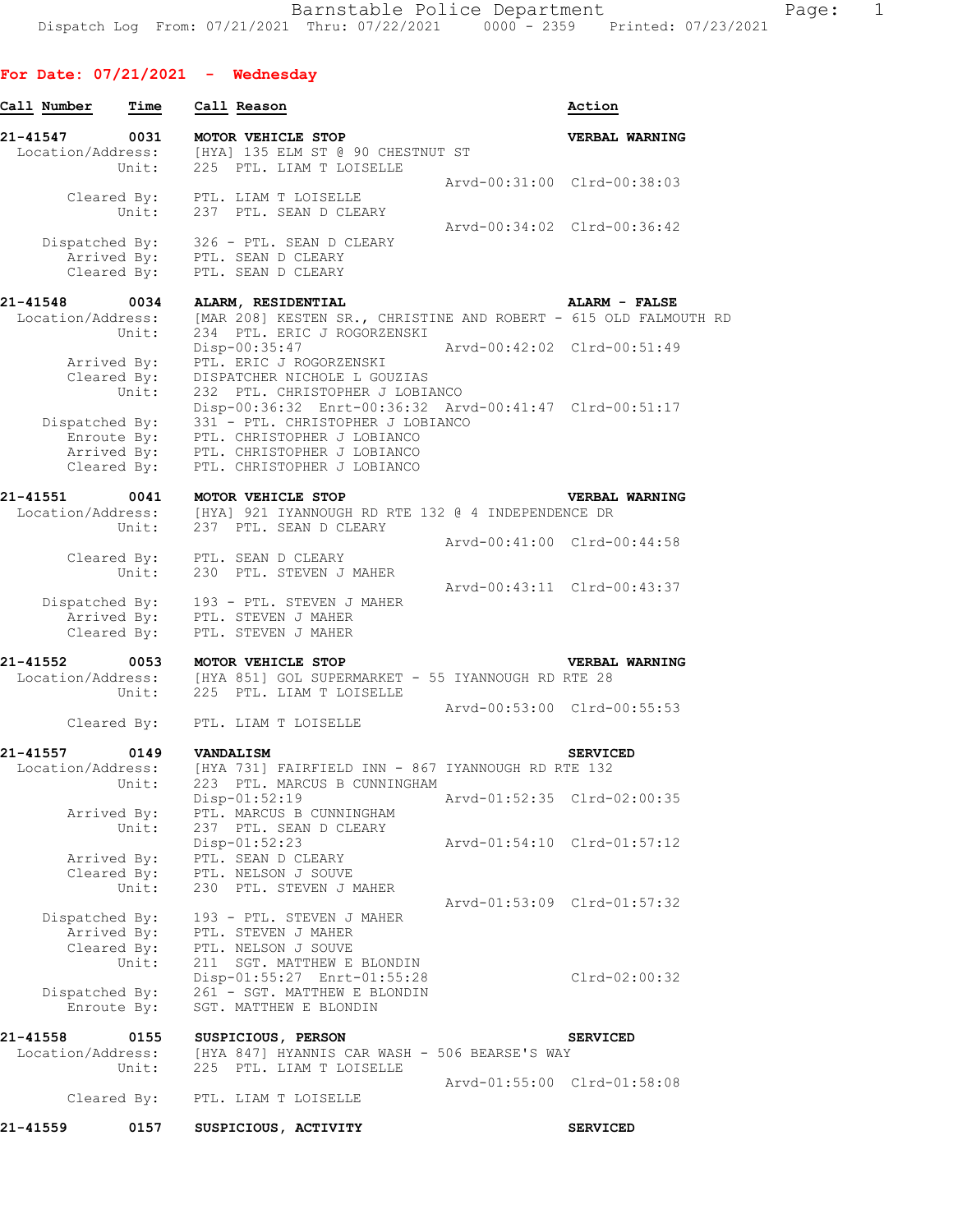Barnstable Police Department
Dispatch Log From: 07/21/2021 Thru: 07/22/2021 0000 - 2359 Printed: 07/23/2021

**For Date: 07/21/2021 - Wednesday**

```
Call Number    Time    Call Reason                                        Action

21-41547       0031    MOTOR VEHICLE STOP                                 VERBAL WARNING
  Location/Address:    [HYA] 135 ELM ST @ 90 CHESTNUT ST
             Unit:     225  PTL. LIAM T LOISELLE
                                                  Arvd-00:31:00  Clrd-00:38:03
       Cleared By:     PTL. LIAM T LOISELLE
             Unit:     237  PTL. SEAN D CLEARY
                                                  Arvd-00:34:02  Clrd-00:36:42
    Dispatched By:     326 - PTL. SEAN D CLEARY
       Arrived By:     PTL. SEAN D CLEARY
       Cleared By:     PTL. SEAN D CLEARY

21-41548       0034    ALARM, RESIDENTIAL                                 ALARM - FALSE
  Location/Address:    [MAR 208] KESTEN SR., CHRISTINE AND ROBERT - 615 OLD FALMOUTH RD
             Unit:     234  PTL. ERIC J ROGORZENSKI
                       Disp-00:35:47              Arvd-00:42:02  Clrd-00:51:49
       Arrived By:     PTL. ERIC J ROGORZENSKI
       Cleared By:     DISPATCHER NICHOLE L GOUZIAS
             Unit:     232  PTL. CHRISTOPHER J LOBIANCO
                       Disp-00:36:32  Enrt-00:36:32  Arvd-00:41:47  Clrd-00:51:17
    Dispatched By:     331 - PTL. CHRISTOPHER J LOBIANCO
        Enroute By:    PTL. CHRISTOPHER J LOBIANCO
       Arrived By:     PTL. CHRISTOPHER J LOBIANCO
       Cleared By:     PTL. CHRISTOPHER J LOBIANCO

21-41551       0041    MOTOR VEHICLE STOP                                 VERBAL WARNING
  Location/Address:    [HYA] 921 IYANNOUGH RD RTE 132 @ 4 INDEPENDENCE DR
             Unit:     237  PTL. SEAN D CLEARY
                                                  Arvd-00:41:00  Clrd-00:44:58
       Cleared By:     PTL. SEAN D CLEARY
             Unit:     230  PTL. STEVEN J MAHER
                                                  Arvd-00:43:11  Clrd-00:43:37
    Dispatched By:     193 - PTL. STEVEN J MAHER
       Arrived By:     PTL. STEVEN J MAHER
       Cleared By:     PTL. STEVEN J MAHER

21-41552       0053    MOTOR VEHICLE STOP                                 VERBAL WARNING
  Location/Address:    [HYA 851] GOL SUPERMARKET - 55 IYANNOUGH RD RTE 28
             Unit:     225  PTL. LIAM T LOISELLE
                                                  Arvd-00:53:00  Clrd-00:55:53
       Cleared By:     PTL. LIAM T LOISELLE

21-41557       0149    VANDALISM                                          SERVICED
  Location/Address:    [HYA 731] FAIRFIELD INN - 867 IYANNOUGH RD RTE 132
             Unit:     223  PTL. MARCUS B CUNNINGHAM
                       Disp-01:52:19              Arvd-01:52:35  Clrd-02:00:35
       Arrived By:     PTL. MARCUS B CUNNINGHAM
             Unit:     237  PTL. SEAN D CLEARY
                       Disp-01:52:23              Arvd-01:54:10  Clrd-01:57:12
       Arrived By:     PTL. SEAN D CLEARY
       Cleared By:     PTL. NELSON J SOUVE
             Unit:     230  PTL. STEVEN J MAHER
                                                  Arvd-01:53:09  Clrd-01:57:32
    Dispatched By:     193 - PTL. STEVEN J MAHER
       Arrived By:     PTL. STEVEN J MAHER
       Cleared By:     PTL. NELSON J SOUVE
             Unit:     211  SGT. MATTHEW E BLONDIN
                       Disp-01:55:27  Enrt-01:55:28                 Clrd-02:00:32
    Dispatched By:     261 - SGT. MATTHEW E BLONDIN
        Enroute By:    SGT. MATTHEW E BLONDIN

21-41558       0155    SUSPICIOUS, PERSON                                 SERVICED
  Location/Address:    [HYA 847] HYANNIS CAR WASH - 506 BEARSE'S WAY
             Unit:     225  PTL. LIAM T LOISELLE
                                                  Arvd-01:55:00  Clrd-01:58:08
       Cleared By:     PTL. LIAM T LOISELLE

21-41559       0157    SUSPICIOUS, ACTIVITY                               SERVICED
```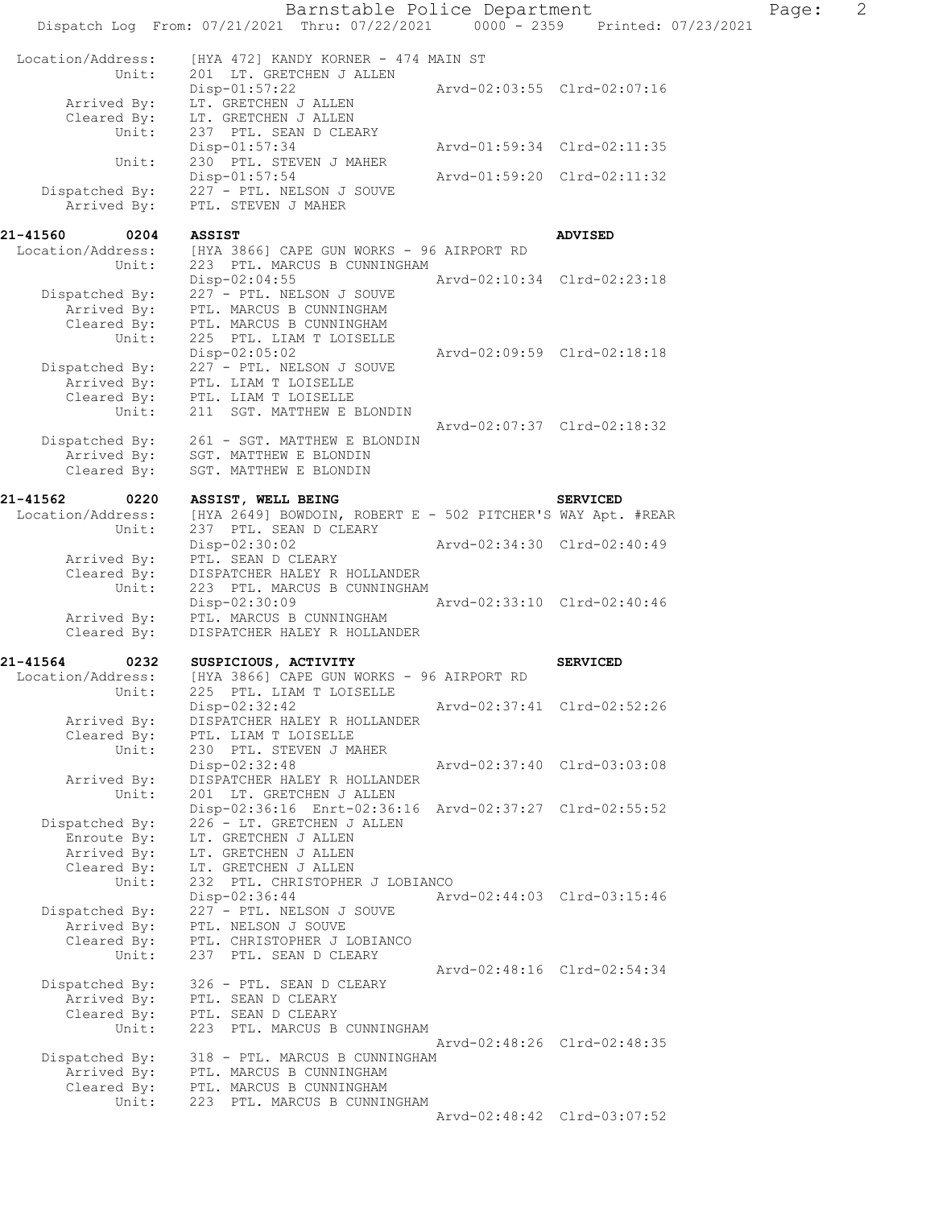```
 Location/Address:    [HYA 472] KANDY KORNER - 474 MAIN ST
            Unit:    201  LT. GRETCHEN J ALLEN
                     Disp-01:57:22                 Arvd-02:03:55  Clrd-02:07:16
      Arrived By:    LT. GRETCHEN J ALLEN
      Cleared By:    LT. GRETCHEN J ALLEN
            Unit:    237  PTL. SEAN D CLEARY
                     Disp-01:57:34                 Arvd-01:59:34  Clrd-02:11:35
            Unit:    230  PTL. STEVEN J MAHER
                     Disp-01:57:54                 Arvd-01:59:20  Clrd-02:11:32
   Dispatched By:    227 - PTL. NELSON J SOUVE
      Arrived By:    PTL. STEVEN J MAHER

21-41560     0204    ASSIST                                       ADVISED
 Location/Address:    [HYA 3866] CAPE GUN WORKS - 96 AIRPORT RD
            Unit:    223  PTL. MARCUS B CUNNINGHAM
                     Disp-02:04:55                 Arvd-02:10:34  Clrd-02:23:18
   Dispatched By:    227 - PTL. NELSON J SOUVE
      Arrived By:    PTL. MARCUS B CUNNINGHAM
      Cleared By:    PTL. MARCUS B CUNNINGHAM
            Unit:    225  PTL. LIAM T LOISELLE
                     Disp-02:05:02                 Arvd-02:09:59  Clrd-02:18:18
   Dispatched By:    227 - PTL. NELSON J SOUVE
      Arrived By:    PTL. LIAM T LOISELLE
      Cleared By:    PTL. LIAM T LOISELLE
            Unit:    211  SGT. MATTHEW E BLONDIN
                                                   Arvd-02:07:37  Clrd-02:18:32
   Dispatched By:    261 - SGT. MATTHEW E BLONDIN
      Arrived By:    SGT. MATTHEW E BLONDIN
      Cleared By:    SGT. MATTHEW E BLONDIN

21-41562     0220    ASSIST, WELL BEING                           SERVICED
 Location/Address:    [HYA 2649] BOWDOIN, ROBERT E - 502 PITCHER'S WAY Apt. #REAR
            Unit:    237  PTL. SEAN D CLEARY
                     Disp-02:30:02                 Arvd-02:34:30  Clrd-02:40:49
      Arrived By:    PTL. SEAN D CLEARY
      Cleared By:    DISPATCHER HALEY R HOLLANDER
            Unit:    223  PTL. MARCUS B CUNNINGHAM
                     Disp-02:30:09                 Arvd-02:33:10  Clrd-02:40:46
      Arrived By:    PTL. MARCUS B CUNNINGHAM
      Cleared By:    DISPATCHER HALEY R HOLLANDER

21-41564     0232    SUSPICIOUS, ACTIVITY                         SERVICED
 Location/Address:    [HYA 3866] CAPE GUN WORKS - 96 AIRPORT RD
            Unit:    225  PTL. LIAM T LOISELLE
                     Disp-02:32:42                 Arvd-02:37:41  Clrd-02:52:26
      Arrived By:    DISPATCHER HALEY R HOLLANDER
      Cleared By:    PTL. LIAM T LOISELLE
            Unit:    230  PTL. STEVEN J MAHER
                     Disp-02:32:48                 Arvd-02:37:40  Clrd-03:03:08
      Arrived By:    DISPATCHER HALEY R HOLLANDER
            Unit:    201  LT. GRETCHEN J ALLEN
                     Disp-02:36:16  Enrt-02:36:16  Arvd-02:37:27  Clrd-02:55:52
   Dispatched By:    226 - LT. GRETCHEN J ALLEN
      Enroute By:    LT. GRETCHEN J ALLEN
      Arrived By:    LT. GRETCHEN J ALLEN
      Cleared By:    LT. GRETCHEN J ALLEN
            Unit:    232  PTL. CHRISTOPHER J LOBIANCO
                     Disp-02:36:44                 Arvd-02:44:03  Clrd-03:15:46
   Dispatched By:    227 - PTL. NELSON J SOUVE
      Arrived By:    PTL. NELSON J SOUVE
      Cleared By:    PTL. CHRISTOPHER J LOBIANCO
            Unit:    237  PTL. SEAN D CLEARY
                                                   Arvd-02:48:16  Clrd-02:54:34
   Dispatched By:    326 - PTL. SEAN D CLEARY
      Arrived By:    PTL. SEAN D CLEARY
      Cleared By:    PTL. SEAN D CLEARY
            Unit:    223  PTL. MARCUS B CUNNINGHAM
                                                   Arvd-02:48:26  Clrd-02:48:35
   Dispatched By:    318 - PTL. MARCUS B CUNNINGHAM
      Arrived By:    PTL. MARCUS B CUNNINGHAM
      Cleared By:    PTL. MARCUS B CUNNINGHAM
            Unit:    223  PTL. MARCUS B CUNNINGHAM
                                                   Arvd-02:48:42  Clrd-03:07:52
```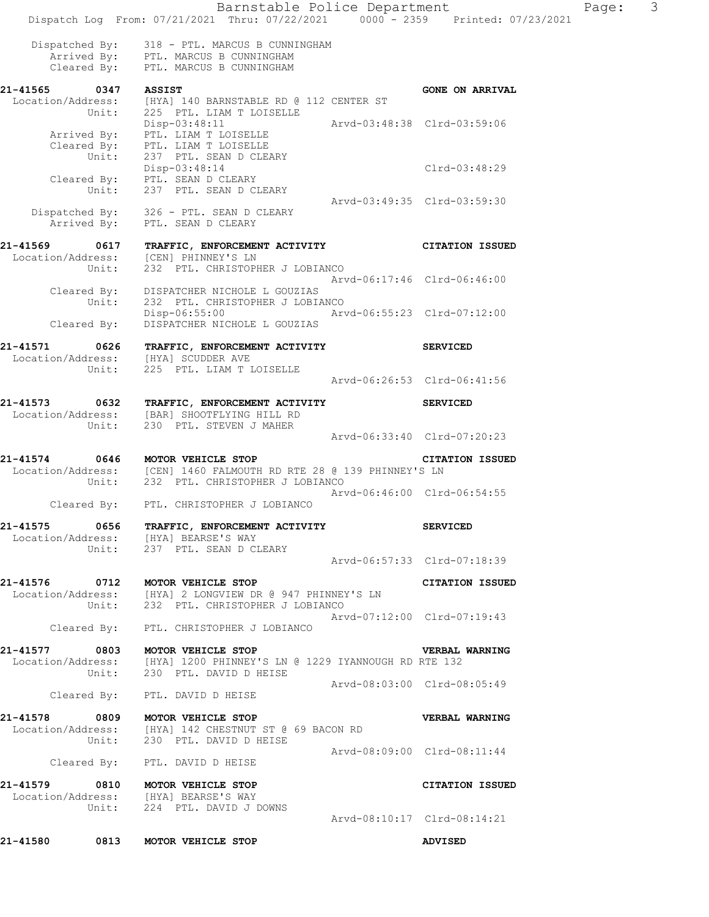Dispatched By: 318 - PTL. MARCUS B CUNNINGHAM
Arrived By: PTL. MARCUS B CUNNINGHAM
Cleared By: PTL. MARCUS B CUNNINGHAM

**21-41565 0347 ASSIST** — **GONE ON ARRIVAL**
Location/Address: [HYA] 140 BARNSTABLE RD @ 112 CENTER ST
Unit: 225 PTL. LIAM T LOISELLE
Disp-03:48:11 Arvd-03:48:38 Clrd-03:59:06
Arrived By: PTL. LIAM T LOISELLE
Cleared By: PTL. LIAM T LOISELLE
Unit: 237 PTL. SEAN D CLEARY
Disp-03:48:14 Clrd-03:48:29
Cleared By: PTL. SEAN D CLEARY
Unit: 237 PTL. SEAN D CLEARY
Arvd-03:49:35 Clrd-03:59:30
Dispatched By: 326 - PTL. SEAN D CLEARY
Arrived By: PTL. SEAN D CLEARY

**21-41569 0617 TRAFFIC, ENFORCEMENT ACTIVITY** — **CITATION ISSUED**
Location/Address: [CEN] PHINNEY'S LN
Unit: 232 PTL. CHRISTOPHER J LOBIANCO
Arvd-06:17:46 Clrd-06:46:00
Cleared By: DISPATCHER NICHOLE L GOUZIAS
Unit: 232 PTL. CHRISTOPHER J LOBIANCO
Disp-06:55:00 Arvd-06:55:23 Clrd-07:12:00
Cleared By: DISPATCHER NICHOLE L GOUZIAS

**21-41571 0626 TRAFFIC, ENFORCEMENT ACTIVITY** — **SERVICED**
Location/Address: [HYA] SCUDDER AVE
Unit: 225 PTL. LIAM T LOISELLE
Arvd-06:26:53 Clrd-06:41:56

**21-41573 0632 TRAFFIC, ENFORCEMENT ACTIVITY** — **SERVICED**
Location/Address: [BAR] SHOOTFLYING HILL RD
Unit: 230 PTL. STEVEN J MAHER
Arvd-06:33:40 Clrd-07:20:23

**21-41574 0646 MOTOR VEHICLE STOP** — **CITATION ISSUED**
Location/Address: [CEN] 1460 FALMOUTH RD RTE 28 @ 139 PHINNEY'S LN
Unit: 232 PTL. CHRISTOPHER J LOBIANCO
Arvd-06:46:00 Clrd-06:54:55
Cleared By: PTL. CHRISTOPHER J LOBIANCO

**21-41575 0656 TRAFFIC, ENFORCEMENT ACTIVITY** — **SERVICED**
Location/Address: [HYA] BEARSE'S WAY
Unit: 237 PTL. SEAN D CLEARY
Arvd-06:57:33 Clrd-07:18:39

**21-41576 0712 MOTOR VEHICLE STOP** — **CITATION ISSUED**
Location/Address: [HYA] 2 LONGVIEW DR @ 947 PHINNEY'S LN
Unit: 232 PTL. CHRISTOPHER J LOBIANCO
Arvd-07:12:00 Clrd-07:19:43
Cleared By: PTL. CHRISTOPHER J LOBIANCO

**21-41577 0803 MOTOR VEHICLE STOP** — **VERBAL WARNING**
Location/Address: [HYA] 1200 PHINNEY'S LN @ 1229 IYANNOUGH RD RTE 132
Unit: 230 PTL. DAVID D HEISE
Arvd-08:03:00 Clrd-08:05:49
Cleared By: PTL. DAVID D HEISE

**21-41578 0809 MOTOR VEHICLE STOP** — **VERBAL WARNING**
Location/Address: [HYA] 142 CHESTNUT ST @ 69 BACON RD
Unit: 230 PTL. DAVID D HEISE
Arvd-08:09:00 Clrd-08:11:44
Cleared By: PTL. DAVID D HEISE

**21-41579 0810 MOTOR VEHICLE STOP** — **CITATION ISSUED**
Location/Address: [HYA] BEARSE'S WAY
Unit: 224 PTL. DAVID J DOWNS
Arvd-08:10:17 Clrd-08:14:21

**21-41580 0813 MOTOR VEHICLE STOP** — **ADVISED**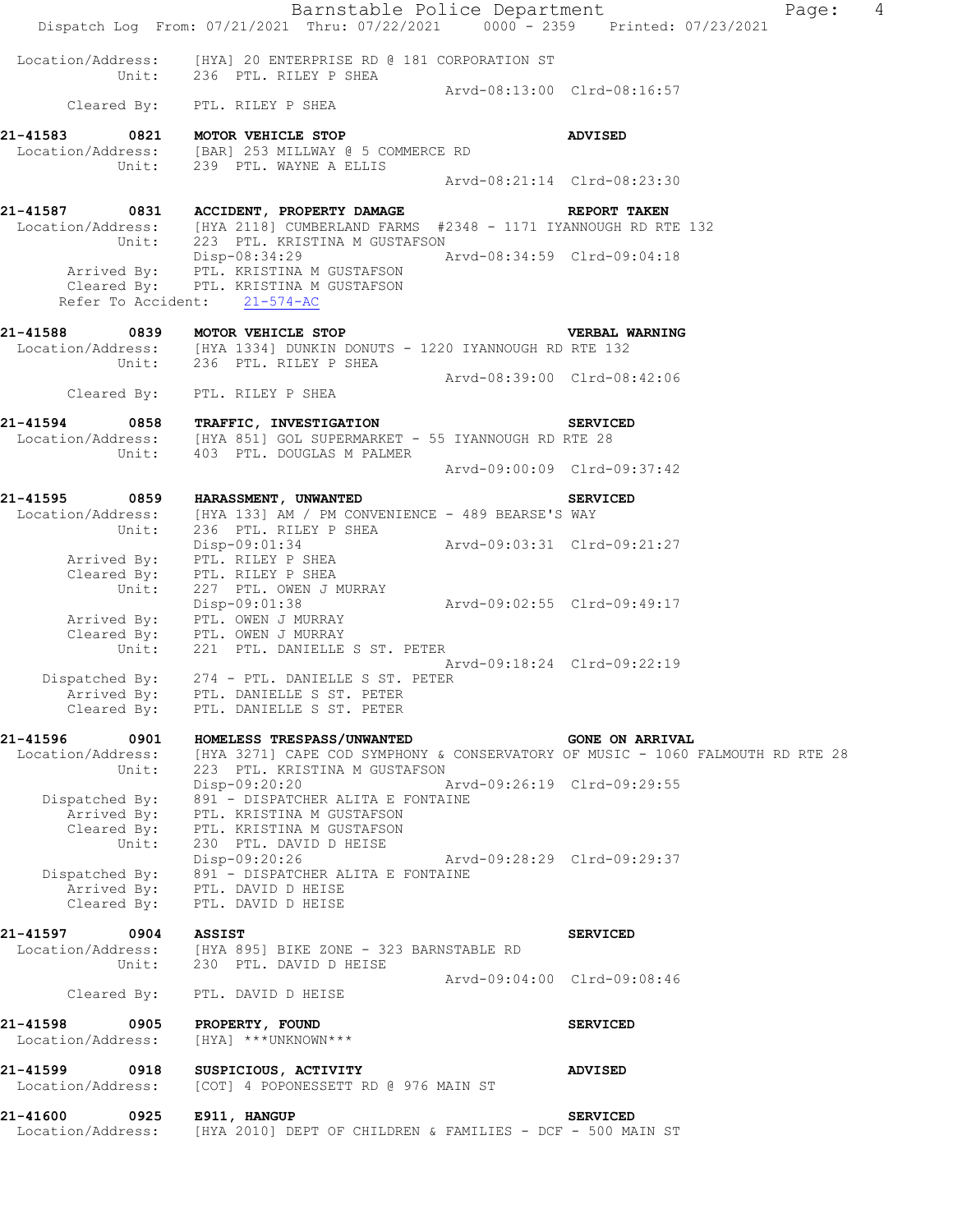Location/Address: [HYA] 20 ENTERPRISE RD @ 181 CORPORATION ST
Unit: 236 PTL. RILEY P SHEA
Arvd-08:13:00 Clrd-08:16:57
Cleared By: PTL. RILEY P SHEA

**21-41583 0821 MOTOR VEHICLE STOP ADVISED**
Location/Address: [BAR] 253 MILLWAY @ 5 COMMERCE RD
Unit: 239 PTL. WAYNE A ELLIS
Arvd-08:21:14 Clrd-08:23:30

**21-41587 0831 ACCIDENT, PROPERTY DAMAGE REPORT TAKEN**
Location/Address: [HYA 2118] CUMBERLAND FARMS #2348 - 1171 IYANNOUGH RD RTE 132
Unit: 223 PTL. KRISTINA M GUSTAFSON
Disp-08:34:29 Arvd-08:34:59 Clrd-09:04:18
Arrived By: PTL. KRISTINA M GUSTAFSON
Cleared By: PTL. KRISTINA M GUSTAFSON
Refer To Accident: 21-574-AC

**21-41588 0839 MOTOR VEHICLE STOP VERBAL WARNING**
Location/Address: [HYA 1334] DUNKIN DONUTS - 1220 IYANNOUGH RD RTE 132
Unit: 236 PTL. RILEY P SHEA
Arvd-08:39:00 Clrd-08:42:06
Cleared By: PTL. RILEY P SHEA

**21-41594 0858 TRAFFIC, INVESTIGATION SERVICED**
Location/Address: [HYA 851] GOL SUPERMARKET - 55 IYANNOUGH RD RTE 28
Unit: 403 PTL. DOUGLAS M PALMER
Arvd-09:00:09 Clrd-09:37:42

**21-41595 0859 HARASSMENT, UNWANTED SERVICED**
Location/Address: [HYA 133] AM / PM CONVENIENCE - 489 BEARSE'S WAY
Unit: 236 PTL. RILEY P SHEA
Disp-09:01:34 Arvd-09:03:31 Clrd-09:21:27
Arrived By: PTL. RILEY P SHEA
Cleared By: PTL. RILEY P SHEA
Unit: 227 PTL. OWEN J MURRAY
Disp-09:01:38 Arvd-09:02:55 Clrd-09:49:17
Arrived By: PTL. OWEN J MURRAY
Cleared By: PTL. OWEN J MURRAY
Unit: 221 PTL. DANIELLE S ST. PETER
Arvd-09:18:24 Clrd-09:22:19
Dispatched By: 274 - PTL. DANIELLE S ST. PETER
Arrived By: PTL. DANIELLE S ST. PETER
Cleared By: PTL. DANIELLE S ST. PETER

**21-41596 0901 HOMELESS TRESPASS/UNWANTED GONE ON ARRIVAL**
Location/Address: [HYA 3271] CAPE COD SYMPHONY & CONSERVATORY OF MUSIC - 1060 FALMOUTH RD RTE 28
Unit: 223 PTL. KRISTINA M GUSTAFSON
Disp-09:20:20 Arvd-09:26:19 Clrd-09:29:55
Dispatched By: 891 - DISPATCHER ALITA E FONTAINE
Arrived By: PTL. KRISTINA M GUSTAFSON
Cleared By: PTL. KRISTINA M GUSTAFSON
Unit: 230 PTL. DAVID D HEISE
Disp-09:20:26 Arvd-09:28:29 Clrd-09:29:37
Dispatched By: 891 - DISPATCHER ALITA E FONTAINE
Arrived By: PTL. DAVID D HEISE
Cleared By: PTL. DAVID D HEISE

**21-41597 0904 ASSIST SERVICED**
Location/Address: [HYA 895] BIKE ZONE - 323 BARNSTABLE RD
Unit: 230 PTL. DAVID D HEISE
Arvd-09:04:00 Clrd-09:08:46
Cleared By: PTL. DAVID D HEISE

**21-41598 0905 PROPERTY, FOUND SERVICED**
Location/Address: [HYA] ***UNKNOWN***

**21-41599 0918 SUSPICIOUS, ACTIVITY ADVISED**
Location/Address: [COT] 4 POPONESSETT RD @ 976 MAIN ST

**21-41600 0925 E911, HANGUP SERVICED**
Location/Address: [HYA 2010] DEPT OF CHILDREN & FAMILIES - DCF - 500 MAIN ST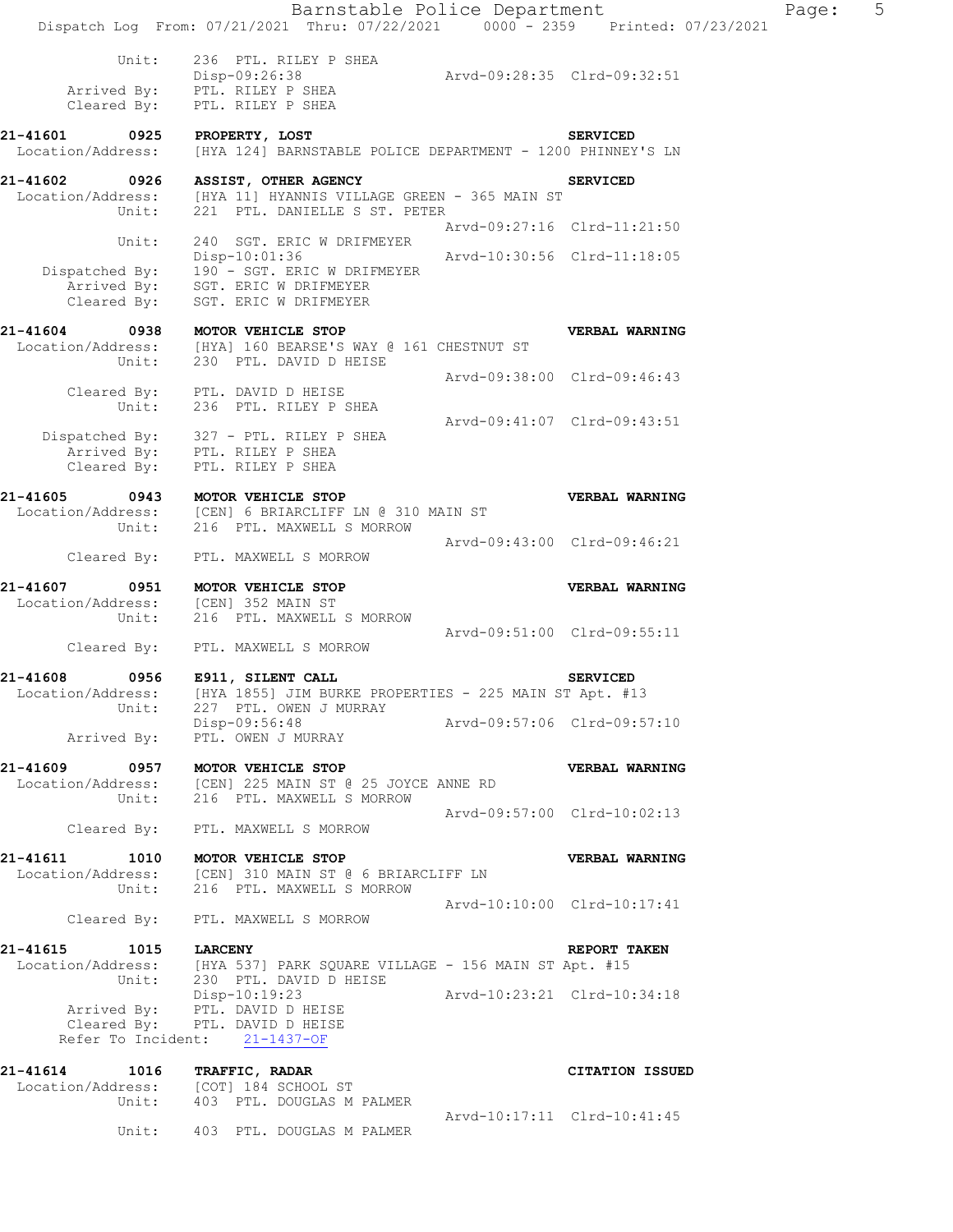```
          Unit:     236  PTL. RILEY P SHEA
                    Disp-09:26:38                 Arvd-09:28:35  Clrd-09:32:51
     Arrived By:    PTL. RILEY P SHEA
     Cleared By:    PTL. RILEY P SHEA

21-41601      0925    PROPERTY, LOST                                  SERVICED
 Location/Address:    [HYA 124] BARNSTABLE POLICE DEPARTMENT - 1200 PHINNEY'S LN

21-41602      0926    ASSIST, OTHER AGENCY                            SERVICED
 Location/Address:    [HYA 11] HYANNIS VILLAGE GREEN - 365 MAIN ST
            Unit:     221  PTL. DANIELLE S ST. PETER
                                                  Arvd-09:27:16  Clrd-11:21:50
            Unit:     240  SGT. ERIC W DRIFMEYER
                      Disp-10:01:36               Arvd-10:30:56  Clrd-11:18:05
   Dispatched By:     190 - SGT. ERIC W DRIFMEYER
      Arrived By:     SGT. ERIC W DRIFMEYER
      Cleared By:     SGT. ERIC W DRIFMEYER

21-41604      0938    MOTOR VEHICLE STOP                              VERBAL WARNING
 Location/Address:    [HYA] 160 BEARSE'S WAY @ 161 CHESTNUT ST
            Unit:     230  PTL. DAVID D HEISE
                                                  Arvd-09:38:00  Clrd-09:46:43
      Cleared By:     PTL. DAVID D HEISE
            Unit:     236  PTL. RILEY P SHEA
                                                  Arvd-09:41:07  Clrd-09:43:51
   Dispatched By:     327 - PTL. RILEY P SHEA
      Arrived By:     PTL. RILEY P SHEA
      Cleared By:     PTL. RILEY P SHEA

21-41605      0943    MOTOR VEHICLE STOP                              VERBAL WARNING
 Location/Address:    [CEN] 6 BRIARCLIFF LN @ 310 MAIN ST
            Unit:     216  PTL. MAXWELL S MORROW
                                                  Arvd-09:43:00  Clrd-09:46:21
      Cleared By:     PTL. MAXWELL S MORROW

21-41607      0951    MOTOR VEHICLE STOP                              VERBAL WARNING
 Location/Address:    [CEN] 352 MAIN ST
            Unit:     216  PTL. MAXWELL S MORROW
                                                  Arvd-09:51:00  Clrd-09:55:11
      Cleared By:     PTL. MAXWELL S MORROW

21-41608      0956    E911, SILENT CALL                               SERVICED
 Location/Address:    [HYA 1855] JIM BURKE PROPERTIES - 225 MAIN ST Apt. #13
            Unit:     227  PTL. OWEN J MURRAY
                      Disp-09:56:48               Arvd-09:57:06  Clrd-09:57:10
      Arrived By:     PTL. OWEN J MURRAY

21-41609      0957    MOTOR VEHICLE STOP                              VERBAL WARNING
 Location/Address:    [CEN] 225 MAIN ST @ 25 JOYCE ANNE RD
            Unit:     216  PTL. MAXWELL S MORROW
                                                  Arvd-09:57:00  Clrd-10:02:13
      Cleared By:     PTL. MAXWELL S MORROW

21-41611      1010    MOTOR VEHICLE STOP                              VERBAL WARNING
 Location/Address:    [CEN] 310 MAIN ST @ 6 BRIARCLIFF LN
            Unit:     216  PTL. MAXWELL S MORROW
                                                  Arvd-10:10:00  Clrd-10:17:41
      Cleared By:     PTL. MAXWELL S MORROW

21-41615      1015    LARCENY                                         REPORT TAKEN
 Location/Address:    [HYA 537] PARK SQUARE VILLAGE - 156 MAIN ST Apt. #15
            Unit:     230  PTL. DAVID D HEISE
                      Disp-10:19:23               Arvd-10:23:21  Clrd-10:34:18
      Arrived By:     PTL. DAVID D HEISE
      Cleared By:     PTL. DAVID D HEISE
   Refer To Incident:   21-1437-OF

21-41614      1016    TRAFFIC, RADAR                                  CITATION ISSUED
 Location/Address:    [COT] 184 SCHOOL ST
            Unit:     403  PTL. DOUGLAS M PALMER
                                                  Arvd-10:17:11  Clrd-10:41:45
            Unit:     403  PTL. DOUGLAS M PALMER
```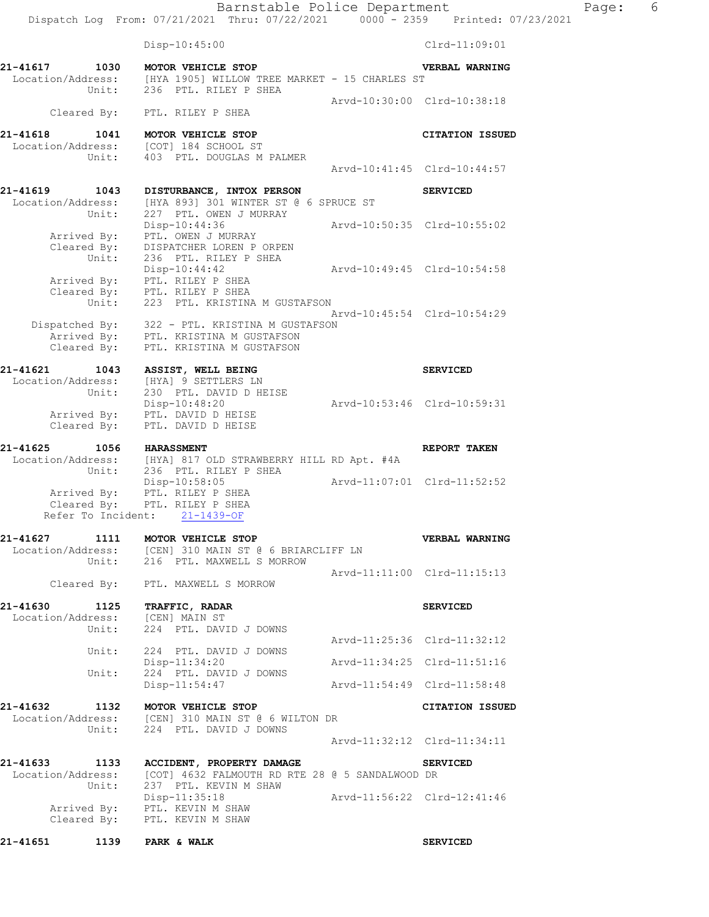Disp-10:45:00 Clrd-11:09:01

**21-41617 1030 MOTOR VEHICLE STOP** **VERBAL WARNING**
Location/Address: [HYA 1905] WILLOW TREE MARKET - 15 CHARLES ST
Unit: 236 PTL. RILEY P SHEA
Arvd-10:30:00 Clrd-10:38:18
Cleared By: PTL. RILEY P SHEA

**21-41618 1041 MOTOR VEHICLE STOP** **CITATION ISSUED**
Location/Address: [COT] 184 SCHOOL ST
Unit: 403 PTL. DOUGLAS M PALMER
Arvd-10:41:45 Clrd-10:44:57

**21-41619 1043 DISTURBANCE, INTOX PERSON** **SERVICED**
Location/Address: [HYA 893] 301 WINTER ST @ 6 SPRUCE ST
Unit: 227 PTL. OWEN J MURRAY
Disp-10:44:36 Arvd-10:50:35 Clrd-10:55:02
Arrived By: PTL. OWEN J MURRAY
Cleared By: DISPATCHER LOREN P ORPEN
Unit: 236 PTL. RILEY P SHEA
Disp-10:44:42 Arvd-10:49:45 Clrd-10:54:58
Arrived By: PTL. RILEY P SHEA
Cleared By: PTL. RILEY P SHEA
Unit: 223 PTL. KRISTINA M GUSTAFSON
Arvd-10:45:54 Clrd-10:54:29
Dispatched By: 322 - PTL. KRISTINA M GUSTAFSON
Arrived By: PTL. KRISTINA M GUSTAFSON
Cleared By: PTL. KRISTINA M GUSTAFSON

**21-41621 1043 ASSIST, WELL BEING** **SERVICED**
Location/Address: [HYA] 9 SETTLERS LN
Unit: 230 PTL. DAVID D HEISE
Disp-10:48:20 Arvd-10:53:46 Clrd-10:59:31
Arrived By: PTL. DAVID D HEISE
Cleared By: PTL. DAVID D HEISE

**21-41625 1056 HARASSMENT** **REPORT TAKEN**
Location/Address: [HYA] 817 OLD STRAWBERRY HILL RD Apt. #4A
Unit: 236 PTL. RILEY P SHEA
Disp-10:58:05 Arvd-11:07:01 Clrd-11:52:52
Arrived By: PTL. RILEY P SHEA
Cleared By: PTL. RILEY P SHEA
Refer To Incident: 21-1439-OF

**21-41627 1111 MOTOR VEHICLE STOP** **VERBAL WARNING**
Location/Address: [CEN] 310 MAIN ST @ 6 BRIARCLIFF LN
Unit: 216 PTL. MAXWELL S MORROW
Arvd-11:11:00 Clrd-11:15:13
Cleared By: PTL. MAXWELL S MORROW

**21-41630 1125 TRAFFIC, RADAR** **SERVICED**
Location/Address: [CEN] MAIN ST
Unit: 224 PTL. DAVID J DOWNS
Arvd-11:25:36 Clrd-11:32:12
Unit: 224 PTL. DAVID J DOWNS
Disp-11:34:20 Arvd-11:34:25 Clrd-11:51:16
Unit: 224 PTL. DAVID J DOWNS
Disp-11:54:47 Arvd-11:54:49 Clrd-11:58:48

**21-41632 1132 MOTOR VEHICLE STOP** **CITATION ISSUED**
Location/Address: [CEN] 310 MAIN ST @ 6 WILTON DR
Unit: 224 PTL. DAVID J DOWNS
Arvd-11:32:12 Clrd-11:34:11

**21-41633 1133 ACCIDENT, PROPERTY DAMAGE** **SERVICED**
Location/Address: [COT] 4632 FALMOUTH RD RTE 28 @ 5 SANDALWOOD DR
Unit: 237 PTL. KEVIN M SHAW
Disp-11:35:18 Arvd-11:56:22 Clrd-12:41:46
Arrived By: PTL. KEVIN M SHAW
Cleared By: PTL. KEVIN M SHAW

**21-41651 1139 PARK & WALK** **SERVICED**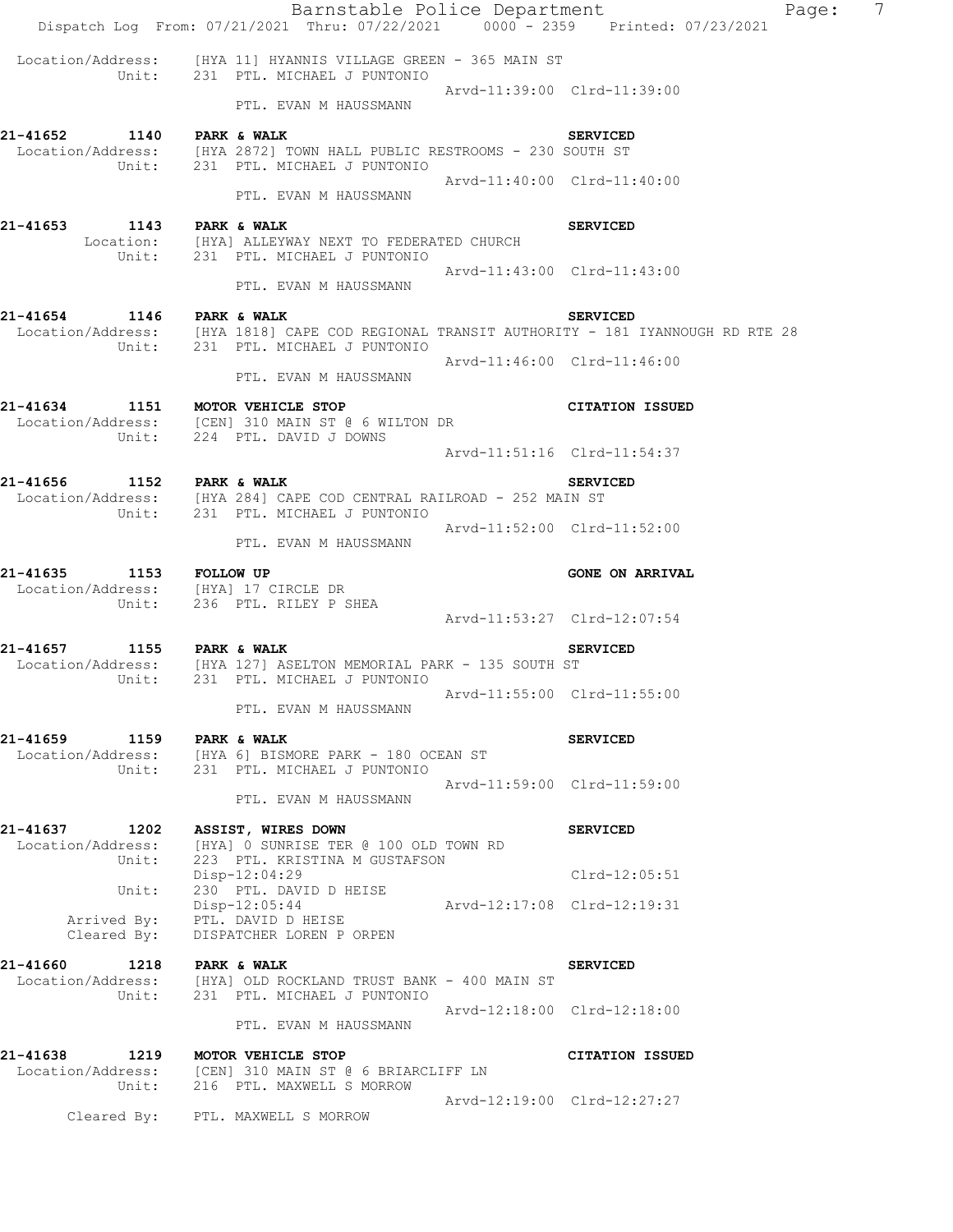Location/Address: [HYA 11] HYANNIS VILLAGE GREEN - 365 MAIN ST
Unit: 231 PTL. MICHAEL J PUNTONIO
Arvd-11:39:00 Clrd-11:39:00
PTL. EVAN M HAUSSMANN

**21-41652 1140 PARK & WALK** **SERVICED**
Location/Address: [HYA 2872] TOWN HALL PUBLIC RESTROOMS - 230 SOUTH ST
Unit: 231 PTL. MICHAEL J PUNTONIO
Arvd-11:40:00 Clrd-11:40:00
PTL. EVAN M HAUSSMANN

**21-41653 1143 PARK & WALK** **SERVICED**
Location: [HYA] ALLEYWAY NEXT TO FEDERATED CHURCH
Unit: 231 PTL. MICHAEL J PUNTONIO
Arvd-11:43:00 Clrd-11:43:00
PTL. EVAN M HAUSSMANN

**21-41654 1146 PARK & WALK** **SERVICED**
Location/Address: [HYA 1818] CAPE COD REGIONAL TRANSIT AUTHORITY - 181 IYANNOUGH RD RTE 28
Unit: 231 PTL. MICHAEL J PUNTONIO
Arvd-11:46:00 Clrd-11:46:00
PTL. EVAN M HAUSSMANN

**21-41634 1151 MOTOR VEHICLE STOP** **CITATION ISSUED**
Location/Address: [CEN] 310 MAIN ST @ 6 WILTON DR
Unit: 224 PTL. DAVID J DOWNS
Arvd-11:51:16 Clrd-11:54:37

**21-41656 1152 PARK & WALK** **SERVICED**
Location/Address: [HYA 284] CAPE COD CENTRAL RAILROAD - 252 MAIN ST
Unit: 231 PTL. MICHAEL J PUNTONIO
Arvd-11:52:00 Clrd-11:52:00
PTL. EVAN M HAUSSMANN

**21-41635 1153 FOLLOW UP** **GONE ON ARRIVAL**
Location/Address: [HYA] 17 CIRCLE DR
Unit: 236 PTL. RILEY P SHEA
Arvd-11:53:27 Clrd-12:07:54

**21-41657 1155 PARK & WALK** **SERVICED**
Location/Address: [HYA 127] ASELTON MEMORIAL PARK - 135 SOUTH ST
Unit: 231 PTL. MICHAEL J PUNTONIO
Arvd-11:55:00 Clrd-11:55:00
PTL. EVAN M HAUSSMANN

**21-41659 1159 PARK & WALK** **SERVICED**
Location/Address: [HYA 6] BISMORE PARK - 180 OCEAN ST
Unit: 231 PTL. MICHAEL J PUNTONIO
Arvd-11:59:00 Clrd-11:59:00
PTL. EVAN M HAUSSMANN

**21-41637 1202 ASSIST, WIRES DOWN** **SERVICED**
Location/Address: [HYA] 0 SUNRISE TER @ 100 OLD TOWN RD
Unit: 223 PTL. KRISTINA M GUSTAFSON
Disp-12:04:29 Clrd-12:05:51
Unit: 230 PTL. DAVID D HEISE
Disp-12:05:44 Arvd-12:17:08 Clrd-12:19:31
Arrived By: PTL. DAVID D HEISE
Cleared By: DISPATCHER LOREN P ORPEN

**21-41660 1218 PARK & WALK** **SERVICED**
Location/Address: [HYA] OLD ROCKLAND TRUST BANK - 400 MAIN ST
Unit: 231 PTL. MICHAEL J PUNTONIO
Arvd-12:18:00 Clrd-12:18:00
PTL. EVAN M HAUSSMANN

**21-41638 1219 MOTOR VEHICLE STOP** **CITATION ISSUED**
Location/Address: [CEN] 310 MAIN ST @ 6 BRIARCLIFF LN
Unit: 216 PTL. MAXWELL S MORROW
Arvd-12:19:00 Clrd-12:27:27
Cleared By: PTL. MAXWELL S MORROW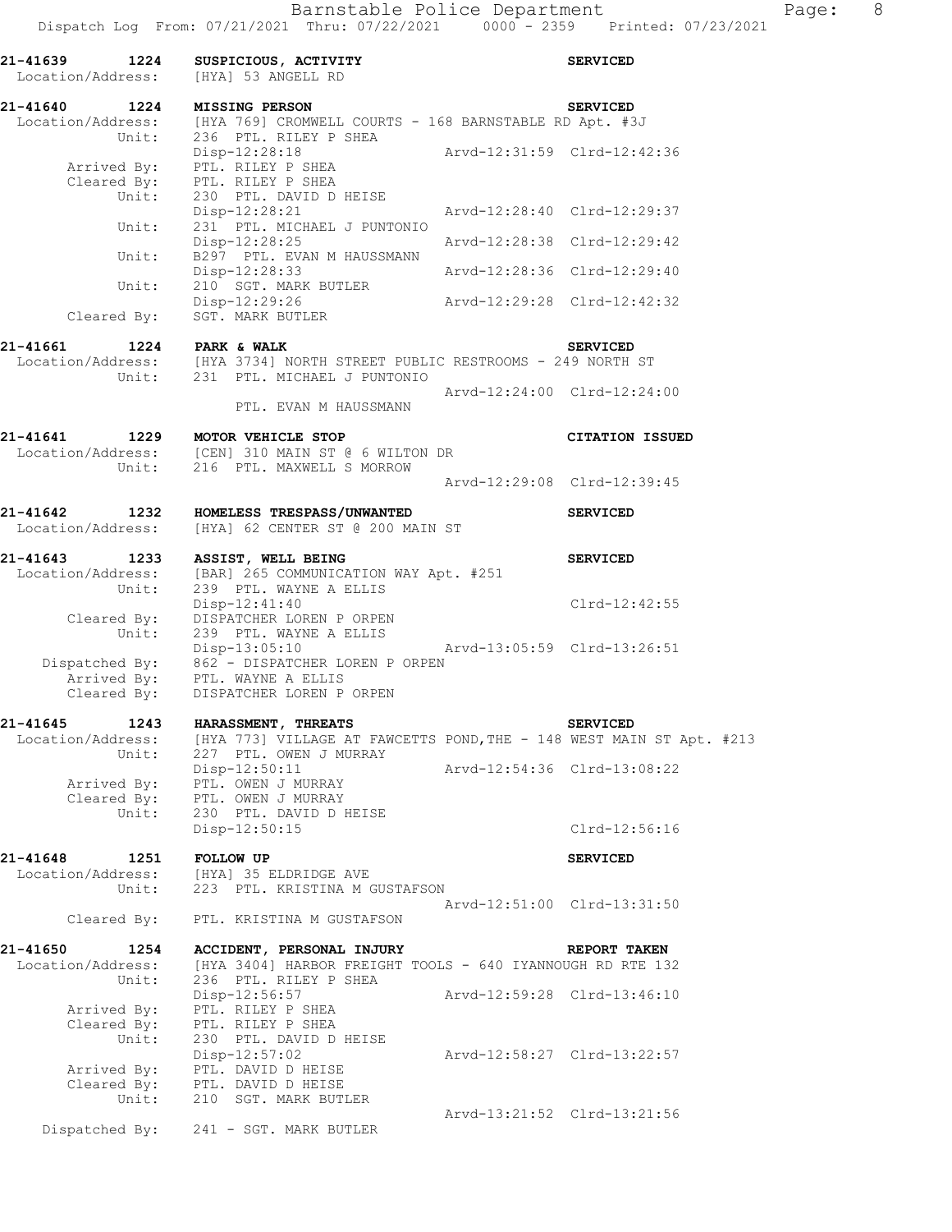```
21-41639     1224   SUSPICIOUS, ACTIVITY                              SERVICED
 Location/Address:    [HYA] 53 ANGELL RD

21-41640     1224   MISSING PERSON                                    SERVICED
 Location/Address:    [HYA 769] CROMWELL COURTS - 168 BARNSTABLE RD Apt. #3J
            Unit:     236  PTL. RILEY P SHEA
                      Disp-12:28:18                Arvd-12:31:59  Clrd-12:42:36
      Arrived By:     PTL. RILEY P SHEA
      Cleared By:     PTL. RILEY P SHEA
            Unit:     230  PTL. DAVID D HEISE
                      Disp-12:28:21                Arvd-12:28:40  Clrd-12:29:37
            Unit:     231  PTL. MICHAEL J PUNTONIO
                      Disp-12:28:25                Arvd-12:28:38  Clrd-12:29:42
            Unit:     B297  PTL. EVAN M HAUSSMANN
                      Disp-12:28:33                Arvd-12:28:36  Clrd-12:29:40
            Unit:     210  SGT. MARK BUTLER
                      Disp-12:29:26                Arvd-12:29:28  Clrd-12:42:32
      Cleared By:     SGT. MARK BUTLER

21-41661     1224   PARK & WALK                                       SERVICED
 Location/Address:    [HYA 3734] NORTH STREET PUBLIC RESTROOMS - 249 NORTH ST
            Unit:     231  PTL. MICHAEL J PUNTONIO
                                                   Arvd-12:24:00  Clrd-12:24:00
                      PTL. EVAN M HAUSSMANN

21-41641     1229   MOTOR VEHICLE STOP                                CITATION ISSUED
 Location/Address:    [CEN] 310 MAIN ST @ 6 WILTON DR
            Unit:     216  PTL. MAXWELL S MORROW
                                                   Arvd-12:29:08  Clrd-12:39:45

21-41642     1232   HOMELESS TRESPASS/UNWANTED                        SERVICED
 Location/Address:    [HYA] 62 CENTER ST @ 200 MAIN ST

21-41643     1233   ASSIST, WELL BEING                                SERVICED
 Location/Address:    [BAR] 265 COMMUNICATION WAY Apt. #251
            Unit:     239  PTL. WAYNE A ELLIS
                      Disp-12:41:40                               Clrd-12:42:55
      Cleared By:     DISPATCHER LOREN P ORPEN
            Unit:     239  PTL. WAYNE A ELLIS
                      Disp-13:05:10                Arvd-13:05:59  Clrd-13:26:51
   Dispatched By:     862 - DISPATCHER LOREN P ORPEN
      Arrived By:     PTL. WAYNE A ELLIS
      Cleared By:     DISPATCHER LOREN P ORPEN

21-41645     1243   HARASSMENT, THREATS                               SERVICED
 Location/Address:    [HYA 773] VILLAGE AT FAWCETTS POND,THE - 148 WEST MAIN ST Apt. #213
            Unit:     227  PTL. OWEN J MURRAY
                      Disp-12:50:11                Arvd-12:54:36  Clrd-13:08:22
      Arrived By:     PTL. OWEN J MURRAY
      Cleared By:     PTL. OWEN J MURRAY
            Unit:     230  PTL. DAVID D HEISE
                      Disp-12:50:15                               Clrd-12:56:16

21-41648     1251   FOLLOW UP                                         SERVICED
 Location/Address:    [HYA] 35 ELDRIDGE AVE
            Unit:     223  PTL. KRISTINA M GUSTAFSON
                                                   Arvd-12:51:00  Clrd-13:31:50
      Cleared By:     PTL. KRISTINA M GUSTAFSON

21-41650     1254   ACCIDENT, PERSONAL INJURY                         REPORT TAKEN
 Location/Address:    [HYA 3404] HARBOR FREIGHT TOOLS - 640 IYANNOUGH RD RTE 132
            Unit:     236  PTL. RILEY P SHEA
                      Disp-12:56:57                Arvd-12:59:28  Clrd-13:46:10
      Arrived By:     PTL. RILEY P SHEA
      Cleared By:     PTL. RILEY P SHEA
            Unit:     230  PTL. DAVID D HEISE
                      Disp-12:57:02                Arvd-12:58:27  Clrd-13:22:57
      Arrived By:     PTL. DAVID D HEISE
      Cleared By:     PTL. DAVID D HEISE
            Unit:     210  SGT. MARK BUTLER
                                                   Arvd-13:21:52  Clrd-13:21:56
   Dispatched By:     241 - SGT. MARK BUTLER
```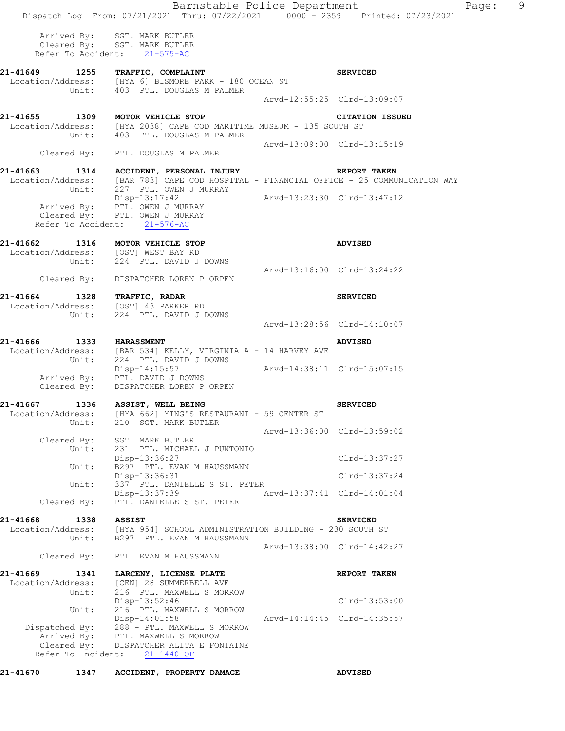```
        Arrived By:    SGT. MARK BUTLER
        Cleared By:    SGT. MARK BUTLER
      Refer To Accident:    21-575-AC

21-41649       1255    TRAFFIC, COMPLAINT                              SERVICED
  Location/Address:    [HYA 6] BISMORE PARK - 180 OCEAN ST
             Unit:     403  PTL. DOUGLAS M PALMER
                                                  Arvd-12:55:25  Clrd-13:09:07

21-41655       1309    MOTOR VEHICLE STOP                              CITATION ISSUED
  Location/Address:    [HYA 2038] CAPE COD MARITIME MUSEUM - 135 SOUTH ST
             Unit:     403  PTL. DOUGLAS M PALMER
                                                  Arvd-13:09:00  Clrd-13:15:19
        Cleared By:    PTL. DOUGLAS M PALMER

21-41663       1314    ACCIDENT, PERSONAL INJURY                       REPORT TAKEN
  Location/Address:    [BAR 783] CAPE COD HOSPITAL - FINANCIAL OFFICE - 25 COMMUNICATION WAY
             Unit:     227  PTL. OWEN J MURRAY
                       Disp-13:17:42              Arvd-13:23:30  Clrd-13:47:12
        Arrived By:    PTL. OWEN J MURRAY
        Cleared By:    PTL. OWEN J MURRAY
      Refer To Accident:    21-576-AC

21-41662       1316    MOTOR VEHICLE STOP                              ADVISED
  Location/Address:    [OST] WEST BAY RD
             Unit:     224  PTL. DAVID J DOWNS
                                                  Arvd-13:16:00  Clrd-13:24:22
        Cleared By:    DISPATCHER LOREN P ORPEN

21-41664       1328    TRAFFIC, RADAR                                  SERVICED
  Location/Address:    [OST] 43 PARKER RD
             Unit:     224  PTL. DAVID J DOWNS
                                                  Arvd-13:28:56  Clrd-14:10:07

21-41666       1333    HARASSMENT                                      ADVISED
  Location/Address:    [BAR 534] KELLY, VIRGINIA A - 14 HARVEY AVE
             Unit:     224  PTL. DAVID J DOWNS
                       Disp-14:15:57              Arvd-14:38:11  Clrd-15:07:15
        Arrived By:    PTL. DAVID J DOWNS
        Cleared By:    DISPATCHER LOREN P ORPEN

21-41667       1336    ASSIST, WELL BEING                              SERVICED
  Location/Address:    [HYA 662] YING'S RESTAURANT - 59 CENTER ST
             Unit:     210  SGT. MARK BUTLER
                                                  Arvd-13:36:00  Clrd-13:59:02
        Cleared By:    SGT. MARK BUTLER
             Unit:     231  PTL. MICHAEL J PUNTONIO
                       Disp-13:36:27                             Clrd-13:37:27
             Unit:     B297  PTL. EVAN M HAUSSMANN
                       Disp-13:36:31                             Clrd-13:37:24
             Unit:     337  PTL. DANIELLE S ST. PETER
                       Disp-13:37:39              Arvd-13:37:41  Clrd-14:01:04
        Cleared By:    PTL. DANIELLE S ST. PETER

21-41668       1338    ASSIST                                          SERVICED
  Location/Address:    [HYA 954] SCHOOL ADMINISTRATION BUILDING - 230 SOUTH ST
             Unit:     B297  PTL. EVAN M HAUSSMANN
                                                  Arvd-13:38:00  Clrd-14:42:27
        Cleared By:    PTL. EVAN M HAUSSMANN

21-41669       1341    LARCENY, LICENSE PLATE                          REPORT TAKEN
  Location/Address:    [CEN] 28 SUMMERBELL AVE
             Unit:     216  PTL. MAXWELL S MORROW
                       Disp-13:52:46                             Clrd-13:53:00
             Unit:     216  PTL. MAXWELL S MORROW
                       Disp-14:01:58              Arvd-14:14:45  Clrd-14:35:57
     Dispatched By:    288 - PTL. MAXWELL S MORROW
        Arrived By:    PTL. MAXWELL S MORROW
        Cleared By:    DISPATCHER ALITA E FONTAINE
      Refer To Incident:    21-1440-OF

21-41670       1347    ACCIDENT, PROPERTY DAMAGE                       ADVISED
```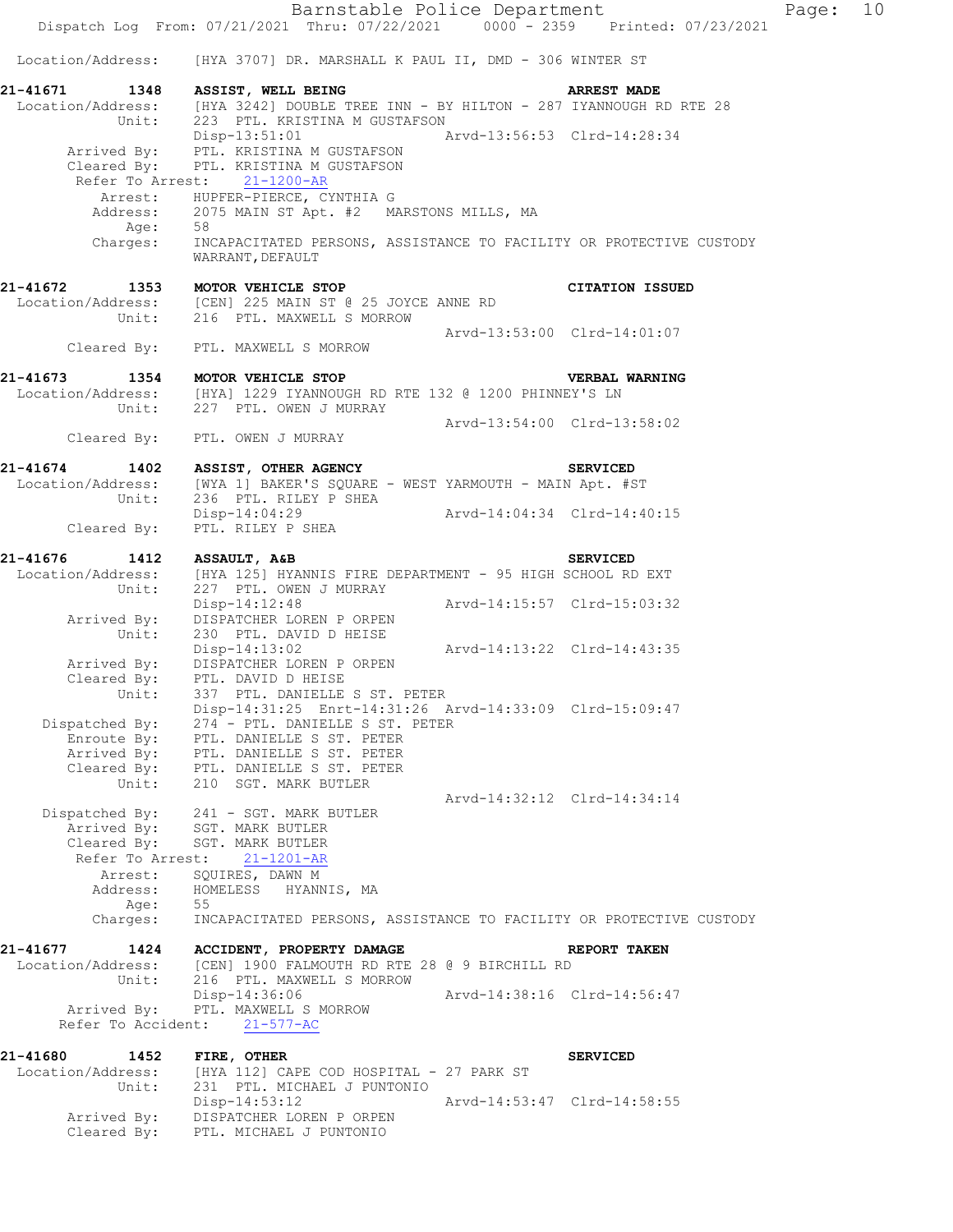Location/Address: [HYA 3707] DR. MARSHALL K PAUL II, DMD - 306 WINTER ST

**21-41671 1348 ASSIST, WELL BEING** **ARREST MADE**
Location/Address: [HYA 3242] DOUBLE TREE INN - BY HILTON - 287 IYANNOUGH RD RTE 28
Unit: 223 PTL. KRISTINA M GUSTAFSON
Disp-13:51:01 Arvd-13:56:53 Clrd-14:28:34
Arrived By: PTL. KRISTINA M GUSTAFSON
Cleared By: PTL. KRISTINA M GUSTAFSON
Refer To Arrest: 21-1200-AR
Arrest: HUPFER-PIERCE, CYNTHIA G
Address: 2075 MAIN ST Apt. #2 MARSTONS MILLS, MA
Age: 58
Charges: INCAPACITATED PERSONS, ASSISTANCE TO FACILITY OR PROTECTIVE CUSTODY
WARRANT, DEFAULT

**21-41672 1353 MOTOR VEHICLE STOP** **CITATION ISSUED**
Location/Address: [CEN] 225 MAIN ST @ 25 JOYCE ANNE RD
Unit: 216 PTL. MAXWELL S MORROW
Arvd-13:53:00 Clrd-14:01:07
Cleared By: PTL. MAXWELL S MORROW

**21-41673 1354 MOTOR VEHICLE STOP** **VERBAL WARNING**
Location/Address: [HYA] 1229 IYANNOUGH RD RTE 132 @ 1200 PHINNEY'S LN
Unit: 227 PTL. OWEN J MURRAY
Arvd-13:54:00 Clrd-13:58:02
Cleared By: PTL. OWEN J MURRAY

**21-41674 1402 ASSIST, OTHER AGENCY** **SERVICED**
Location/Address: [WYA 1] BAKER'S SQUARE - WEST YARMOUTH - MAIN Apt. #ST
Unit: 236 PTL. RILEY P SHEA
Disp-14:04:29 Arvd-14:04:34 Clrd-14:40:15
Cleared By: PTL. RILEY P SHEA

**21-41676 1412 ASSAULT, A&B** **SERVICED**
Location/Address: [HYA 125] HYANNIS FIRE DEPARTMENT - 95 HIGH SCHOOL RD EXT
Unit: 227 PTL. OWEN J MURRAY
Disp-14:12:48 Arvd-14:15:57 Clrd-15:03:32
Arrived By: DISPATCHER LOREN P ORPEN
Unit: 230 PTL. DAVID D HEISE
Disp-14:13:02 Arvd-14:13:22 Clrd-14:43:35
Arrived By: DISPATCHER LOREN P ORPEN
Cleared By: PTL. DAVID D HEISE
Unit: 337 PTL. DANIELLE S ST. PETER
Disp-14:31:25 Enrt-14:31:26 Arvd-14:33:09 Clrd-15:09:47
Dispatched By: 274 - PTL. DANIELLE S ST. PETER
Enroute By: PTL. DANIELLE S ST. PETER
Arrived By: PTL. DANIELLE S ST. PETER
Cleared By: PTL. DANIELLE S ST. PETER
Unit: 210 SGT. MARK BUTLER
Arvd-14:32:12 Clrd-14:34:14
Dispatched By: 241 - SGT. MARK BUTLER
Arrived By: SGT. MARK BUTLER
Cleared By: SGT. MARK BUTLER
Refer To Arrest: 21-1201-AR
Arrest: SQUIRES, DAWN M
Address: HOMELESS HYANNIS, MA
Age: 55
Charges: INCAPACITATED PERSONS, ASSISTANCE TO FACILITY OR PROTECTIVE CUSTODY

**21-41677 1424 ACCIDENT, PROPERTY DAMAGE** **REPORT TAKEN**
Location/Address: [CEN] 1900 FALMOUTH RD RTE 28 @ 9 BIRCHILL RD
Unit: 216 PTL. MAXWELL S MORROW
Disp-14:36:06 Arvd-14:38:16 Clrd-14:56:47
Arrived By: PTL. MAXWELL S MORROW
Refer To Accident: 21-577-AC

**21-41680 1452 FIRE, OTHER** **SERVICED**
Location/Address: [HYA 112] CAPE COD HOSPITAL - 27 PARK ST
Unit: 231 PTL. MICHAEL J PUNTONIO
Disp-14:53:12 Arvd-14:53:47 Clrd-14:58:55
Arrived By: DISPATCHER LOREN P ORPEN
Cleared By: PTL. MICHAEL J PUNTONIO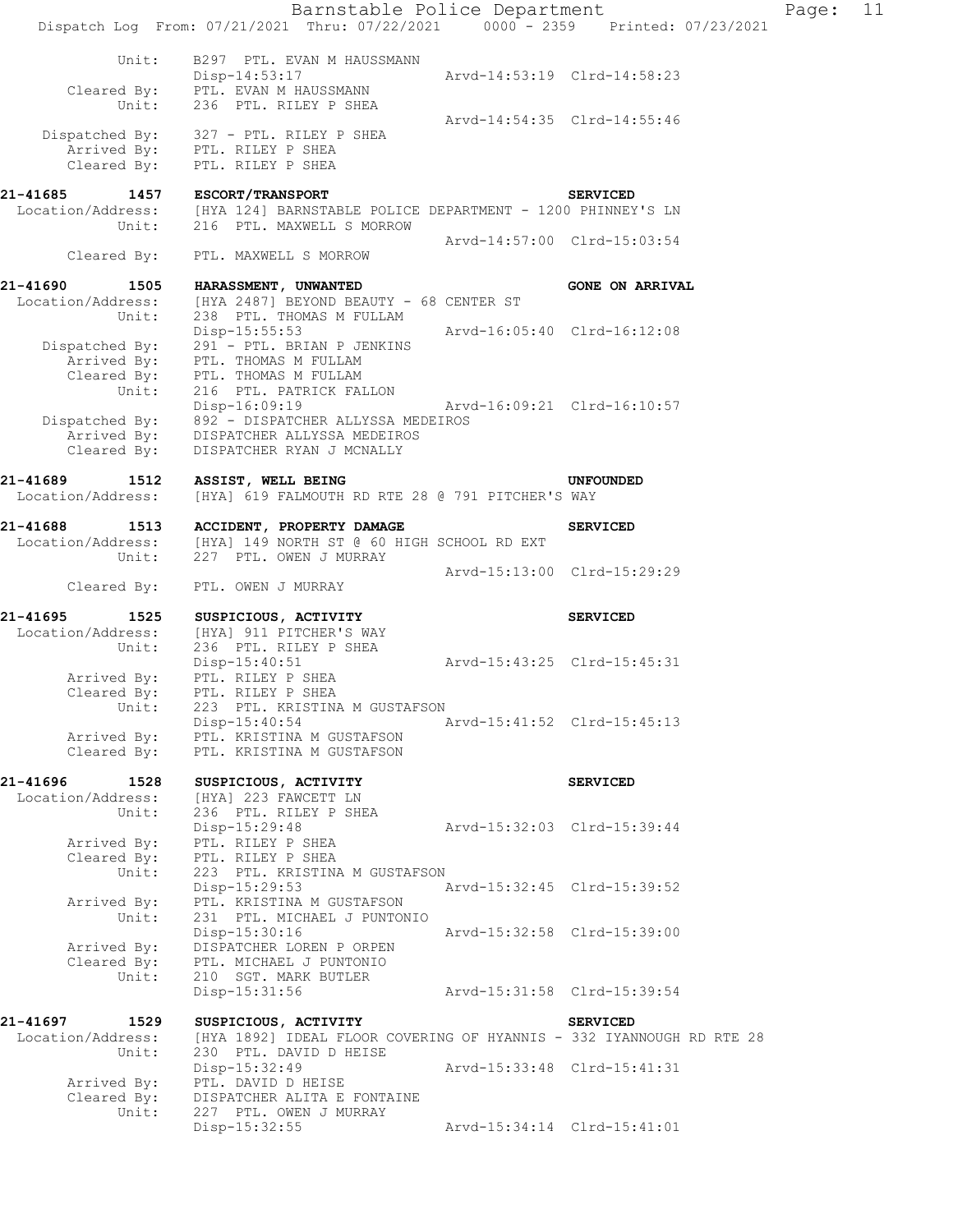```
          Unit:    B297  PTL. EVAN M HAUSSMANN
                   Disp-14:53:17                Arvd-14:53:19  Clrd-14:58:23
    Cleared By:    PTL. EVAN M HAUSSMANN
          Unit:    236  PTL. RILEY P SHEA
                                                Arvd-14:54:35  Clrd-14:55:46
 Dispatched By:    327 - PTL. RILEY P SHEA
    Arrived By:    PTL. RILEY P SHEA
    Cleared By:    PTL. RILEY P SHEA

21-41685     1457   ESCORT/TRANSPORT                               SERVICED
 Location/Address:  [HYA 124] BARNSTABLE POLICE DEPARTMENT - 1200 PHINNEY'S LN
          Unit:    216  PTL. MAXWELL S MORROW
                                                Arvd-14:57:00  Clrd-15:03:54
    Cleared By:    PTL. MAXWELL S MORROW

21-41690     1505   HARASSMENT, UNWANTED                           GONE ON ARRIVAL
 Location/Address:  [HYA 2487] BEYOND BEAUTY - 68 CENTER ST
          Unit:    238  PTL. THOMAS M FULLAM
                   Disp-15:55:53                Arvd-16:05:40  Clrd-16:12:08
 Dispatched By:    291 - PTL. BRIAN P JENKINS
    Arrived By:    PTL. THOMAS M FULLAM
    Cleared By:    PTL. THOMAS M FULLAM
          Unit:    216  PTL. PATRICK FALLON
                   Disp-16:09:19                Arvd-16:09:21  Clrd-16:10:57
 Dispatched By:    892 - DISPATCHER ALLYSSA MEDEIROS
    Arrived By:    DISPATCHER ALLYSSA MEDEIROS
    Cleared By:    DISPATCHER RYAN J MCNALLY

21-41689     1512   ASSIST, WELL BEING                             UNFOUNDED
 Location/Address:  [HYA] 619 FALMOUTH RD RTE 28 @ 791 PITCHER'S WAY

21-41688     1513   ACCIDENT, PROPERTY DAMAGE                      SERVICED
 Location/Address:  [HYA] 149 NORTH ST @ 60 HIGH SCHOOL RD EXT
          Unit:    227  PTL. OWEN J MURRAY
                                                Arvd-15:13:00  Clrd-15:29:29
    Cleared By:    PTL. OWEN J MURRAY

21-41695     1525   SUSPICIOUS, ACTIVITY                           SERVICED
 Location/Address:  [HYA] 911 PITCHER'S WAY
          Unit:    236  PTL. RILEY P SHEA
                   Disp-15:40:51                Arvd-15:43:25  Clrd-15:45:31
    Arrived By:    PTL. RILEY P SHEA
    Cleared By:    PTL. RILEY P SHEA
          Unit:    223  PTL. KRISTINA M GUSTAFSON
                   Disp-15:40:54                Arvd-15:41:52  Clrd-15:45:13
    Arrived By:    PTL. KRISTINA M GUSTAFSON
    Cleared By:    PTL. KRISTINA M GUSTAFSON

21-41696     1528   SUSPICIOUS, ACTIVITY                           SERVICED
 Location/Address:  [HYA] 223 FAWCETT LN
          Unit:    236  PTL. RILEY P SHEA
                   Disp-15:29:48                Arvd-15:32:03  Clrd-15:39:44
    Arrived By:    PTL. RILEY P SHEA
    Cleared By:    PTL. RILEY P SHEA
          Unit:    223  PTL. KRISTINA M GUSTAFSON
                   Disp-15:29:53                Arvd-15:32:45  Clrd-15:39:52
    Arrived By:    PTL. KRISTINA M GUSTAFSON
          Unit:    231  PTL. MICHAEL J PUNTONIO
                   Disp-15:30:16                Arvd-15:32:58  Clrd-15:39:00
    Arrived By:    DISPATCHER LOREN P ORPEN
    Cleared By:    PTL. MICHAEL J PUNTONIO
          Unit:    210  SGT. MARK BUTLER
                   Disp-15:31:56                Arvd-15:31:58  Clrd-15:39:54

21-41697     1529   SUSPICIOUS, ACTIVITY                           SERVICED
 Location/Address:  [HYA 1892] IDEAL FLOOR COVERING OF HYANNIS - 332 IYANNOUGH RD RTE 28
          Unit:    230  PTL. DAVID D HEISE
                   Disp-15:32:49                Arvd-15:33:48  Clrd-15:41:31
    Arrived By:    PTL. DAVID D HEISE
    Cleared By:    DISPATCHER ALITA E FONTAINE
          Unit:    227  PTL. OWEN J MURRAY
                   Disp-15:32:55                Arvd-15:34:14  Clrd-15:41:01
```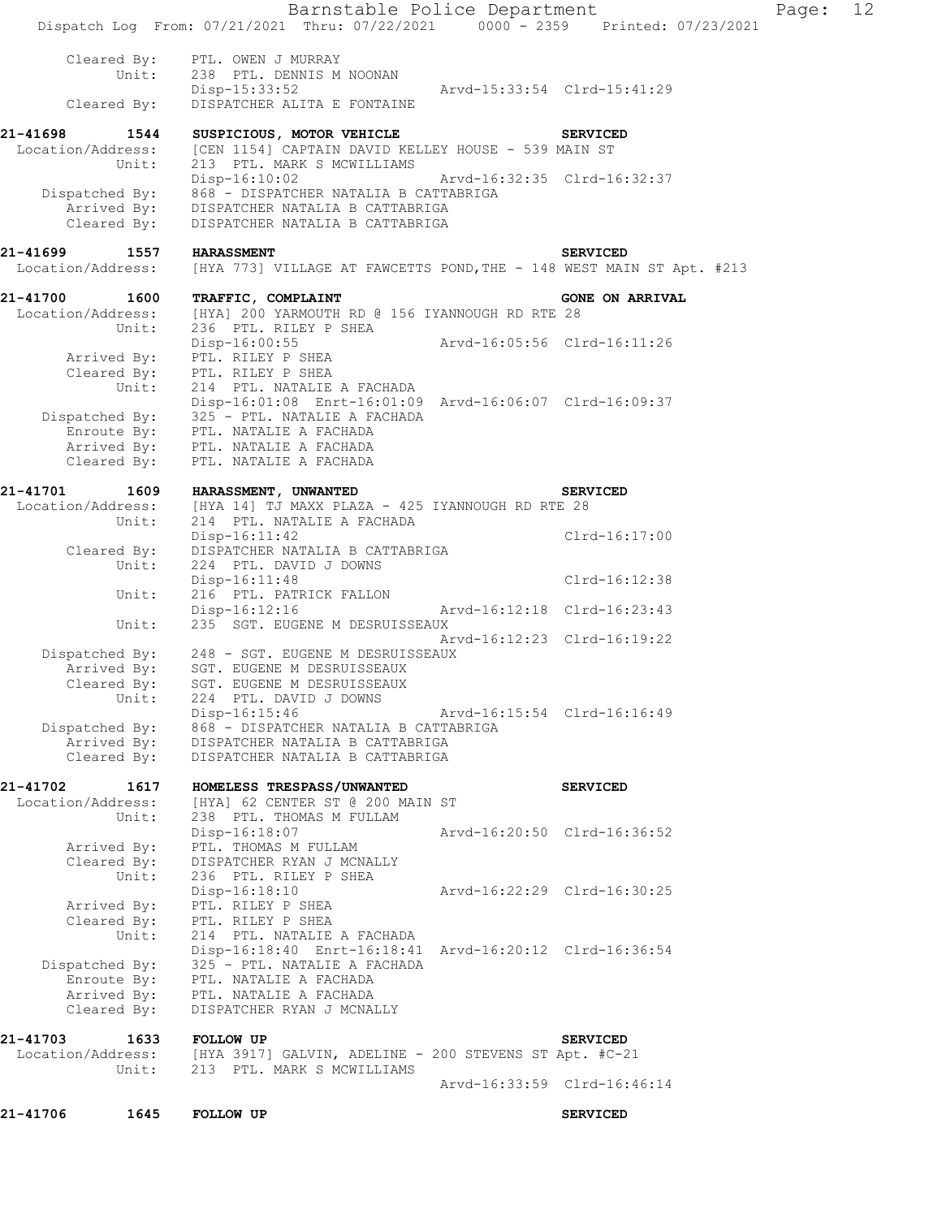```
        Cleared By:   PTL. OWEN J MURRAY
             Unit:    238  PTL. DENNIS M NOONAN
                      Disp-15:33:52                Arvd-15:33:54  Clrd-15:41:29
        Cleared By:   DISPATCHER ALITA E FONTAINE

21-41698      1544    SUSPICIOUS, MOTOR VEHICLE                     SERVICED
  Location/Address:   [CEN 1154] CAPTAIN DAVID KELLEY HOUSE - 539 MAIN ST
             Unit:    213  PTL. MARK S MCWILLIAMS
                      Disp-16:10:02                Arvd-16:32:35  Clrd-16:32:37
    Dispatched By:    868 - DISPATCHER NATALIA B CATTABRIGA
       Arrived By:    DISPATCHER NATALIA B CATTABRIGA
       Cleared By:    DISPATCHER NATALIA B CATTABRIGA

21-41699      1557    HARASSMENT                                    SERVICED
  Location/Address:   [HYA 773] VILLAGE AT FAWCETTS POND,THE - 148 WEST MAIN ST Apt. #213

21-41700      1600    TRAFFIC, COMPLAINT                            GONE ON ARRIVAL
  Location/Address:   [HYA] 200 YARMOUTH RD @ 156 IYANNOUGH RD RTE 28
             Unit:    236  PTL. RILEY P SHEA
                      Disp-16:00:55                Arvd-16:05:56  Clrd-16:11:26
       Arrived By:    PTL. RILEY P SHEA
       Cleared By:    PTL. RILEY P SHEA
             Unit:    214  PTL. NATALIE A FACHADA
                      Disp-16:01:08  Enrt-16:01:09  Arvd-16:06:07  Clrd-16:09:37
    Dispatched By:    325 - PTL. NATALIE A FACHADA
       Enroute By:    PTL. NATALIE A FACHADA
       Arrived By:    PTL. NATALIE A FACHADA
       Cleared By:    PTL. NATALIE A FACHADA

21-41701      1609    HARASSMENT, UNWANTED                          SERVICED
  Location/Address:   [HYA 14] TJ MAXX PLAZA - 425 IYANNOUGH RD RTE 28
             Unit:    214  PTL. NATALIE A FACHADA
                      Disp-16:11:42                               Clrd-16:17:00
       Cleared By:    DISPATCHER NATALIA B CATTABRIGA
             Unit:    224  PTL. DAVID J DOWNS
                      Disp-16:11:48                               Clrd-16:12:38
             Unit:    216  PTL. PATRICK FALLON
                      Disp-16:12:16                Arvd-16:12:18  Clrd-16:23:43
             Unit:    235  SGT. EUGENE M DESRUISSEAUX
                                                   Arvd-16:12:23  Clrd-16:19:22
    Dispatched By:    248 - SGT. EUGENE M DESRUISSEAUX
       Arrived By:    SGT. EUGENE M DESRUISSEAUX
       Cleared By:    SGT. EUGENE M DESRUISSEAUX
             Unit:    224  PTL. DAVID J DOWNS
                      Disp-16:15:46                Arvd-16:15:54  Clrd-16:16:49
    Dispatched By:    868 - DISPATCHER NATALIA B CATTABRIGA
       Arrived By:    DISPATCHER NATALIA B CATTABRIGA
       Cleared By:    DISPATCHER NATALIA B CATTABRIGA

21-41702      1617    HOMELESS TRESPASS/UNWANTED                    SERVICED
  Location/Address:   [HYA] 62 CENTER ST @ 200 MAIN ST
             Unit:    238  PTL. THOMAS M FULLAM
                      Disp-16:18:07                Arvd-16:20:50  Clrd-16:36:52
       Arrived By:    PTL. THOMAS M FULLAM
       Cleared By:    DISPATCHER RYAN J MCNALLY
             Unit:    236  PTL. RILEY P SHEA
                      Disp-16:18:10                Arvd-16:22:29  Clrd-16:30:25
       Arrived By:    PTL. RILEY P SHEA
       Cleared By:    PTL. RILEY P SHEA
             Unit:    214  PTL. NATALIE A FACHADA
                      Disp-16:18:40  Enrt-16:18:41  Arvd-16:20:12  Clrd-16:36:54
    Dispatched By:    325 - PTL. NATALIE A FACHADA
       Enroute By:    PTL. NATALIE A FACHADA
       Arrived By:    PTL. NATALIE A FACHADA
       Cleared By:    DISPATCHER RYAN J MCNALLY

21-41703      1633    FOLLOW UP                                     SERVICED
  Location/Address:   [HYA 3917] GALVIN, ADELINE - 200 STEVENS ST Apt. #C-21
             Unit:    213  PTL. MARK S MCWILLIAMS
                                                   Arvd-16:33:59  Clrd-16:46:14

21-41706      1645    FOLLOW UP                                     SERVICED
```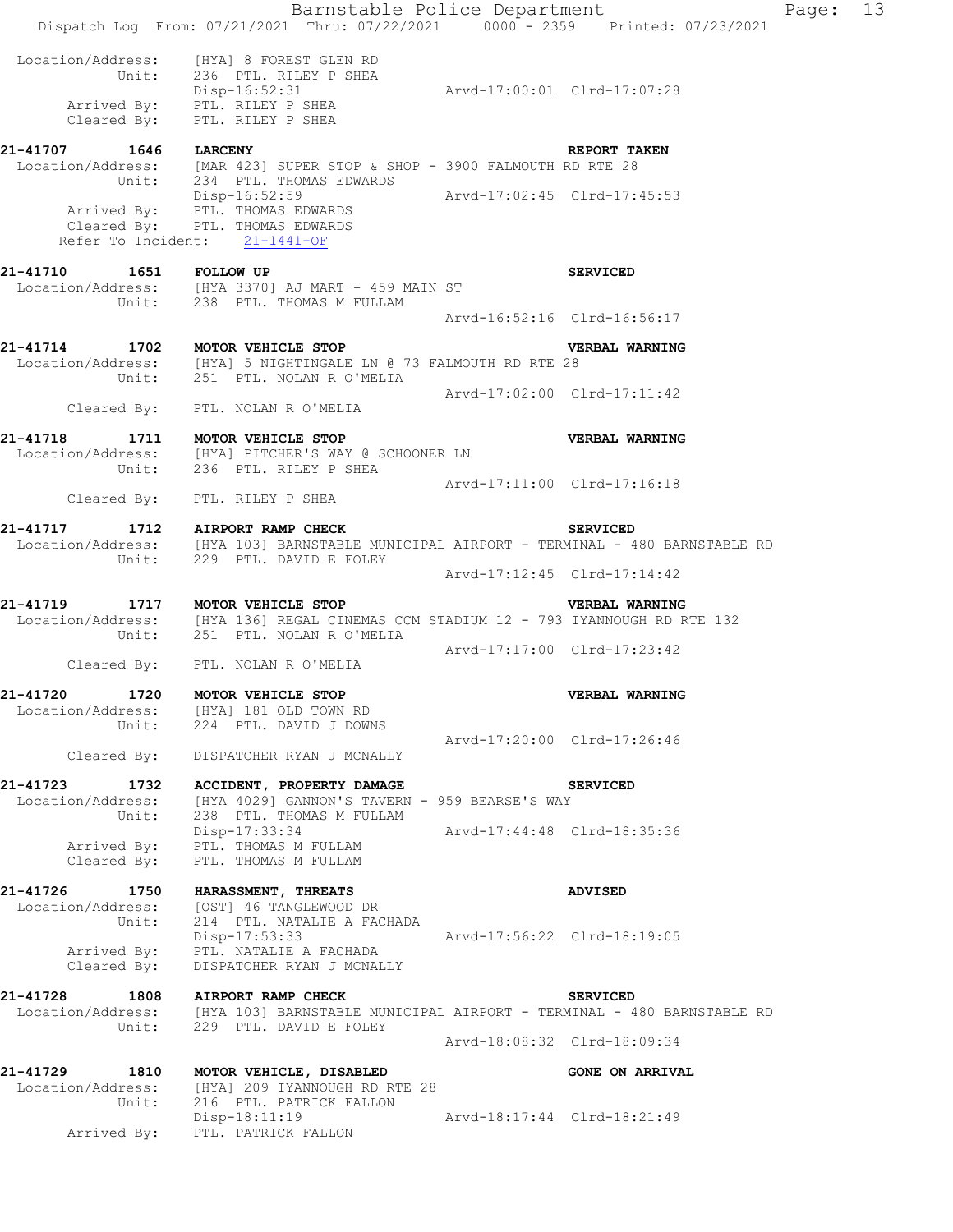```
 Location/Address:    [HYA] 8 FOREST GLEN RD
            Unit:     236  PTL. RILEY P SHEA
                      Disp-16:52:31                  Arvd-17:00:01  Clrd-17:07:28
       Arrived By:    PTL. RILEY P SHEA
       Cleared By:    PTL. RILEY P SHEA

21-41707      1646    LARCENY                                        REPORT TAKEN
 Location/Address:    [MAR 423] SUPER STOP & SHOP - 3900 FALMOUTH RD RTE 28
            Unit:     234  PTL. THOMAS EDWARDS
                      Disp-16:52:59                  Arvd-17:02:45  Clrd-17:45:53
       Arrived By:    PTL. THOMAS EDWARDS
       Cleared By:    PTL. THOMAS EDWARDS
   Refer To Incident:    21-1441-OF

21-41710      1651    FOLLOW UP                                      SERVICED
 Location/Address:    [HYA 3370] AJ MART - 459 MAIN ST
            Unit:     238  PTL. THOMAS M FULLAM
                                                     Arvd-16:52:16  Clrd-16:56:17

21-41714      1702    MOTOR VEHICLE STOP                             VERBAL WARNING
 Location/Address:    [HYA] 5 NIGHTINGALE LN @ 73 FALMOUTH RD RTE 28
            Unit:     251  PTL. NOLAN R O'MELIA
                                                     Arvd-17:02:00  Clrd-17:11:42
       Cleared By:    PTL. NOLAN R O'MELIA

21-41718      1711    MOTOR VEHICLE STOP                             VERBAL WARNING
 Location/Address:    [HYA] PITCHER'S WAY @ SCHOONER LN
            Unit:     236  PTL. RILEY P SHEA
                                                     Arvd-17:11:00  Clrd-17:16:18
       Cleared By:    PTL. RILEY P SHEA

21-41717      1712    AIRPORT RAMP CHECK                             SERVICED
 Location/Address:    [HYA 103] BARNSTABLE MUNICIPAL AIRPORT - TERMINAL - 480 BARNSTABLE RD
            Unit:     229  PTL. DAVID E FOLEY
                                                     Arvd-17:12:45  Clrd-17:14:42

21-41719      1717    MOTOR VEHICLE STOP                             VERBAL WARNING
 Location/Address:    [HYA 136] REGAL CINEMAS CCM STADIUM 12 - 793 IYANNOUGH RD RTE 132
            Unit:     251  PTL. NOLAN R O'MELIA
                                                     Arvd-17:17:00  Clrd-17:23:42
       Cleared By:    PTL. NOLAN R O'MELIA

21-41720      1720    MOTOR VEHICLE STOP                             VERBAL WARNING
 Location/Address:    [HYA] 181 OLD TOWN RD
            Unit:     224  PTL. DAVID J DOWNS
                                                     Arvd-17:20:00  Clrd-17:26:46
       Cleared By:    DISPATCHER RYAN J MCNALLY

21-41723      1732    ACCIDENT, PROPERTY DAMAGE                      SERVICED
 Location/Address:    [HYA 4029] GANNON'S TAVERN - 959 BEARSE'S WAY
            Unit:     238  PTL. THOMAS M FULLAM
                      Disp-17:33:34                  Arvd-17:44:48  Clrd-18:35:36
       Arrived By:    PTL. THOMAS M FULLAM
       Cleared By:    PTL. THOMAS M FULLAM

21-41726      1750    HARASSMENT, THREATS                            ADVISED
 Location/Address:    [OST] 46 TANGLEWOOD DR
            Unit:     214  PTL. NATALIE A FACHADA
                      Disp-17:53:33                  Arvd-17:56:22  Clrd-18:19:05
       Arrived By:    PTL. NATALIE A FACHADA
       Cleared By:    DISPATCHER RYAN J MCNALLY

21-41728      1808    AIRPORT RAMP CHECK                             SERVICED
 Location/Address:    [HYA 103] BARNSTABLE MUNICIPAL AIRPORT - TERMINAL - 480 BARNSTABLE RD
            Unit:     229  PTL. DAVID E FOLEY
                                                     Arvd-18:08:32  Clrd-18:09:34

21-41729      1810    MOTOR VEHICLE, DISABLED                        GONE ON ARRIVAL
 Location/Address:    [HYA] 209 IYANNOUGH RD RTE 28
            Unit:     216  PTL. PATRICK FALLON
                      Disp-18:11:19                  Arvd-18:17:44  Clrd-18:21:49
       Arrived By:    PTL. PATRICK FALLON
```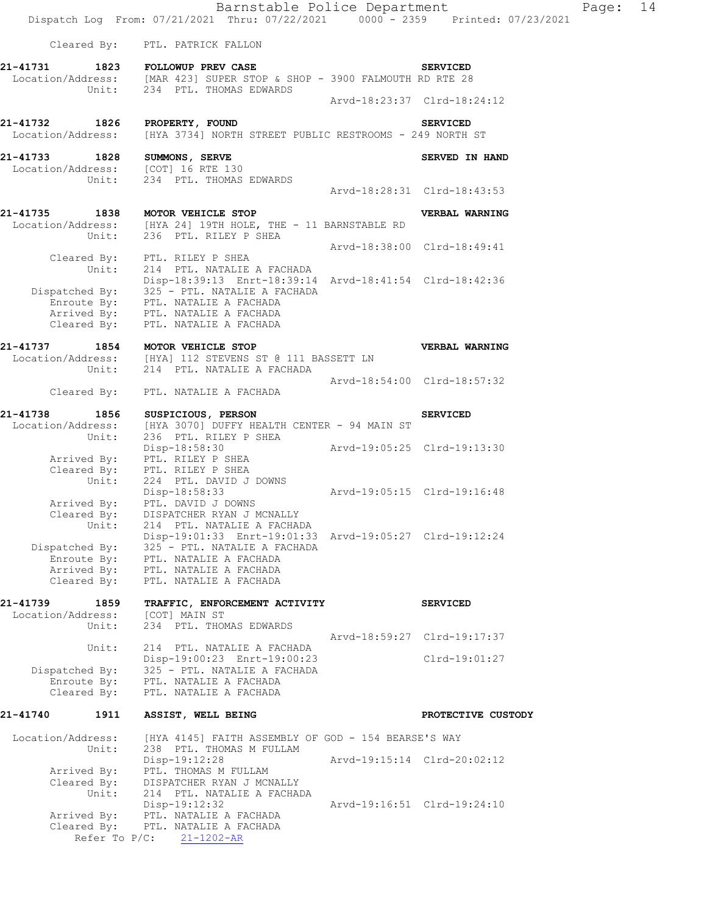Cleared By: PTL. PATRICK FALLON

**21-41731 1823 FOLLOWUP PREV CASE** SERVICED
Location/Address: [MAR 423] SUPER STOP & SHOP - 3900 FALMOUTH RD RTE 28
Unit: 234 PTL. THOMAS EDWARDS
Arvd-18:23:37 Clrd-18:24:12

**21-41732 1826 PROPERTY, FOUND** SERVICED
Location/Address: [HYA 3734] NORTH STREET PUBLIC RESTROOMS - 249 NORTH ST

**21-41733 1828 SUMMONS, SERVE** SERVED IN HAND
Location/Address: [COT] 16 RTE 130
Unit: 234 PTL. THOMAS EDWARDS
Arvd-18:28:31 Clrd-18:43:53

**21-41735 1838 MOTOR VEHICLE STOP** VERBAL WARNING
Location/Address: [HYA 24] 19TH HOLE, THE - 11 BARNSTABLE RD
Unit: 236 PTL. RILEY P SHEA
Arvd-18:38:00 Clrd-18:49:41
Cleared By: PTL. RILEY P SHEA
Unit: 214 PTL. NATALIE A FACHADA
Disp-18:39:13 Enrt-18:39:14 Arvd-18:41:54 Clrd-18:42:36
Dispatched By: 325 - PTL. NATALIE A FACHADA
Enroute By: PTL. NATALIE A FACHADA
Arrived By: PTL. NATALIE A FACHADA
Cleared By: PTL. NATALIE A FACHADA

**21-41737 1854 MOTOR VEHICLE STOP** VERBAL WARNING
Location/Address: [HYA] 112 STEVENS ST @ 111 BASSETT LN
Unit: 214 PTL. NATALIE A FACHADA
Arvd-18:54:00 Clrd-18:57:32
Cleared By: PTL. NATALIE A FACHADA

**21-41738 1856 SUSPICIOUS, PERSON** SERVICED
Location/Address: [HYA 3070] DUFFY HEALTH CENTER - 94 MAIN ST
Unit: 236 PTL. RILEY P SHEA
Disp-18:58:30 Arvd-19:05:25 Clrd-19:13:30
Arrived By: PTL. RILEY P SHEA
Cleared By: PTL. RILEY P SHEA
Unit: 224 PTL. DAVID J DOWNS
Disp-18:58:33 Arvd-19:05:15 Clrd-19:16:48
Arrived By: PTL. DAVID J DOWNS
Cleared By: DISPATCHER RYAN J MCNALLY
Unit: 214 PTL. NATALIE A FACHADA
Disp-19:01:33 Enrt-19:01:33 Arvd-19:05:27 Clrd-19:12:24
Dispatched By: 325 - PTL. NATALIE A FACHADA
Enroute By: PTL. NATALIE A FACHADA
Arrived By: PTL. NATALIE A FACHADA
Cleared By: PTL. NATALIE A FACHADA

**21-41739 1859 TRAFFIC, ENFORCEMENT ACTIVITY** SERVICED
Location/Address: [COT] MAIN ST
Unit: 234 PTL. THOMAS EDWARDS
Arvd-18:59:27 Clrd-19:17:37
Unit: 214 PTL. NATALIE A FACHADA
Disp-19:00:23 Enrt-19:00:23 Clrd-19:01:27
Dispatched By: 325 - PTL. NATALIE A FACHADA
Enroute By: PTL. NATALIE A FACHADA
Cleared By: PTL. NATALIE A FACHADA

**21-41740 1911 ASSIST, WELL BEING** PROTECTIVE CUSTODY
Location/Address: [HYA 4145] FAITH ASSEMBLY OF GOD - 154 BEARSE'S WAY
Unit: 238 PTL. THOMAS M FULLAM
Disp-19:12:28 Arvd-19:15:14 Clrd-20:02:12
Arrived By: PTL. THOMAS M FULLAM
Cleared By: DISPATCHER RYAN J MCNALLY
Unit: 214 PTL. NATALIE A FACHADA
Disp-19:12:32 Arvd-19:16:51 Clrd-19:24:10
Arrived By: PTL. NATALIE A FACHADA
Cleared By: PTL. NATALIE A FACHADA
Refer To P/C: 21-1202-AR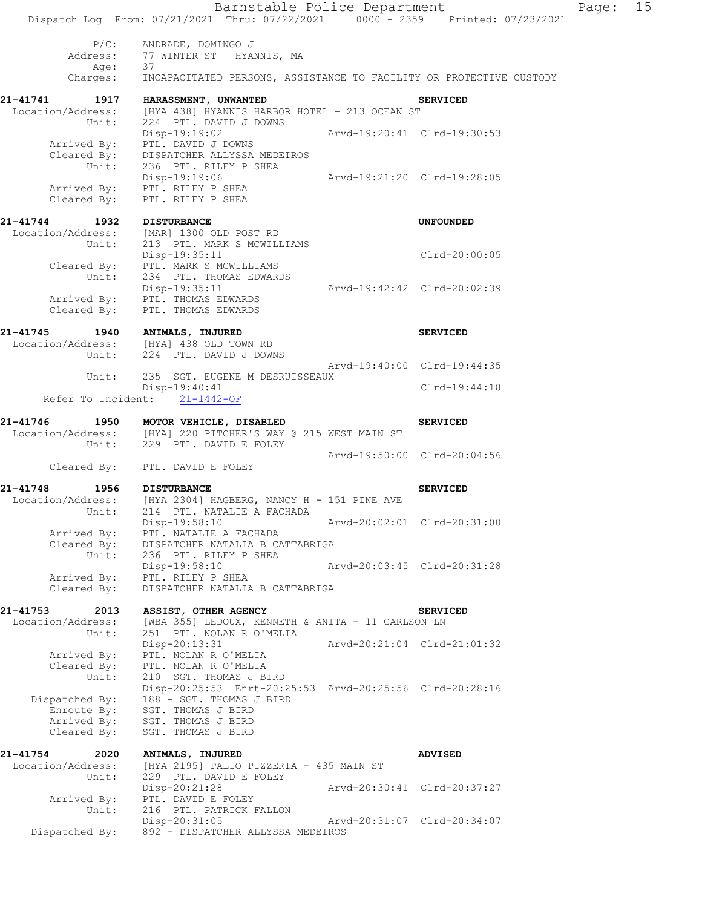```
          P/C:     ANDRADE, DOMINGO J
       Address:    77 WINTER ST   HYANNIS, MA
           Age:    37
       Charges:    INCAPACITATED PERSONS, ASSISTANCE TO FACILITY OR PROTECTIVE CUSTODY

21-41741      1917   HARASSMENT, UNWANTED                              SERVICED
 Location/Address:   [HYA 438] HYANNIS HARBOR HOTEL - 213 OCEAN ST
            Unit:    224  PTL. DAVID J DOWNS
                     Disp-19:19:02                  Arvd-19:20:41  Clrd-19:30:53
       Arrived By:   PTL. DAVID J DOWNS
       Cleared By:   DISPATCHER ALLYSSA MEDEIROS
            Unit:    236  PTL. RILEY P SHEA
                     Disp-19:19:06                  Arvd-19:21:20  Clrd-19:28:05
       Arrived By:   PTL. RILEY P SHEA
       Cleared By:   PTL. RILEY P SHEA

21-41744      1932   DISTURBANCE                                       UNFOUNDED
 Location/Address:   [MAR] 1300 OLD POST RD
            Unit:    213  PTL. MARK S MCWILLIAMS
                     Disp-19:35:11                                 Clrd-20:00:05
       Cleared By:   PTL. MARK S MCWILLIAMS
            Unit:    234  PTL. THOMAS EDWARDS
                     Disp-19:35:11                  Arvd-19:42:42  Clrd-20:02:39
       Arrived By:   PTL. THOMAS EDWARDS
       Cleared By:   PTL. THOMAS EDWARDS

21-41745      1940   ANIMALS, INJURED                                  SERVICED
 Location/Address:   [HYA] 438 OLD TOWN RD
            Unit:    224  PTL. DAVID J DOWNS
                                                    Arvd-19:40:00  Clrd-19:44:35
            Unit:    235  SGT. EUGENE M DESRUISSEAUX
                     Disp-19:40:41                                 Clrd-19:44:18
     Refer To Incident:   21-1442-OF

21-41746      1950   MOTOR VEHICLE, DISABLED                           SERVICED
 Location/Address:   [HYA] 220 PITCHER'S WAY @ 215 WEST MAIN ST
            Unit:    229  PTL. DAVID E FOLEY
                                                    Arvd-19:50:00  Clrd-20:04:56
       Cleared By:   PTL. DAVID E FOLEY

21-41748      1956   DISTURBANCE                                       SERVICED
 Location/Address:   [HYA 2304] HAGBERG, NANCY H - 151 PINE AVE
            Unit:    214  PTL. NATALIE A FACHADA
                     Disp-19:58:10                  Arvd-20:02:01  Clrd-20:31:00
       Arrived By:   PTL. NATALIE A FACHADA
       Cleared By:   DISPATCHER NATALIA B CATTABRIGA
            Unit:    236  PTL. RILEY P SHEA
                     Disp-19:58:10                  Arvd-20:03:45  Clrd-20:31:28
       Arrived By:   PTL. RILEY P SHEA
       Cleared By:   DISPATCHER NATALIA B CATTABRIGA

21-41753      2013   ASSIST, OTHER AGENCY                              SERVICED
 Location/Address:   [WBA 355] LEDOUX, KENNETH & ANITA - 11 CARLSON LN
            Unit:    251  PTL. NOLAN R O'MELIA
                     Disp-20:13:31                  Arvd-20:21:04  Clrd-21:01:32
       Arrived By:   PTL. NOLAN R O'MELIA
       Cleared By:   PTL. NOLAN R O'MELIA
            Unit:    210  SGT. THOMAS J BIRD
                     Disp-20:25:53  Enrt-20:25:53  Arvd-20:25:56  Clrd-20:28:16
    Dispatched By:   188 - SGT. THOMAS J BIRD
       Enroute By:   SGT. THOMAS J BIRD
       Arrived By:   SGT. THOMAS J BIRD
       Cleared By:   SGT. THOMAS J BIRD

21-41754      2020   ANIMALS, INJURED                                  ADVISED
 Location/Address:   [HYA 2195] PALIO PIZZERIA - 435 MAIN ST
            Unit:    229  PTL. DAVID E FOLEY
                     Disp-20:21:28                  Arvd-20:30:41  Clrd-20:37:27
       Arrived By:   PTL. DAVID E FOLEY
            Unit:    216  PTL. PATRICK FALLON
                     Disp-20:31:05                  Arvd-20:31:07  Clrd-20:34:07
    Dispatched By:   892 - DISPATCHER ALLYSSA MEDEIROS
```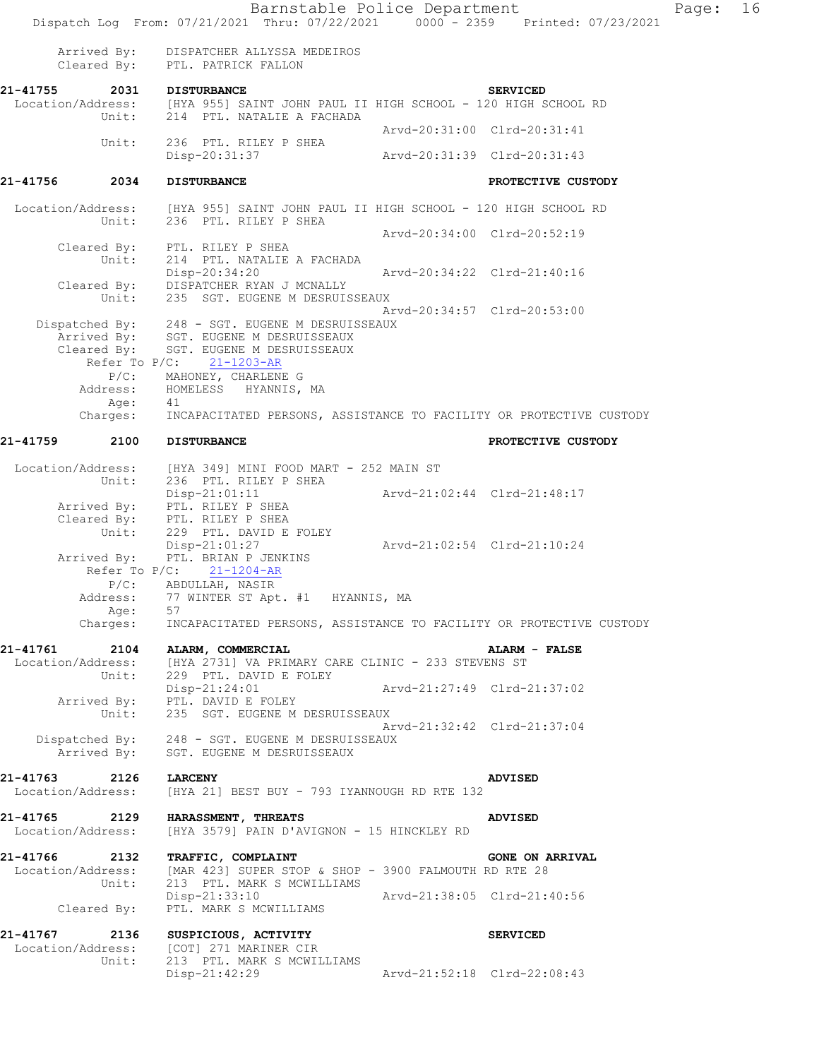```
        Arrived By:    DISPATCHER ALLYSSA MEDEIROS
        Cleared By:    PTL. PATRICK FALLON

21-41755       2031    DISTURBANCE                                      SERVICED
  Location/Address:    [HYA 955] SAINT JOHN PAUL II HIGH SCHOOL - 120 HIGH SCHOOL RD
              Unit:    214  PTL. NATALIE A FACHADA
                                                 Arvd-20:31:00  Clrd-20:31:41
              Unit:    236  PTL. RILEY P SHEA
                       Disp-20:31:37             Arvd-20:31:39  Clrd-20:31:43

21-41756       2034    DISTURBANCE                                      PROTECTIVE CUSTODY

  Location/Address:    [HYA 955] SAINT JOHN PAUL II HIGH SCHOOL - 120 HIGH SCHOOL RD
              Unit:    236  PTL. RILEY P SHEA
                                                 Arvd-20:34:00  Clrd-20:52:19
        Cleared By:    PTL. RILEY P SHEA
              Unit:    214  PTL. NATALIE A FACHADA
                       Disp-20:34:20             Arvd-20:34:22  Clrd-21:40:16
        Cleared By:    DISPATCHER RYAN J MCNALLY
              Unit:    235  SGT. EUGENE M DESRUISSEAUX
                                                 Arvd-20:34:57  Clrd-20:53:00
     Dispatched By:    248 - SGT. EUGENE M DESRUISSEAUX
        Arrived By:    SGT. EUGENE M DESRUISSEAUX
        Cleared By:    SGT. EUGENE M DESRUISSEAUX
          Refer To P/C:    21-1203-AR
              P/C:     MAHONEY, CHARLENE G
          Address:     HOMELESS   HYANNIS, MA
              Age:     41
          Charges:     INCAPACITATED PERSONS, ASSISTANCE TO FACILITY OR PROTECTIVE CUSTODY

21-41759       2100    DISTURBANCE                                      PROTECTIVE CUSTODY

  Location/Address:    [HYA 349] MINI FOOD MART - 252 MAIN ST
              Unit:    236  PTL. RILEY P SHEA
                       Disp-21:01:11             Arvd-21:02:44  Clrd-21:48:17
        Arrived By:    PTL. RILEY P SHEA
        Cleared By:    PTL. RILEY P SHEA
              Unit:    229  PTL. DAVID E FOLEY
                       Disp-21:01:27             Arvd-21:02:54  Clrd-21:10:24
        Arrived By:    PTL. BRIAN P JENKINS
          Refer To P/C:    21-1204-AR
              P/C:     ABDULLAH, NASIR
          Address:     77 WINTER ST Apt. #1   HYANNIS, MA
              Age:     57
          Charges:     INCAPACITATED PERSONS, ASSISTANCE TO FACILITY OR PROTECTIVE CUSTODY

21-41761       2104    ALARM, COMMERCIAL                                ALARM - FALSE
  Location/Address:    [HYA 2731] VA PRIMARY CARE CLINIC - 233 STEVENS ST
              Unit:    229  PTL. DAVID E FOLEY
                       Disp-21:24:01             Arvd-21:27:49  Clrd-21:37:02
        Arrived By:    PTL. DAVID E FOLEY
              Unit:    235  SGT. EUGENE M DESRUISSEAUX
                                                 Arvd-21:32:42  Clrd-21:37:04
     Dispatched By:    248 - SGT. EUGENE M DESRUISSEAUX
        Arrived By:    SGT. EUGENE M DESRUISSEAUX

21-41763       2126    LARCENY                                          ADVISED
  Location/Address:    [HYA 21] BEST BUY - 793 IYANNOUGH RD RTE 132

21-41765       2129    HARASSMENT, THREATS                              ADVISED
  Location/Address:    [HYA 3579] PAIN D'AVIGNON - 15 HINCKLEY RD

21-41766       2132    TRAFFIC, COMPLAINT                               GONE ON ARRIVAL
  Location/Address:    [MAR 423] SUPER STOP & SHOP - 3900 FALMOUTH RD RTE 28
              Unit:    213  PTL. MARK S MCWILLIAMS
                       Disp-21:33:10             Arvd-21:38:05  Clrd-21:40:56
        Cleared By:    PTL. MARK S MCWILLIAMS

21-41767       2136    SUSPICIOUS, ACTIVITY                             SERVICED
  Location/Address:    [COT] 271 MARINER CIR
              Unit:    213  PTL. MARK S MCWILLIAMS
                       Disp-21:42:29             Arvd-21:52:18  Clrd-22:08:43
```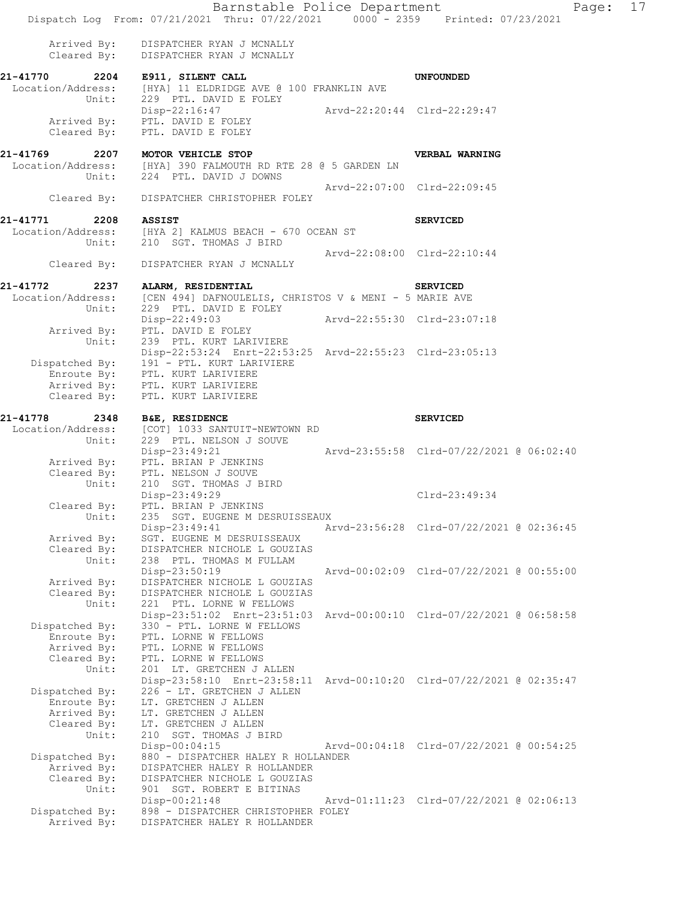```
        Arrived By:    DISPATCHER RYAN J MCNALLY
        Cleared By:    DISPATCHER RYAN J MCNALLY

21-41770       2204    E911, SILENT CALL                                  UNFOUNDED
  Location/Address:    [HYA] 11 ELDRIDGE AVE @ 100 FRANKLIN AVE
             Unit:     229  PTL. DAVID E FOLEY
                       Disp-22:16:47                 Arvd-22:20:44  Clrd-22:29:47
        Arrived By:    PTL. DAVID E FOLEY
        Cleared By:    PTL. DAVID E FOLEY

21-41769       2207    MOTOR VEHICLE STOP                                 VERBAL WARNING
  Location/Address:    [HYA] 390 FALMOUTH RD RTE 28 @ 5 GARDEN LN
             Unit:     224  PTL. DAVID J DOWNS
                                                     Arvd-22:07:00  Clrd-22:09:45
        Cleared By:    DISPATCHER CHRISTOPHER FOLEY

21-41771       2208    ASSIST                                             SERVICED
  Location/Address:    [HYA 2] KALMUS BEACH - 670 OCEAN ST
             Unit:     210  SGT. THOMAS J BIRD
                                                     Arvd-22:08:00  Clrd-22:10:44
        Cleared By:    DISPATCHER RYAN J MCNALLY

21-41772       2237    ALARM, RESIDENTIAL                                 SERVICED
  Location/Address:    [CEN 494] DAFNOULELIS, CHRISTOS V & MENI - 5 MARIE AVE
             Unit:     229  PTL. DAVID E FOLEY
                       Disp-22:49:03                 Arvd-22:55:30  Clrd-23:07:18
        Arrived By:    PTL. DAVID E FOLEY
             Unit:     239  PTL. KURT LARIVIERE
                       Disp-22:53:24  Enrt-22:53:25  Arvd-22:55:23  Clrd-23:05:13
    Dispatched By:     191 - PTL. KURT LARIVIERE
        Enroute By:    PTL. KURT LARIVIERE
        Arrived By:    PTL. KURT LARIVIERE
        Cleared By:    PTL. KURT LARIVIERE

21-41778       2348    B&E, RESIDENCE                                     SERVICED
  Location/Address:    [COT] 1033 SANTUIT-NEWTOWN RD
             Unit:     229  PTL. NELSON J SOUVE
                       Disp-23:49:21                 Arvd-23:55:58  Clrd-07/22/2021 @ 06:02:40
        Arrived By:    PTL. BRIAN P JENKINS
        Cleared By:    PTL. NELSON J SOUVE
             Unit:     210  SGT. THOMAS J BIRD
                       Disp-23:49:29                                Clrd-23:49:34
        Cleared By:    PTL. BRIAN P JENKINS
             Unit:     235  SGT. EUGENE M DESRUISSEAUX
                       Disp-23:49:41                 Arvd-23:56:28  Clrd-07/22/2021 @ 02:36:45
        Arrived By:    SGT. EUGENE M DESRUISSEAUX
        Cleared By:    DISPATCHER NICHOLE L GOUZIAS
             Unit:     238  PTL. THOMAS M FULLAM
                       Disp-23:50:19                 Arvd-00:02:09  Clrd-07/22/2021 @ 00:55:00
        Arrived By:    DISPATCHER NICHOLE L GOUZIAS
        Cleared By:    DISPATCHER NICHOLE L GOUZIAS
             Unit:     221  PTL. LORNE W FELLOWS
                       Disp-23:51:02  Enrt-23:51:03  Arvd-00:00:10  Clrd-07/22/2021 @ 06:58:58
    Dispatched By:     330 - PTL. LORNE W FELLOWS
        Enroute By:    PTL. LORNE W FELLOWS
        Arrived By:    PTL. LORNE W FELLOWS
        Cleared By:    PTL. LORNE W FELLOWS
             Unit:     201  LT. GRETCHEN J ALLEN
                       Disp-23:58:10  Enrt-23:58:11  Arvd-00:10:20  Clrd-07/22/2021 @ 02:35:47
    Dispatched By:     226 - LT. GRETCHEN J ALLEN
        Enroute By:    LT. GRETCHEN J ALLEN
        Arrived By:    LT. GRETCHEN J ALLEN
        Cleared By:    LT. GRETCHEN J ALLEN
             Unit:     210  SGT. THOMAS J BIRD
                       Disp-00:04:15                 Arvd-00:04:18  Clrd-07/22/2021 @ 00:54:25
    Dispatched By:     880 - DISPATCHER HALEY R HOLLANDER
        Arrived By:    DISPATCHER HALEY R HOLLANDER
        Cleared By:    DISPATCHER NICHOLE L GOUZIAS
             Unit:     901  SGT. ROBERT E BITINAS
                       Disp-00:21:48                 Arvd-01:11:23  Clrd-07/22/2021 @ 02:06:13
    Dispatched By:     898 - DISPATCHER CHRISTOPHER FOLEY
        Arrived By:    DISPATCHER HALEY R HOLLANDER
```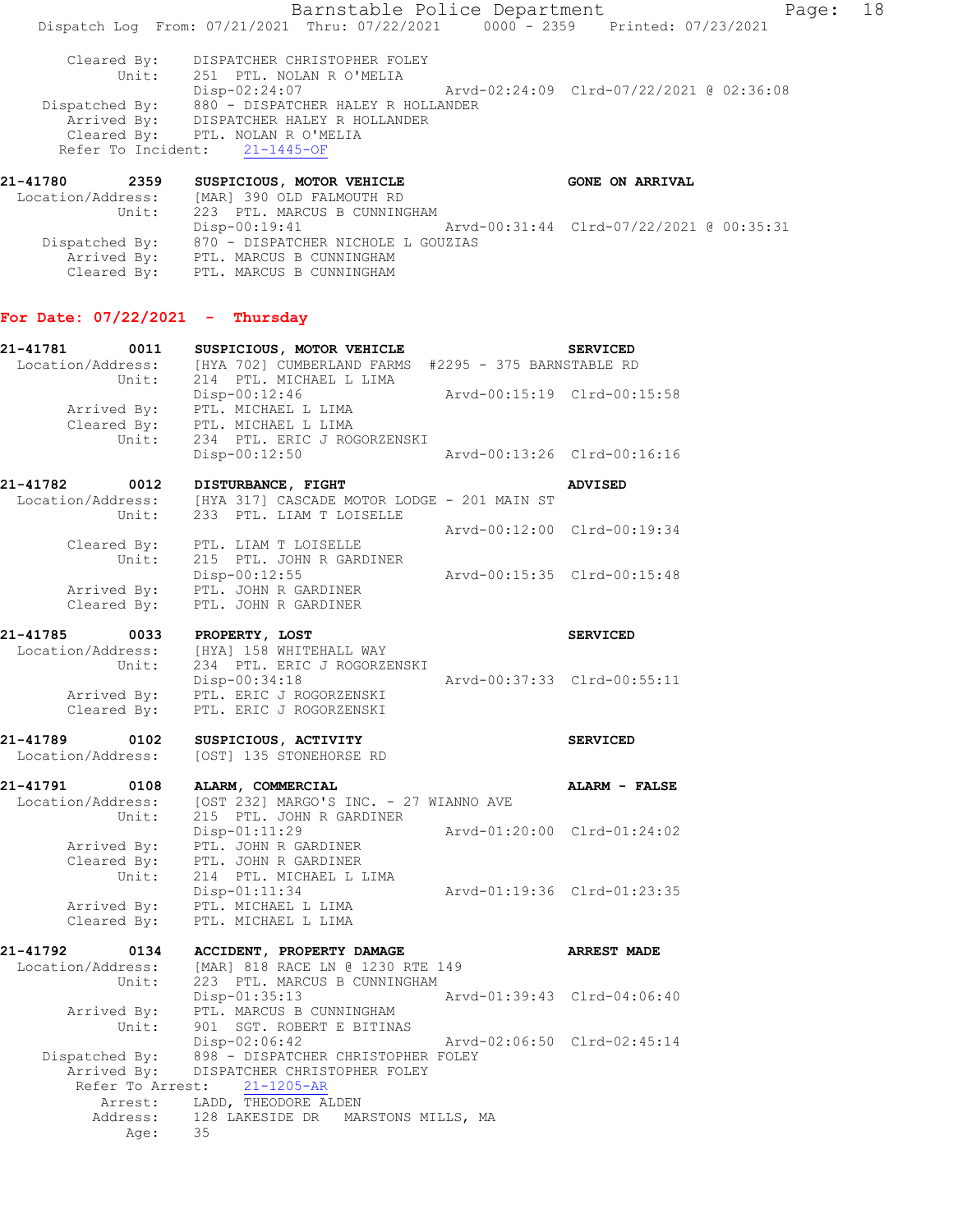```
    Cleared By:    DISPATCHER CHRISTOPHER FOLEY
          Unit:    251  PTL. NOLAN R O'MELIA
                   Disp-02:24:07                Arvd-02:24:09  Clrd-07/22/2021 @ 02:36:08
 Dispatched By:    880 - DISPATCHER HALEY R HOLLANDER
    Arrived By:    DISPATCHER HALEY R HOLLANDER
    Cleared By:    PTL. NOLAN R O'MELIA
  Refer To Incident:   21-1445-OF

21-41780     2359   SUSPICIOUS, MOTOR VEHICLE                  GONE ON ARRIVAL
 Location/Address:  [MAR] 390 OLD FALMOUTH RD
          Unit:    223  PTL. MARCUS B CUNNINGHAM
                   Disp-00:19:41                Arvd-00:31:44  Clrd-07/22/2021 @ 00:35:31
 Dispatched By:    870 - DISPATCHER NICHOLE L GOUZIAS
    Arrived By:    PTL. MARCUS B CUNNINGHAM
    Cleared By:    PTL. MARCUS B CUNNINGHAM
```

## For Date: 07/22/2021 - Thursday

```
21-41781     0011   SUSPICIOUS, MOTOR VEHICLE                  SERVICED
 Location/Address:  [HYA 702] CUMBERLAND FARMS  #2295 - 375 BARNSTABLE RD
          Unit:    214  PTL. MICHAEL L LIMA
                   Disp-00:12:46                Arvd-00:15:19  Clrd-00:15:58
    Arrived By:    PTL. MICHAEL L LIMA
    Cleared By:    PTL. MICHAEL L LIMA
          Unit:    234  PTL. ERIC J ROGORZENSKI
                   Disp-00:12:50                Arvd-00:13:26  Clrd-00:16:16

21-41782     0012   DISTURBANCE, FIGHT                         ADVISED
 Location/Address:  [HYA 317] CASCADE MOTOR LODGE - 201 MAIN ST
          Unit:    233  PTL. LIAM T LOISELLE
                                                Arvd-00:12:00  Clrd-00:19:34
    Cleared By:    PTL. LIAM T LOISELLE
          Unit:    215  PTL. JOHN R GARDINER
                   Disp-00:12:55                Arvd-00:15:35  Clrd-00:15:48
    Arrived By:    PTL. JOHN R GARDINER
    Cleared By:    PTL. JOHN R GARDINER

21-41785     0033   PROPERTY, LOST                             SERVICED
 Location/Address:  [HYA] 158 WHITEHALL WAY
          Unit:    234  PTL. ERIC J ROGORZENSKI
                   Disp-00:34:18                Arvd-00:37:33  Clrd-00:55:11
    Arrived By:    PTL. ERIC J ROGORZENSKI
    Cleared By:    PTL. ERIC J ROGORZENSKI

21-41789     0102   SUSPICIOUS, ACTIVITY                       SERVICED
 Location/Address:  [OST] 135 STONEHORSE RD

21-41791     0108   ALARM, COMMERCIAL                          ALARM - FALSE
 Location/Address:  [OST 232] MARGO'S INC. - 27 WIANNO AVE
          Unit:    215  PTL. JOHN R GARDINER
                   Disp-01:11:29                Arvd-01:20:00  Clrd-01:24:02
    Arrived By:    PTL. JOHN R GARDINER
    Cleared By:    PTL. JOHN R GARDINER
          Unit:    214  PTL. MICHAEL L LIMA
                   Disp-01:11:34                Arvd-01:19:36  Clrd-01:23:35
    Arrived By:    PTL. MICHAEL L LIMA
    Cleared By:    PTL. MICHAEL L LIMA

21-41792     0134   ACCIDENT, PROPERTY DAMAGE                  ARREST MADE
 Location/Address:  [MAR] 818 RACE LN @ 1230 RTE 149
          Unit:    223  PTL. MARCUS B CUNNINGHAM
                   Disp-01:35:13                Arvd-01:39:43  Clrd-04:06:40
    Arrived By:    PTL. MARCUS B CUNNINGHAM
          Unit:    901  SGT. ROBERT E BITINAS
                   Disp-02:06:42                Arvd-02:06:50  Clrd-02:45:14
 Dispatched By:    898 - DISPATCHER CHRISTOPHER FOLEY
    Arrived By:    DISPATCHER CHRISTOPHER FOLEY
   Refer To Arrest:    21-1205-AR
        Arrest:    LADD, THEODORE ALDEN
       Address:    128 LAKESIDE DR   MARSTONS MILLS, MA
           Age:    35
```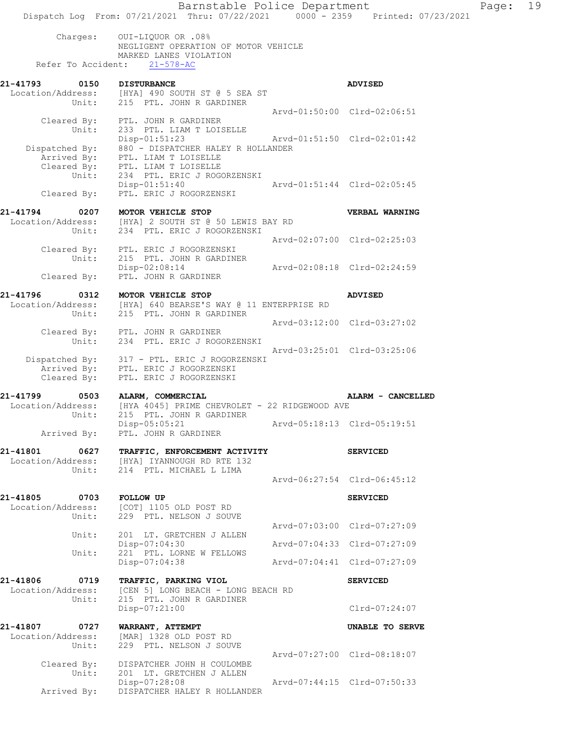Charges: OUI-LIQUOR OR .08%
NEGLIGENT OPERATION OF MOTOR VEHICLE
MARKED LANES VIOLATION
Refer To Accident: 21-578-AC

**21-41793 0150 DISTURBANCE** **ADVISED**
Location/Address: [HYA] 490 SOUTH ST @ 5 SEA ST
Unit: 215 PTL. JOHN R GARDINER
Arvd-01:50:00 Clrd-02:06:51
Cleared By: PTL. JOHN R GARDINER
Unit: 233 PTL. LIAM T LOISELLE
Disp-01:51:23 Arvd-01:51:50 Clrd-02:01:42
Dispatched By: 880 - DISPATCHER HALEY R HOLLANDER
Arrived By: PTL. LIAM T LOISELLE
Cleared By: PTL. LIAM T LOISELLE
Unit: 234 PTL. ERIC J ROGORZENSKI
Disp-01:51:40 Arvd-01:51:44 Clrd-02:05:45
Cleared By: PTL. ERIC J ROGORZENSKI

**21-41794 0207 MOTOR VEHICLE STOP** **VERBAL WARNING**
Location/Address: [HYA] 2 SOUTH ST @ 50 LEWIS BAY RD
Unit: 234 PTL. ERIC J ROGORZENSKI
Arvd-02:07:00 Clrd-02:25:03
Cleared By: PTL. ERIC J ROGORZENSKI
Unit: 215 PTL. JOHN R GARDINER
Disp-02:08:14 Arvd-02:08:18 Clrd-02:24:59
Cleared By: PTL. JOHN R GARDINER

**21-41796 0312 MOTOR VEHICLE STOP** **ADVISED**
Location/Address: [HYA] 640 BEARSE'S WAY @ 11 ENTERPRISE RD
Unit: 215 PTL. JOHN R GARDINER
Arvd-03:12:00 Clrd-03:27:02
Cleared By: PTL. JOHN R GARDINER
Unit: 234 PTL. ERIC J ROGORZENSKI
Arvd-03:25:01 Clrd-03:25:06
Dispatched By: 317 - PTL. ERIC J ROGORZENSKI
Arrived By: PTL. ERIC J ROGORZENSKI
Cleared By: PTL. ERIC J ROGORZENSKI

**21-41799 0503 ALARM, COMMERCIAL** **ALARM - CANCELLED**
Location/Address: [HYA 4045] PRIME CHEVROLET - 22 RIDGEWOOD AVE
Unit: 215 PTL. JOHN R GARDINER
Disp-05:05:21 Arvd-05:18:13 Clrd-05:19:51
Arrived By: PTL. JOHN R GARDINER

**21-41801 0627 TRAFFIC, ENFORCEMENT ACTIVITY** **SERVICED**
Location/Address: [HYA] IYANNOUGH RD RTE 132
Unit: 214 PTL. MICHAEL L LIMA
Arvd-06:27:54 Clrd-06:45:12

**21-41805 0703 FOLLOW UP** **SERVICED**
Location/Address: [COT] 1105 OLD POST RD
Unit: 229 PTL. NELSON J SOUVE
Arvd-07:03:00 Clrd-07:27:09
Unit: 201 LT. GRETCHEN J ALLEN
Disp-07:04:30 Arvd-07:04:33 Clrd-07:27:09
Unit: 221 PTL. LORNE W FELLOWS
Disp-07:04:38 Arvd-07:04:41 Clrd-07:27:09

**21-41806 0719 TRAFFIC, PARKING VIOL** **SERVICED**
Location/Address: [CEN 5] LONG BEACH - LONG BEACH RD
Unit: 215 PTL. JOHN R GARDINER
Disp-07:21:00 Clrd-07:24:07

**21-41807 0727 WARRANT, ATTEMPT** **UNABLE TO SERVE**
Location/Address: [MAR] 1328 OLD POST RD
Unit: 229 PTL. NELSON J SOUVE
Arvd-07:27:00 Clrd-08:18:07
Cleared By: DISPATCHER JOHN H COULOMBE
Unit: 201 LT. GRETCHEN J ALLEN
Disp-07:28:08 Arvd-07:44:15 Clrd-07:50:33
Arrived By: DISPATCHER HALEY R HOLLANDER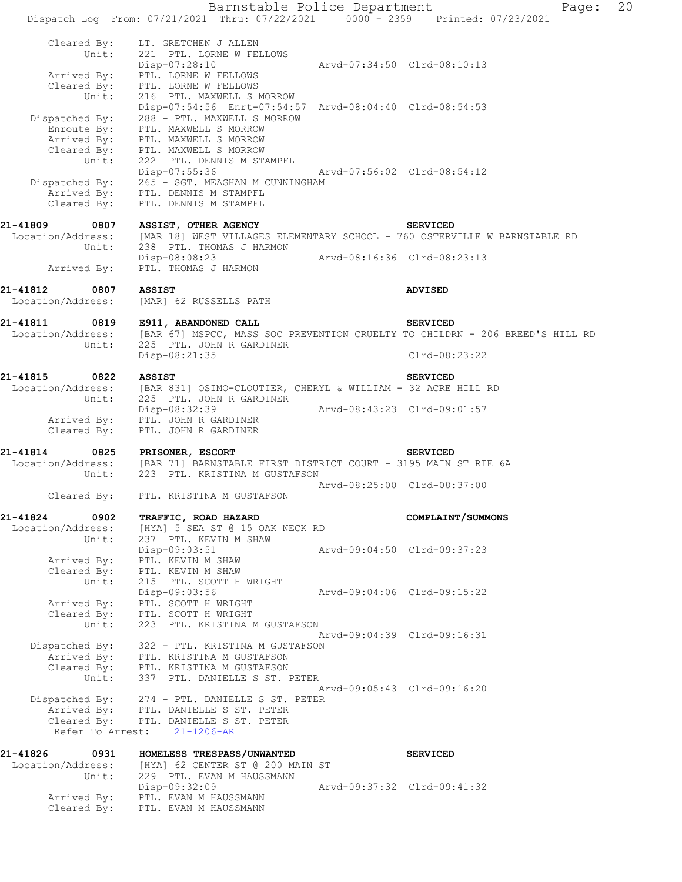```
    Cleared By:   LT. GRETCHEN J ALLEN
          Unit:   221  PTL. LORNE W FELLOWS
                  Disp-07:28:10                   Arvd-07:34:50  Clrd-08:10:13
    Arrived By:   PTL. LORNE W FELLOWS
    Cleared By:   PTL. LORNE W FELLOWS
          Unit:   216  PTL. MAXWELL S MORROW
                  Disp-07:54:56  Enrt-07:54:57  Arvd-08:04:40  Clrd-08:54:53
 Dispatched By:   288 - PTL. MAXWELL S MORROW
    Enroute By:   PTL. MAXWELL S MORROW
    Arrived By:   PTL. MAXWELL S MORROW
    Cleared By:   PTL. MAXWELL S MORROW
          Unit:   222  PTL. DENNIS M STAMPFL
                  Disp-07:55:36                   Arvd-07:56:02  Clrd-08:54:12
 Dispatched By:   265 - SGT. MEAGHAN M CUNNINGHAM
    Arrived By:   PTL. DENNIS M STAMPFL
    Cleared By:   PTL. DENNIS M STAMPFL

21-41809      0807   ASSIST, OTHER AGENCY                          SERVICED
 Location/Address:   [MAR 18] WEST VILLAGES ELEMENTARY SCHOOL - 760 OSTERVILLE W BARNSTABLE RD
          Unit:   238  PTL. THOMAS J HARMON
                  Disp-08:08:23                   Arvd-08:16:36  Clrd-08:23:13
    Arrived By:   PTL. THOMAS J HARMON

21-41812      0807   ASSIST                                        ADVISED
 Location/Address:   [MAR] 62 RUSSELLS PATH

21-41811      0819   E911, ABANDONED CALL                          SERVICED
 Location/Address:   [BAR 67] MSPCC, MASS SOC PREVENTION CRUELTY TO CHILDRN - 206 BREED'S HILL RD
          Unit:   225  PTL. JOHN R GARDINER
                  Disp-08:21:35                                  Clrd-08:23:22

21-41815      0822   ASSIST                                        SERVICED
 Location/Address:   [BAR 831] OSIMO-CLOUTIER, CHERYL & WILLIAM - 32 ACRE HILL RD
          Unit:   225  PTL. JOHN R GARDINER
                  Disp-08:32:39                   Arvd-08:43:23  Clrd-09:01:57
    Arrived By:   PTL. JOHN R GARDINER
    Cleared By:   PTL. JOHN R GARDINER

21-41814      0825   PRISONER, ESCORT                              SERVICED
 Location/Address:   [BAR 71] BARNSTABLE FIRST DISTRICT COURT - 3195 MAIN ST RTE 6A
          Unit:   223  PTL. KRISTINA M GUSTAFSON
                                                  Arvd-08:25:00  Clrd-08:37:00
    Cleared By:   PTL. KRISTINA M GUSTAFSON

21-41824      0902   TRAFFIC, ROAD HAZARD                          COMPLAINT/SUMMONS
 Location/Address:   [HYA] 5 SEA ST @ 15 OAK NECK RD
          Unit:   237  PTL. KEVIN M SHAW
                  Disp-09:03:51                   Arvd-09:04:50  Clrd-09:37:23
    Arrived By:   PTL. KEVIN M SHAW
    Cleared By:   PTL. KEVIN M SHAW
          Unit:   215  PTL. SCOTT H WRIGHT
                  Disp-09:03:56                   Arvd-09:04:06  Clrd-09:15:22
    Arrived By:   PTL. SCOTT H WRIGHT
    Cleared By:   PTL. SCOTT H WRIGHT
          Unit:   223  PTL. KRISTINA M GUSTAFSON
                                                  Arvd-09:04:39  Clrd-09:16:31
 Dispatched By:   322 - PTL. KRISTINA M GUSTAFSON
    Arrived By:   PTL. KRISTINA M GUSTAFSON
    Cleared By:   PTL. KRISTINA M GUSTAFSON
          Unit:   337  PTL. DANIELLE S ST. PETER
                                                  Arvd-09:05:43  Clrd-09:16:20
 Dispatched By:   274 - PTL. DANIELLE S ST. PETER
    Arrived By:   PTL. DANIELLE S ST. PETER
    Cleared By:   PTL. DANIELLE S ST. PETER
  Refer To Arrest:    21-1206-AR

21-41826      0931   HOMELESS TRESPASS/UNWANTED                    SERVICED
 Location/Address:   [HYA] 62 CENTER ST @ 200 MAIN ST
          Unit:   229  PTL. EVAN M HAUSSMANN
                  Disp-09:32:09                   Arvd-09:37:32  Clrd-09:41:32
    Arrived By:   PTL. EVAN M HAUSSMANN
    Cleared By:   PTL. EVAN M HAUSSMANN
```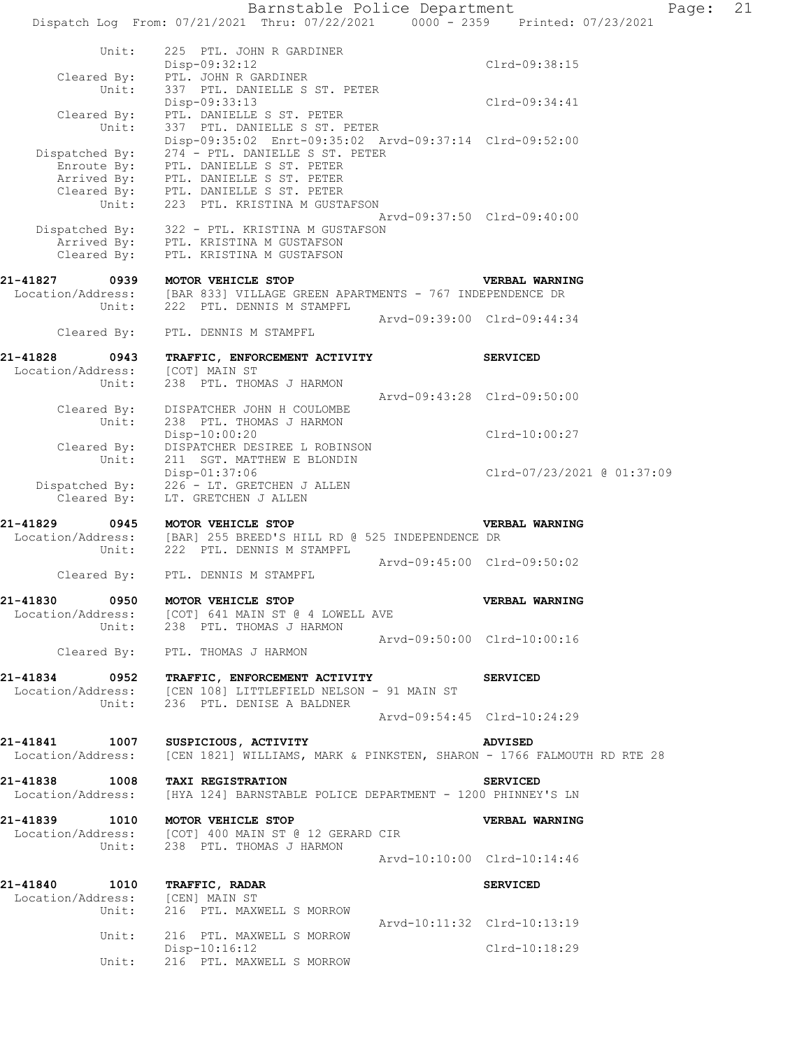```
        Unit:     225  PTL. JOHN R GARDINER
                  Disp-09:32:12                              Clrd-09:38:15
    Cleared By:   PTL. JOHN R GARDINER
        Unit:     337  PTL. DANIELLE S ST. PETER
                  Disp-09:33:13                              Clrd-09:34:41
    Cleared By:   PTL. DANIELLE S ST. PETER
        Unit:     337  PTL. DANIELLE S ST. PETER
                  Disp-09:35:02  Enrt-09:35:02  Arvd-09:37:14  Clrd-09:52:00
 Dispatched By:   274 - PTL. DANIELLE S ST. PETER
    Enroute By:   PTL. DANIELLE S ST. PETER
    Arrived By:   PTL. DANIELLE S ST. PETER
    Cleared By:   PTL. DANIELLE S ST. PETER
        Unit:     223  PTL. KRISTINA M GUSTAFSON
                                              Arvd-09:37:50  Clrd-09:40:00
 Dispatched By:   322 - PTL. KRISTINA M GUSTAFSON
    Arrived By:   PTL. KRISTINA M GUSTAFSON
    Cleared By:   PTL. KRISTINA M GUSTAFSON

21-41827     0939   MOTOR VEHICLE STOP                           VERBAL WARNING
 Location/Address:  [BAR 833] VILLAGE GREEN APARTMENTS - 767 INDEPENDENCE DR
            Unit:   222  PTL. DENNIS M STAMPFL
                                              Arvd-09:39:00  Clrd-09:44:34
      Cleared By:   PTL. DENNIS M STAMPFL

21-41828     0943   TRAFFIC, ENFORCEMENT ACTIVITY                SERVICED
 Location/Address:  [COT] MAIN ST
            Unit:   238  PTL. THOMAS J HARMON
                                              Arvd-09:43:28  Clrd-09:50:00
      Cleared By:   DISPATCHER JOHN H COULOMBE
            Unit:   238  PTL. THOMAS J HARMON
                    Disp-10:00:20                            Clrd-10:00:27
      Cleared By:   DISPATCHER DESIREE L ROBINSON
            Unit:   211  SGT. MATTHEW E BLONDIN
                    Disp-01:37:06                            Clrd-07/23/2021 @ 01:37:09
   Dispatched By:   226 - LT. GRETCHEN J ALLEN
      Cleared By:   LT. GRETCHEN J ALLEN

21-41829     0945   MOTOR VEHICLE STOP                           VERBAL WARNING
 Location/Address:  [BAR] 255 BREED'S HILL RD @ 525 INDEPENDENCE DR
            Unit:   222  PTL. DENNIS M STAMPFL
                                              Arvd-09:45:00  Clrd-09:50:02
      Cleared By:   PTL. DENNIS M STAMPFL

21-41830     0950   MOTOR VEHICLE STOP                           VERBAL WARNING
 Location/Address:  [COT] 641 MAIN ST @ 4 LOWELL AVE
            Unit:   238  PTL. THOMAS J HARMON
                                              Arvd-09:50:00  Clrd-10:00:16
      Cleared By:   PTL. THOMAS J HARMON

21-41834     0952   TRAFFIC, ENFORCEMENT ACTIVITY                SERVICED
 Location/Address:  [CEN 108] LITTLEFIELD NELSON - 91 MAIN ST
            Unit:   236  PTL. DENISE A BALDNER
                                              Arvd-09:54:45  Clrd-10:24:29

21-41841     1007   SUSPICIOUS, ACTIVITY                         ADVISED
 Location/Address:  [CEN 1821] WILLIAMS, MARK & PINKSTEN, SHARON - 1766 FALMOUTH RD RTE 28

21-41838     1008   TAXI REGISTRATION                            SERVICED
 Location/Address:  [HYA 124] BARNSTABLE POLICE DEPARTMENT - 1200 PHINNEY'S LN

21-41839     1010   MOTOR VEHICLE STOP                           VERBAL WARNING
 Location/Address:  [COT] 400 MAIN ST @ 12 GERARD CIR
            Unit:   238  PTL. THOMAS J HARMON
                                              Arvd-10:10:00  Clrd-10:14:46

21-41840     1010   TRAFFIC, RADAR                               SERVICED
 Location/Address:  [CEN] MAIN ST
            Unit:   216  PTL. MAXWELL S MORROW
                                              Arvd-10:11:32  Clrd-10:13:19
            Unit:   216  PTL. MAXWELL S MORROW
                    Disp-10:16:12                            Clrd-10:18:29
            Unit:   216  PTL. MAXWELL S MORROW
```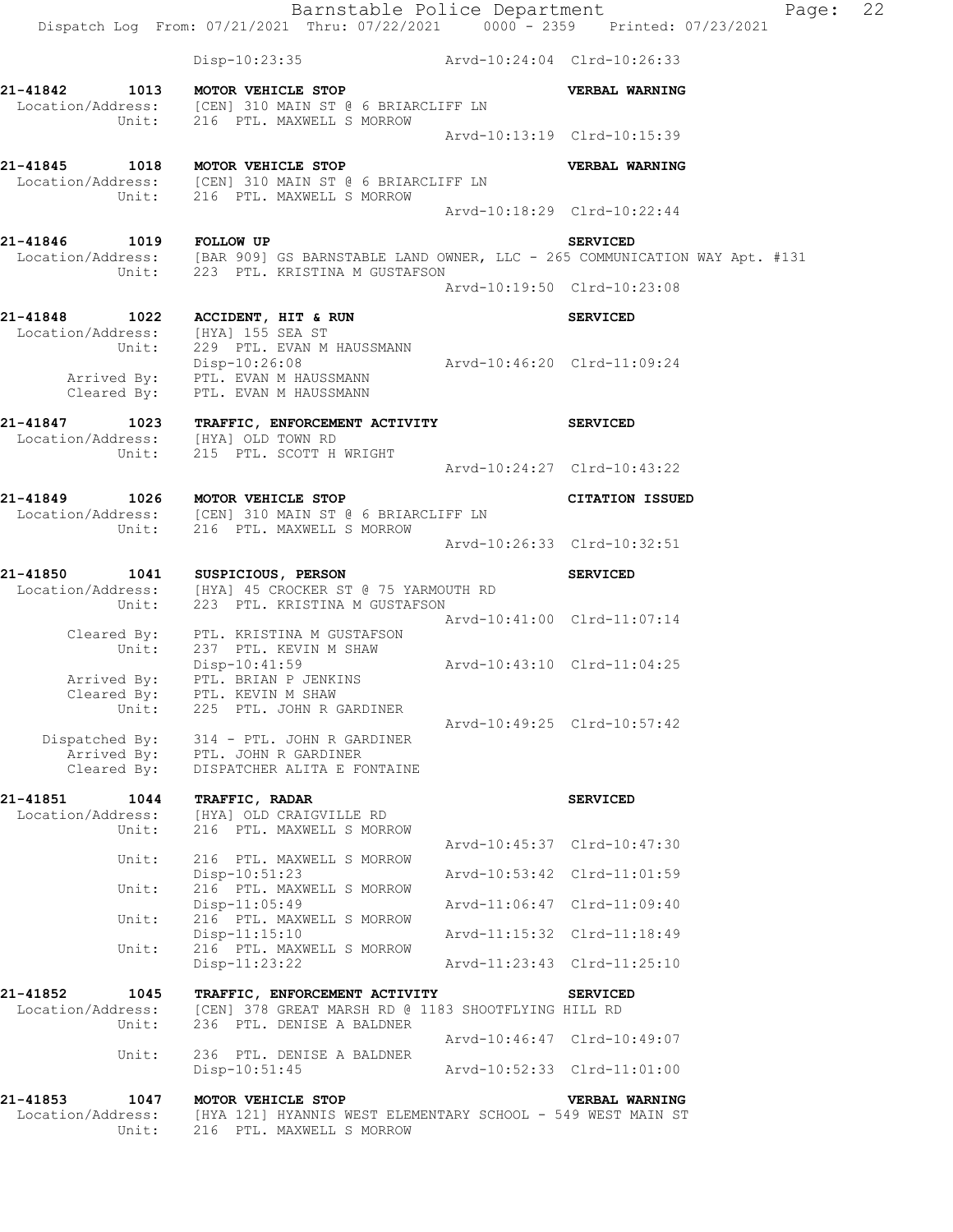Disp-10:23:35 Arvd-10:24:04 Clrd-10:26:33

**21-41842 1013 MOTOR VEHICLE STOP** **VERBAL WARNING**
Location/Address: [CEN] 310 MAIN ST @ 6 BRIARCLIFF LN
Unit: 216 PTL. MAXWELL S MORROW
Arvd-10:13:19 Clrd-10:15:39

**21-41845 1018 MOTOR VEHICLE STOP** **VERBAL WARNING**
Location/Address: [CEN] 310 MAIN ST @ 6 BRIARCLIFF LN
Unit: 216 PTL. MAXWELL S MORROW
Arvd-10:18:29 Clrd-10:22:44

**21-41846 1019 FOLLOW UP** **SERVICED**
Location/Address: [BAR 909] GS BARNSTABLE LAND OWNER, LLC - 265 COMMUNICATION WAY Apt. #131
Unit: 223 PTL. KRISTINA M GUSTAFSON
Arvd-10:19:50 Clrd-10:23:08

**21-41848 1022 ACCIDENT, HIT & RUN** **SERVICED**
Location/Address: [HYA] 155 SEA ST
Unit: 229 PTL. EVAN M HAUSSMANN
Disp-10:26:08 Arvd-10:46:20 Clrd-11:09:24
Arrived By: PTL. EVAN M HAUSSMANN
Cleared By: PTL. EVAN M HAUSSMANN

**21-41847 1023 TRAFFIC, ENFORCEMENT ACTIVITY** **SERVICED**
Location/Address: [HYA] OLD TOWN RD
Unit: 215 PTL. SCOTT H WRIGHT
Arvd-10:24:27 Clrd-10:43:22

**21-41849 1026 MOTOR VEHICLE STOP** **CITATION ISSUED**
Location/Address: [CEN] 310 MAIN ST @ 6 BRIARCLIFF LN
Unit: 216 PTL. MAXWELL S MORROW
Arvd-10:26:33 Clrd-10:32:51

**21-41850 1041 SUSPICIOUS, PERSON** **SERVICED**
Location/Address: [HYA] 45 CROCKER ST @ 75 YARMOUTH RD
Unit: 223 PTL. KRISTINA M GUSTAFSON
Arvd-10:41:00 Clrd-11:07:14
Cleared By: PTL. KRISTINA M GUSTAFSON
Unit: 237 PTL. KEVIN M SHAW
Disp-10:41:59 Arvd-10:43:10 Clrd-11:04:25
Arrived By: PTL. BRIAN P JENKINS
Cleared By: PTL. KEVIN M SHAW
Unit: 225 PTL. JOHN R GARDINER
Arvd-10:49:25 Clrd-10:57:42
Dispatched By: 314 - PTL. JOHN R GARDINER
Arrived By: PTL. JOHN R GARDINER
Cleared By: DISPATCHER ALITA E FONTAINE

**21-41851 1044 TRAFFIC, RADAR** **SERVICED**
Location/Address: [HYA] OLD CRAIGVILLE RD
Unit: 216 PTL. MAXWELL S MORROW
Arvd-10:45:37 Clrd-10:47:30
Unit: 216 PTL. MAXWELL S MORROW
Disp-10:51:23 Arvd-10:53:42 Clrd-11:01:59
Unit: 216 PTL. MAXWELL S MORROW
Disp-11:05:49 Arvd-11:06:47 Clrd-11:09:40
Unit: 216 PTL. MAXWELL S MORROW
Disp-11:15:10 Arvd-11:15:32 Clrd-11:18:49
Unit: 216 PTL. MAXWELL S MORROW
Disp-11:23:22 Arvd-11:23:43 Clrd-11:25:10

**21-41852 1045 TRAFFIC, ENFORCEMENT ACTIVITY** **SERVICED**
Location/Address: [CEN] 378 GREAT MARSH RD @ 1183 SHOOTFLYING HILL RD
Unit: 236 PTL. DENISE A BALDNER
Arvd-10:46:47 Clrd-10:49:07
Unit: 236 PTL. DENISE A BALDNER
Disp-10:51:45 Arvd-10:52:33 Clrd-11:01:00

**21-41853 1047 MOTOR VEHICLE STOP** **VERBAL WARNING**
Location/Address: [HYA 121] HYANNIS WEST ELEMENTARY SCHOOL - 549 WEST MAIN ST
Unit: 216 PTL. MAXWELL S MORROW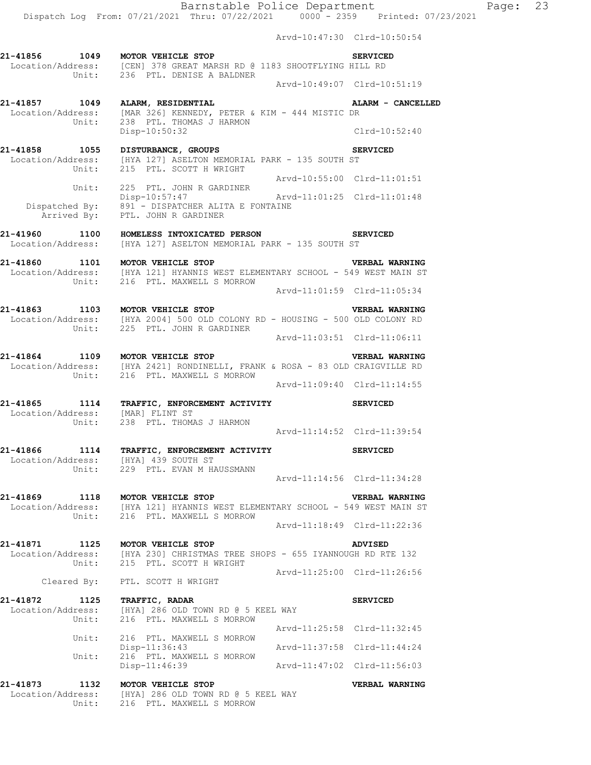Arvd-10:47:30 Clrd-10:50:54

**21-41856 1049 MOTOR VEHICLE STOP** **SERVICED**
Location/Address: [CEN] 378 GREAT MARSH RD @ 1183 SHOOTFLYING HILL RD
Unit: 236 PTL. DENISE A BALDNER
Arvd-10:49:07 Clrd-10:51:19

**21-41857 1049 ALARM, RESIDENTIAL** **ALARM - CANCELLED**
Location/Address: [MAR 326] KENNEDY, PETER & KIM - 444 MISTIC DR
Unit: 238 PTL. THOMAS J HARMON
Disp-10:50:32 Clrd-10:52:40

**21-41858 1055 DISTURBANCE, GROUPS** **SERVICED**
Location/Address: [HYA 127] ASELTON MEMORIAL PARK - 135 SOUTH ST
Unit: 215 PTL. SCOTT H WRIGHT
Arvd-10:55:00 Clrd-11:01:51
Unit: 225 PTL. JOHN R GARDINER
Disp-10:57:47 Arvd-11:01:25 Clrd-11:01:48
Dispatched By: 891 - DISPATCHER ALITA E FONTAINE
Arrived By: PTL. JOHN R GARDINER

**21-41960 1100 HOMELESS INTOXICATED PERSON** **SERVICED**
Location/Address: [HYA 127] ASELTON MEMORIAL PARK - 135 SOUTH ST

**21-41860 1101 MOTOR VEHICLE STOP** **VERBAL WARNING**
Location/Address: [HYA 121] HYANNIS WEST ELEMENTARY SCHOOL - 549 WEST MAIN ST
Unit: 216 PTL. MAXWELL S MORROW
Arvd-11:01:59 Clrd-11:05:34

**21-41863 1103 MOTOR VEHICLE STOP** **VERBAL WARNING**
Location/Address: [HYA 2004] 500 OLD COLONY RD - HOUSING - 500 OLD COLONY RD
Unit: 225 PTL. JOHN R GARDINER
Arvd-11:03:51 Clrd-11:06:11

**21-41864 1109 MOTOR VEHICLE STOP** **VERBAL WARNING**
Location/Address: [HYA 2421] RONDINELLI, FRANK & ROSA - 83 OLD CRAIGVILLE RD
Unit: 216 PTL. MAXWELL S MORROW
Arvd-11:09:40 Clrd-11:14:55

**21-41865 1114 TRAFFIC, ENFORCEMENT ACTIVITY** **SERVICED**
Location/Address: [MAR] FLINT ST
Unit: 238 PTL. THOMAS J HARMON
Arvd-11:14:52 Clrd-11:39:54

**21-41866 1114 TRAFFIC, ENFORCEMENT ACTIVITY** **SERVICED**
Location/Address: [HYA] 439 SOUTH ST
Unit: 229 PTL. EVAN M HAUSSMANN
Arvd-11:14:56 Clrd-11:34:28

**21-41869 1118 MOTOR VEHICLE STOP** **VERBAL WARNING**
Location/Address: [HYA 121] HYANNIS WEST ELEMENTARY SCHOOL - 549 WEST MAIN ST
Unit: 216 PTL. MAXWELL S MORROW
Arvd-11:18:49 Clrd-11:22:36

**21-41871 1125 MOTOR VEHICLE STOP** **ADVISED**
Location/Address: [HYA 230] CHRISTMAS TREE SHOPS - 655 IYANNOUGH RD RTE 132
Unit: 215 PTL. SCOTT H WRIGHT
Arvd-11:25:00 Clrd-11:26:56
Cleared By: PTL. SCOTT H WRIGHT

**21-41872 1125 TRAFFIC, RADAR** **SERVICED**
Location/Address: [HYA] 286 OLD TOWN RD @ 5 KEEL WAY
Unit: 216 PTL. MAXWELL S MORROW
Arvd-11:25:58 Clrd-11:32:45
Unit: 216 PTL. MAXWELL S MORROW
Disp-11:36:43 Arvd-11:37:58 Clrd-11:44:24
Unit: 216 PTL. MAXWELL S MORROW
Disp-11:46:39 Arvd-11:47:02 Clrd-11:56:03

**21-41873 1132 MOTOR VEHICLE STOP** **VERBAL WARNING**
Location/Address: [HYA] 286 OLD TOWN RD @ 5 KEEL WAY
Unit: 216 PTL. MAXWELL S MORROW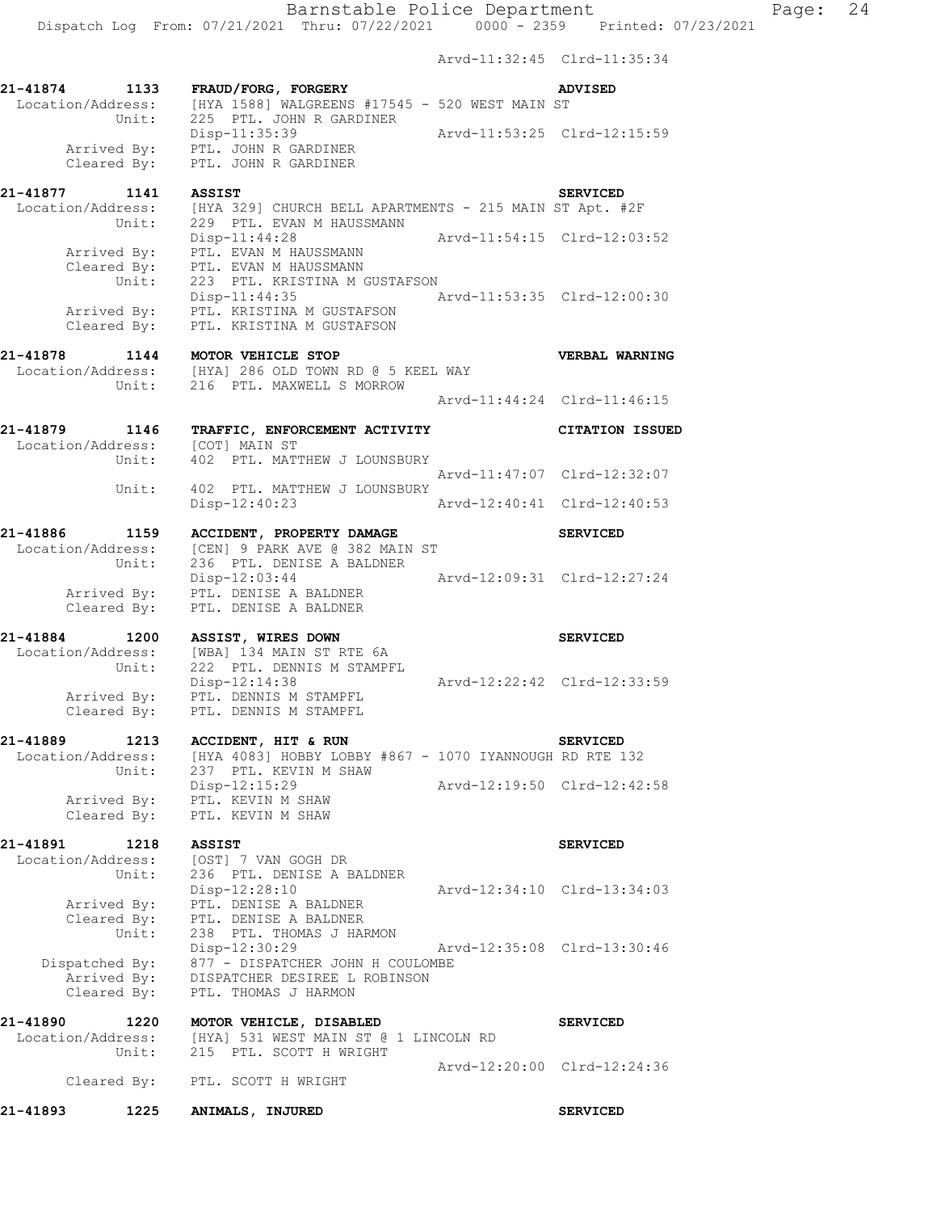Arvd-11:32:45 Clrd-11:35:34

**21-41874 1133 FRAUD/FORG, FORGERY** — **ADVISED**
Location/Address: [HYA 1588] WALGREENS #17545 - 520 WEST MAIN ST
Unit: 225 PTL. JOHN R GARDINER
Disp-11:35:39 Arvd-11:53:25 Clrd-12:15:59
Arrived By: PTL. JOHN R GARDINER
Cleared By: PTL. JOHN R GARDINER

**21-41877 1141 ASSIST** — **SERVICED**
Location/Address: [HYA 329] CHURCH BELL APARTMENTS - 215 MAIN ST Apt. #2F
Unit: 229 PTL. EVAN M HAUSSMANN
Disp-11:44:28 Arvd-11:54:15 Clrd-12:03:52
Arrived By: PTL. EVAN M HAUSSMANN
Cleared By: PTL. EVAN M HAUSSMANN
Unit: 223 PTL. KRISTINA M GUSTAFSON
Disp-11:44:35 Arvd-11:53:35 Clrd-12:00:30
Arrived By: PTL. KRISTINA M GUSTAFSON
Cleared By: PTL. KRISTINA M GUSTAFSON

**21-41878 1144 MOTOR VEHICLE STOP** — **VERBAL WARNING**
Location/Address: [HYA] 286 OLD TOWN RD @ 5 KEEL WAY
Unit: 216 PTL. MAXWELL S MORROW
Arvd-11:44:24 Clrd-11:46:15

**21-41879 1146 TRAFFIC, ENFORCEMENT ACTIVITY** — **CITATION ISSUED**
Location/Address: [COT] MAIN ST
Unit: 402 PTL. MATTHEW J LOUNSBURY
Arvd-11:47:07 Clrd-12:32:07
Unit: 402 PTL. MATTHEW J LOUNSBURY
Disp-12:40:23 Arvd-12:40:41 Clrd-12:40:53

**21-41886 1159 ACCIDENT, PROPERTY DAMAGE** — **SERVICED**
Location/Address: [CEN] 9 PARK AVE @ 382 MAIN ST
Unit: 236 PTL. DENISE A BALDNER
Disp-12:03:44 Arvd-12:09:31 Clrd-12:27:24
Arrived By: PTL. DENISE A BALDNER
Cleared By: PTL. DENISE A BALDNER

**21-41884 1200 ASSIST, WIRES DOWN** — **SERVICED**
Location/Address: [WBA] 134 MAIN ST RTE 6A
Unit: 222 PTL. DENNIS M STAMPFL
Disp-12:14:38 Arvd-12:22:42 Clrd-12:33:59
Arrived By: PTL. DENNIS M STAMPFL
Cleared By: PTL. DENNIS M STAMPFL

**21-41889 1213 ACCIDENT, HIT & RUN** — **SERVICED**
Location/Address: [HYA 4083] HOBBY LOBBY #867 - 1070 IYANNOUGH RD RTE 132
Unit: 237 PTL. KEVIN M SHAW
Disp-12:15:29 Arvd-12:19:50 Clrd-12:42:58
Arrived By: PTL. KEVIN M SHAW
Cleared By: PTL. KEVIN M SHAW

**21-41891 1218 ASSIST** — **SERVICED**
Location/Address: [OST] 7 VAN GOGH DR
Unit: 236 PTL. DENISE A BALDNER
Disp-12:28:10 Arvd-12:34:10 Clrd-13:34:03
Arrived By: PTL. DENISE A BALDNER
Cleared By: PTL. DENISE A BALDNER
Unit: 238 PTL. THOMAS J HARMON
Disp-12:30:29 Arvd-12:35:08 Clrd-13:30:46
Dispatched By: 877 - DISPATCHER JOHN H COULOMBE
Arrived By: DISPATCHER DESIREE L ROBINSON
Cleared By: PTL. THOMAS J HARMON

**21-41890 1220 MOTOR VEHICLE, DISABLED** — **SERVICED**
Location/Address: [HYA] 531 WEST MAIN ST @ 1 LINCOLN RD
Unit: 215 PTL. SCOTT H WRIGHT
Arvd-12:20:00 Clrd-12:24:36
Cleared By: PTL. SCOTT H WRIGHT

**21-41893 1225 ANIMALS, INJURED** — **SERVICED**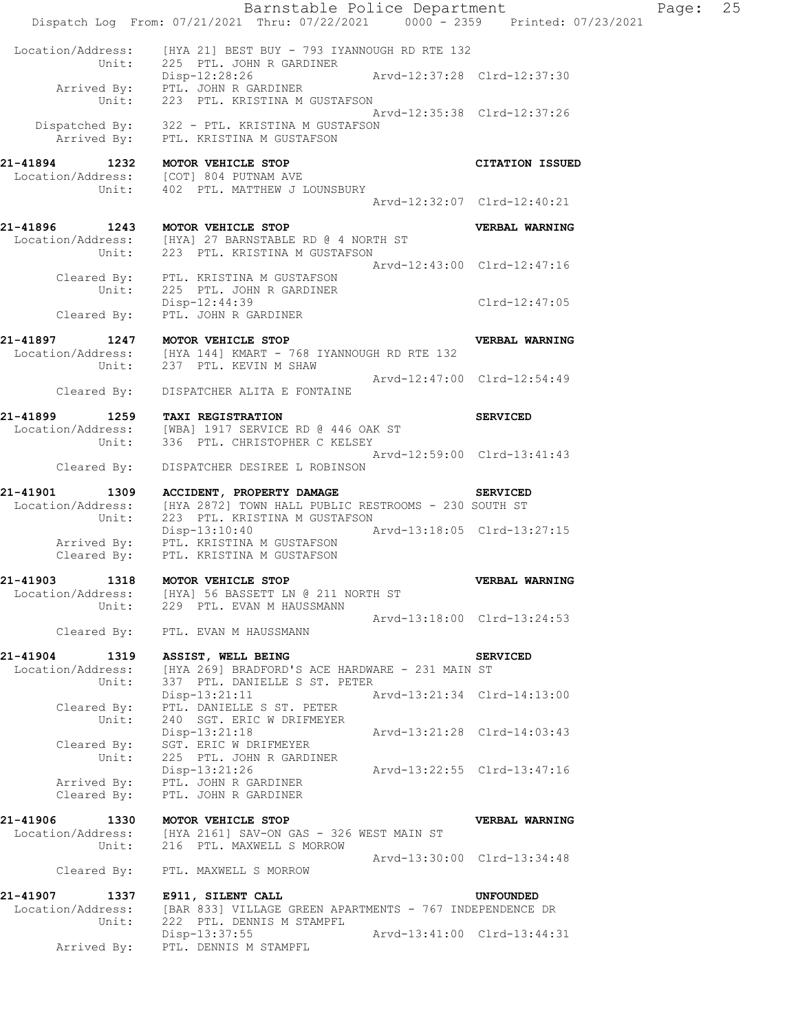Location/Address: [HYA 21] BEST BUY - 793 IYANNOUGH RD RTE 132
Unit: 225 PTL. JOHN R GARDINER
Disp-12:28:26 Arvd-12:37:28 Clrd-12:37:30
Arrived By: PTL. JOHN R GARDINER
Unit: 223 PTL. KRISTINA M GUSTAFSON
Arvd-12:35:38 Clrd-12:37:26
Dispatched By: 322 - PTL. KRISTINA M GUSTAFSON
Arrived By: PTL. KRISTINA M GUSTAFSON

**21-41894 1232 MOTOR VEHICLE STOP** **CITATION ISSUED**
Location/Address: [COT] 804 PUTNAM AVE
Unit: 402 PTL. MATTHEW J LOUNSBURY
Arvd-12:32:07 Clrd-12:40:21

**21-41896 1243 MOTOR VEHICLE STOP** **VERBAL WARNING**
Location/Address: [HYA] 27 BARNSTABLE RD @ 4 NORTH ST
Unit: 223 PTL. KRISTINA M GUSTAFSON
Arvd-12:43:00 Clrd-12:47:16
Cleared By: PTL. KRISTINA M GUSTAFSON
Unit: 225 PTL. JOHN R GARDINER
Disp-12:44:39 Clrd-12:47:05
Cleared By: PTL. JOHN R GARDINER

**21-41897 1247 MOTOR VEHICLE STOP** **VERBAL WARNING**
Location/Address: [HYA 144] KMART - 768 IYANNOUGH RD RTE 132
Unit: 237 PTL. KEVIN M SHAW
Arvd-12:47:00 Clrd-12:54:49
Cleared By: DISPATCHER ALITA E FONTAINE

**21-41899 1259 TAXI REGISTRATION** **SERVICED**
Location/Address: [WBA] 1917 SERVICE RD @ 446 OAK ST
Unit: 336 PTL. CHRISTOPHER C KELSEY
Arvd-12:59:00 Clrd-13:41:43
Cleared By: DISPATCHER DESIREE L ROBINSON

**21-41901 1309 ACCIDENT, PROPERTY DAMAGE** **SERVICED**
Location/Address: [HYA 2872] TOWN HALL PUBLIC RESTROOMS - 230 SOUTH ST
Unit: 223 PTL. KRISTINA M GUSTAFSON
Disp-13:10:40 Arvd-13:18:05 Clrd-13:27:15
Arrived By: PTL. KRISTINA M GUSTAFSON
Cleared By: PTL. KRISTINA M GUSTAFSON

**21-41903 1318 MOTOR VEHICLE STOP** **VERBAL WARNING**
Location/Address: [HYA] 56 BASSETT LN @ 211 NORTH ST
Unit: 229 PTL. EVAN M HAUSSMANN
Arvd-13:18:00 Clrd-13:24:53
Cleared By: PTL. EVAN M HAUSSMANN

**21-41904 1319 ASSIST, WELL BEING** **SERVICED**
Location/Address: [HYA 269] BRADFORD'S ACE HARDWARE - 231 MAIN ST
Unit: 337 PTL. DANIELLE S ST. PETER
Disp-13:21:11 Arvd-13:21:34 Clrd-14:13:00
Cleared By: PTL. DANIELLE S ST. PETER
Unit: 240 SGT. ERIC W DRIFMEYER
Disp-13:21:18 Arvd-13:21:28 Clrd-14:03:43
Cleared By: SGT. ERIC W DRIFMEYER
Unit: 225 PTL. JOHN R GARDINER
Disp-13:21:26 Arvd-13:22:55 Clrd-13:47:16
Arrived By: PTL. JOHN R GARDINER
Cleared By: PTL. JOHN R GARDINER

**21-41906 1330 MOTOR VEHICLE STOP** **VERBAL WARNING**
Location/Address: [HYA 2161] SAV-ON GAS - 326 WEST MAIN ST
Unit: 216 PTL. MAXWELL S MORROW
Arvd-13:30:00 Clrd-13:34:48
Cleared By: PTL. MAXWELL S MORROW

**21-41907 1337 E911, SILENT CALL** **UNFOUNDED**
Location/Address: [BAR 833] VILLAGE GREEN APARTMENTS - 767 INDEPENDENCE DR
Unit: 222 PTL. DENNIS M STAMPFL
Disp-13:37:55 Arvd-13:41:00 Clrd-13:44:31
Arrived By: PTL. DENNIS M STAMPFL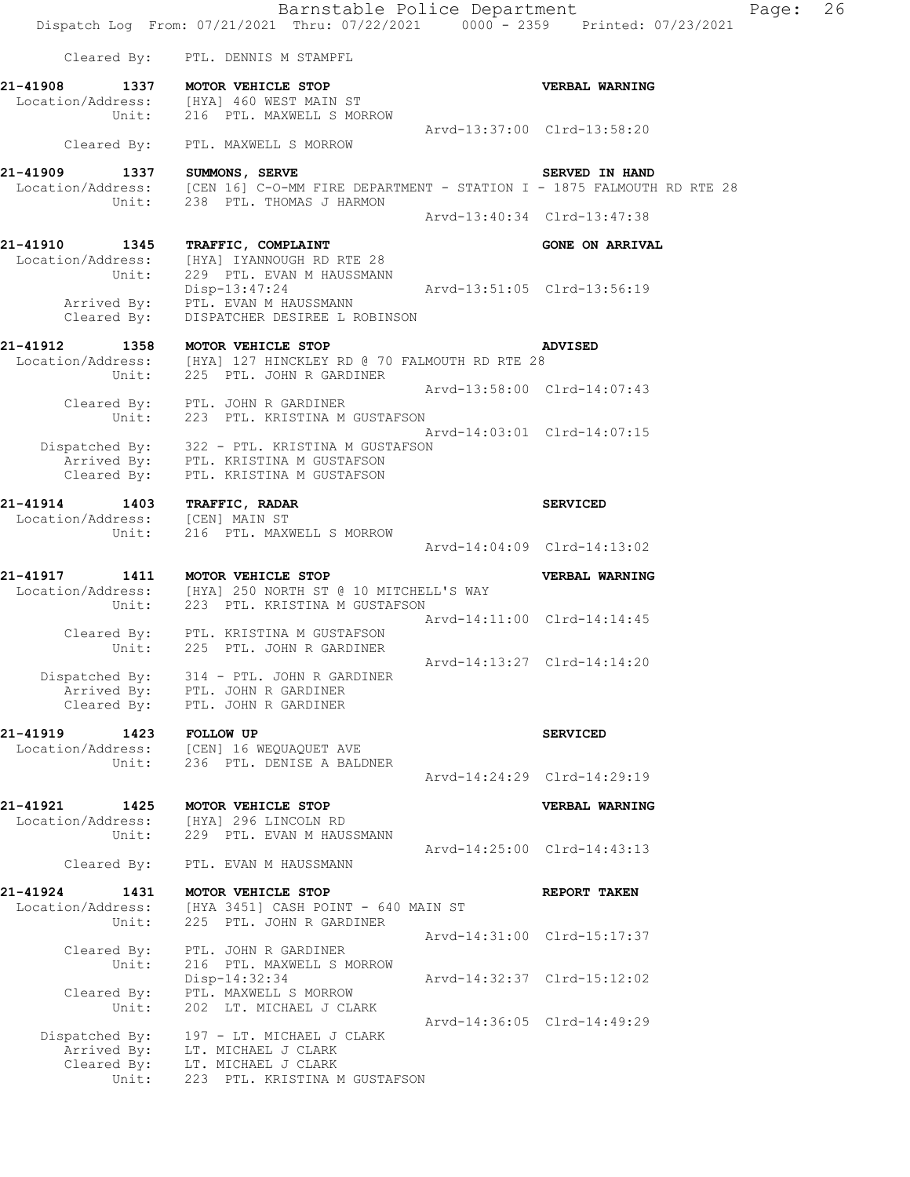Cleared By: PTL. DENNIS M STAMPFL

**21-41908 1337 MOTOR VEHICLE STOP** **VERBAL WARNING**
Location/Address: [HYA] 460 WEST MAIN ST
Unit: 216 PTL. MAXWELL S MORROW
Arvd-13:37:00 Clrd-13:58:20
Cleared By: PTL. MAXWELL S MORROW

**21-41909 1337 SUMMONS, SERVE** **SERVED IN HAND**
Location/Address: [CEN 16] C-O-MM FIRE DEPARTMENT - STATION I - 1875 FALMOUTH RD RTE 28
Unit: 238 PTL. THOMAS J HARMON
Arvd-13:40:34 Clrd-13:47:38

**21-41910 1345 TRAFFIC, COMPLAINT** **GONE ON ARRIVAL**
Location/Address: [HYA] IYANNOUGH RD RTE 28
Unit: 229 PTL. EVAN M HAUSSMANN
Disp-13:47:24 Arvd-13:51:05 Clrd-13:56:19
Arrived By: PTL. EVAN M HAUSSMANN
Cleared By: DISPATCHER DESIREE L ROBINSON

**21-41912 1358 MOTOR VEHICLE STOP** **ADVISED**
Location/Address: [HYA] 127 HINCKLEY RD @ 70 FALMOUTH RD RTE 28
Unit: 225 PTL. JOHN R GARDINER
Arvd-13:58:00 Clrd-14:07:43
Cleared By: PTL. JOHN R GARDINER
Unit: 223 PTL. KRISTINA M GUSTAFSON
Arvd-14:03:01 Clrd-14:07:15
Dispatched By: 322 - PTL. KRISTINA M GUSTAFSON
Arrived By: PTL. KRISTINA M GUSTAFSON
Cleared By: PTL. KRISTINA M GUSTAFSON

**21-41914 1403 TRAFFIC, RADAR** **SERVICED**
Location/Address: [CEN] MAIN ST
Unit: 216 PTL. MAXWELL S MORROW
Arvd-14:04:09 Clrd-14:13:02

**21-41917 1411 MOTOR VEHICLE STOP** **VERBAL WARNING**
Location/Address: [HYA] 250 NORTH ST @ 10 MITCHELL'S WAY
Unit: 223 PTL. KRISTINA M GUSTAFSON
Arvd-14:11:00 Clrd-14:14:45
Cleared By: PTL. KRISTINA M GUSTAFSON
Unit: 225 PTL. JOHN R GARDINER
Arvd-14:13:27 Clrd-14:14:20
Dispatched By: 314 - PTL. JOHN R GARDINER
Arrived By: PTL. JOHN R GARDINER
Cleared By: PTL. JOHN R GARDINER

**21-41919 1423 FOLLOW UP** **SERVICED**
Location/Address: [CEN] 16 WEQUAQUET AVE
Unit: 236 PTL. DENISE A BALDNER
Arvd-14:24:29 Clrd-14:29:19

**21-41921 1425 MOTOR VEHICLE STOP** **VERBAL WARNING**
Location/Address: [HYA] 296 LINCOLN RD
Unit: 229 PTL. EVAN M HAUSSMANN
Arvd-14:25:00 Clrd-14:43:13
Cleared By: PTL. EVAN M HAUSSMANN

**21-41924 1431 MOTOR VEHICLE STOP** **REPORT TAKEN**
Location/Address: [HYA 3451] CASH POINT - 640 MAIN ST
Unit: 225 PTL. JOHN R GARDINER
Arvd-14:31:00 Clrd-15:17:37
Cleared By: PTL. JOHN R GARDINER
Unit: 216 PTL. MAXWELL S MORROW
Disp-14:32:34 Arvd-14:32:37 Clrd-15:12:02
Cleared By: PTL. MAXWELL S MORROW
Unit: 202 LT. MICHAEL J CLARK
Arvd-14:36:05 Clrd-14:49:29
Dispatched By: 197 - LT. MICHAEL J CLARK
Arrived By: LT. MICHAEL J CLARK
Cleared By: LT. MICHAEL J CLARK
Unit: 223 PTL. KRISTINA M GUSTAFSON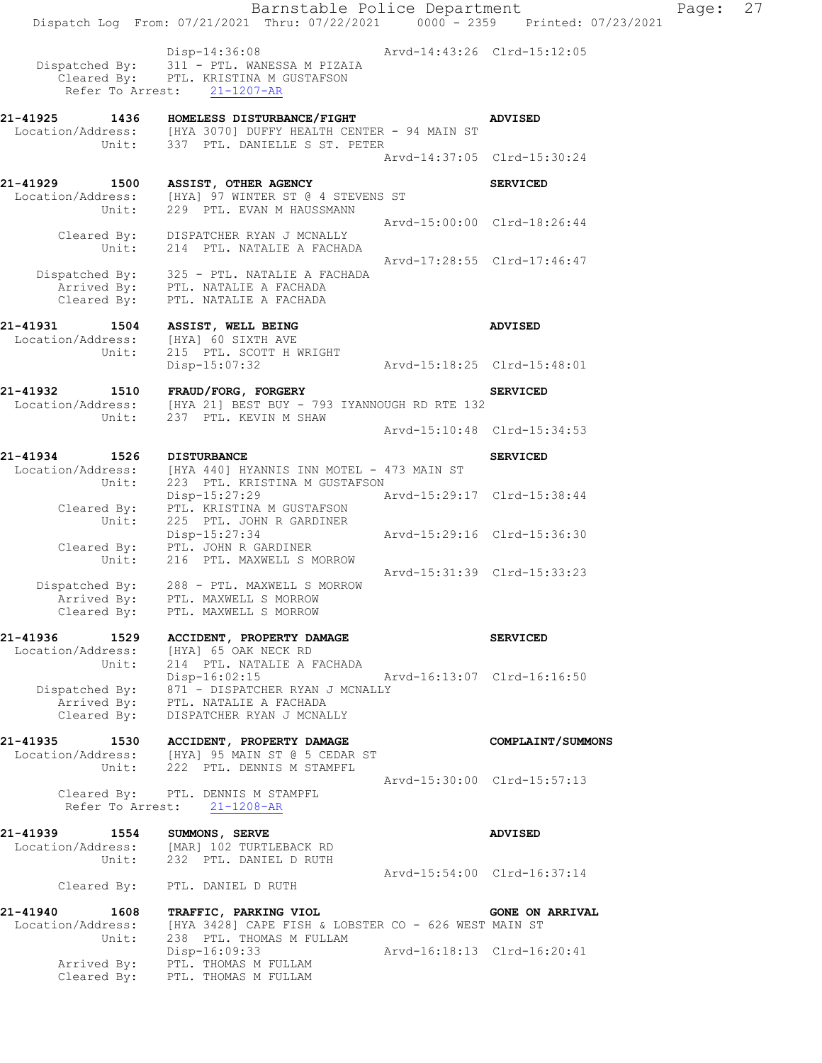```
                Disp-14:36:08                    Arvd-14:43:26  Clrd-15:12:05
   Dispatched By:   311 - PTL. WANESSA M PIZAIA
      Cleared By:   PTL. KRISTINA M GUSTAFSON
    Refer To Arrest:   21-1207-AR

21-41925      1436   HOMELESS DISTURBANCE/FIGHT                      ADVISED
 Location/Address:   [HYA 3070] DUFFY HEALTH CENTER - 94 MAIN ST
            Unit:    337  PTL. DANIELLE S ST. PETER
                                                 Arvd-14:37:05  Clrd-15:30:24

21-41929      1500   ASSIST, OTHER AGENCY                            SERVICED
 Location/Address:   [HYA] 97 WINTER ST @ 4 STEVENS ST
            Unit:    229  PTL. EVAN M HAUSSMANN
                                                 Arvd-15:00:00  Clrd-18:26:44
      Cleared By:   DISPATCHER RYAN J MCNALLY
            Unit:    214  PTL. NATALIE A FACHADA
                                                 Arvd-17:28:55  Clrd-17:46:47
   Dispatched By:   325 - PTL. NATALIE A FACHADA
      Arrived By:   PTL. NATALIE A FACHADA
      Cleared By:   PTL. NATALIE A FACHADA

21-41931      1504   ASSIST, WELL BEING                              ADVISED
 Location/Address:   [HYA] 60 SIXTH AVE
            Unit:    215  PTL. SCOTT H WRIGHT
                Disp-15:07:32                    Arvd-15:18:25  Clrd-15:48:01

21-41932      1510   FRAUD/FORG, FORGERY                             SERVICED
 Location/Address:   [HYA 21] BEST BUY - 793 IYANNOUGH RD RTE 132
            Unit:    237  PTL. KEVIN M SHAW
                                                 Arvd-15:10:48  Clrd-15:34:53

21-41934      1526   DISTURBANCE                                     SERVICED
 Location/Address:   [HYA 440] HYANNIS INN MOTEL - 473 MAIN ST
            Unit:    223  PTL. KRISTINA M GUSTAFSON
                Disp-15:27:29                    Arvd-15:29:17  Clrd-15:38:44
      Cleared By:   PTL. KRISTINA M GUSTAFSON
            Unit:    225  PTL. JOHN R GARDINER
                Disp-15:27:34                    Arvd-15:29:16  Clrd-15:36:30
      Cleared By:   PTL. JOHN R GARDINER
            Unit:    216  PTL. MAXWELL S MORROW
                                                 Arvd-15:31:39  Clrd-15:33:23
   Dispatched By:   288 - PTL. MAXWELL S MORROW
      Arrived By:   PTL. MAXWELL S MORROW
      Cleared By:   PTL. MAXWELL S MORROW

21-41936      1529   ACCIDENT, PROPERTY DAMAGE                       SERVICED
 Location/Address:   [HYA] 65 OAK NECK RD
            Unit:    214  PTL. NATALIE A FACHADA
                Disp-16:02:15                    Arvd-16:13:07  Clrd-16:16:50
   Dispatched By:   871 - DISPATCHER RYAN J MCNALLY
      Arrived By:   PTL. NATALIE A FACHADA
      Cleared By:   DISPATCHER RYAN J MCNALLY

21-41935      1530   ACCIDENT, PROPERTY DAMAGE                       COMPLAINT/SUMMONS
 Location/Address:   [HYA] 95 MAIN ST @ 5 CEDAR ST
            Unit:    222  PTL. DENNIS M STAMPFL
                                                 Arvd-15:30:00  Clrd-15:57:13
      Cleared By:   PTL. DENNIS M STAMPFL
    Refer To Arrest:   21-1208-AR

21-41939      1554   SUMMONS, SERVE                                  ADVISED
 Location/Address:   [MAR] 102 TURTLEBACK RD
            Unit:    232  PTL. DANIEL D RUTH
                                                 Arvd-15:54:00  Clrd-16:37:14
      Cleared By:   PTL. DANIEL D RUTH

21-41940      1608   TRAFFIC, PARKING VIOL                           GONE ON ARRIVAL
 Location/Address:   [HYA 3428] CAPE FISH & LOBSTER CO - 626 WEST MAIN ST
            Unit:    238  PTL. THOMAS M FULLAM
                Disp-16:09:33                    Arvd-16:18:13  Clrd-16:20:41
      Arrived By:   PTL. THOMAS M FULLAM
      Cleared By:   PTL. THOMAS M FULLAM
```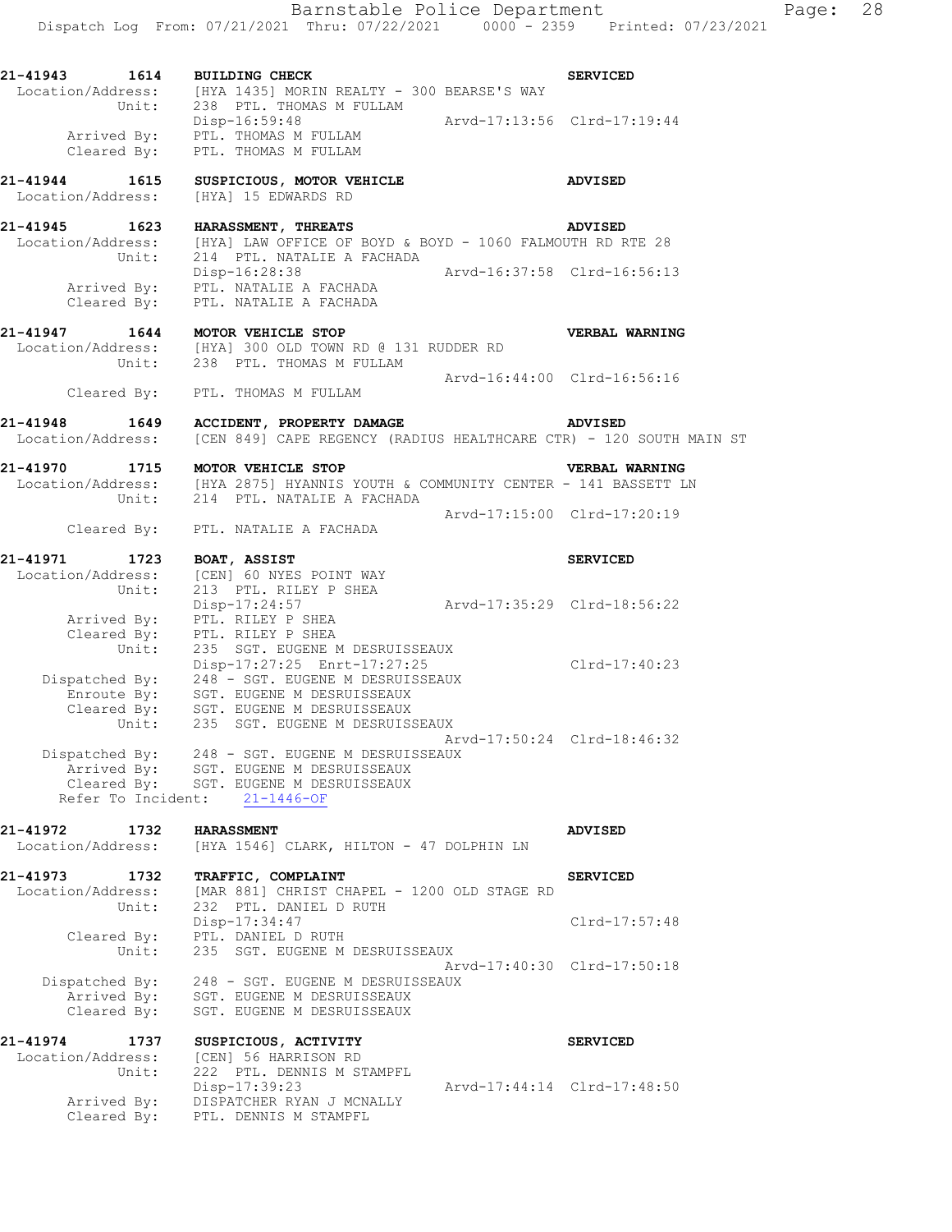```
21-41943      1614   BUILDING CHECK                                    SERVICED
  Location/Address:   [HYA 1435] MORIN REALTY - 300 BEARSE'S WAY
             Unit:    238  PTL. THOMAS M FULLAM
                      Disp-16:59:48                 Arvd-17:13:56  Clrd-17:19:44
       Arrived By:    PTL. THOMAS M FULLAM
       Cleared By:    PTL. THOMAS M FULLAM

21-41944      1615   SUSPICIOUS, MOTOR VEHICLE                         ADVISED
  Location/Address:   [HYA] 15 EDWARDS RD

21-41945      1623   HARASSMENT, THREATS                               ADVISED
  Location/Address:   [HYA] LAW OFFICE OF BOYD & BOYD - 1060 FALMOUTH RD RTE 28
             Unit:    214  PTL. NATALIE A FACHADA
                      Disp-16:28:38                 Arvd-16:37:58  Clrd-16:56:13
       Arrived By:    PTL. NATALIE A FACHADA
       Cleared By:    PTL. NATALIE A FACHADA

21-41947      1644   MOTOR VEHICLE STOP                                VERBAL WARNING
  Location/Address:   [HYA] 300 OLD TOWN RD @ 131 RUDDER RD
             Unit:    238  PTL. THOMAS M FULLAM
                                                    Arvd-16:44:00  Clrd-16:56:16
       Cleared By:    PTL. THOMAS M FULLAM

21-41948      1649   ACCIDENT, PROPERTY DAMAGE                         ADVISED
  Location/Address:   [CEN 849] CAPE REGENCY (RADIUS HEALTHCARE CTR) - 120 SOUTH MAIN ST

21-41970      1715   MOTOR VEHICLE STOP                                VERBAL WARNING
  Location/Address:   [HYA 2875] HYANNIS YOUTH & COMMUNITY CENTER - 141 BASSETT LN
             Unit:    214  PTL. NATALIE A FACHADA
                                                    Arvd-17:15:00  Clrd-17:20:19
       Cleared By:    PTL. NATALIE A FACHADA

21-41971      1723   BOAT, ASSIST                                      SERVICED
  Location/Address:   [CEN] 60 NYES POINT WAY
             Unit:    213  PTL. RILEY P SHEA
                      Disp-17:24:57                 Arvd-17:35:29  Clrd-18:56:22
       Arrived By:    PTL. RILEY P SHEA
       Cleared By:    PTL. RILEY P SHEA
             Unit:    235  SGT. EUGENE M DESRUISSEAUX
                      Disp-17:27:25  Enrt-17:27:25                 Clrd-17:40:23
    Dispatched By:    248 - SGT. EUGENE M DESRUISSEAUX
       Enroute By:    SGT. EUGENE M DESRUISSEAUX
       Cleared By:    SGT. EUGENE M DESRUISSEAUX
             Unit:    235  SGT. EUGENE M DESRUISSEAUX
                                                    Arvd-17:50:24  Clrd-18:46:32
    Dispatched By:    248 - SGT. EUGENE M DESRUISSEAUX
       Arrived By:    SGT. EUGENE M DESRUISSEAUX
       Cleared By:    SGT. EUGENE M DESRUISSEAUX
   Refer To Incident:    21-1446-OF

21-41972      1732   HARASSMENT                                        ADVISED
  Location/Address:   [HYA 1546] CLARK, HILTON - 47 DOLPHIN LN

21-41973      1732   TRAFFIC, COMPLAINT                                SERVICED
  Location/Address:   [MAR 881] CHRIST CHAPEL - 1200 OLD STAGE RD
             Unit:    232  PTL. DANIEL D RUTH
                      Disp-17:34:47                                Clrd-17:57:48
       Cleared By:    PTL. DANIEL D RUTH
             Unit:    235  SGT. EUGENE M DESRUISSEAUX
                                                    Arvd-17:40:30  Clrd-17:50:18
    Dispatched By:    248 - SGT. EUGENE M DESRUISSEAUX
       Arrived By:    SGT. EUGENE M DESRUISSEAUX
       Cleared By:    SGT. EUGENE M DESRUISSEAUX

21-41974      1737   SUSPICIOUS, ACTIVITY                              SERVICED
  Location/Address:   [CEN] 56 HARRISON RD
             Unit:    222  PTL. DENNIS M STAMPFL
                      Disp-17:39:23                 Arvd-17:44:14  Clrd-17:48:50
       Arrived By:    DISPATCHER RYAN J MCNALLY
       Cleared By:    PTL. DENNIS M STAMPFL
```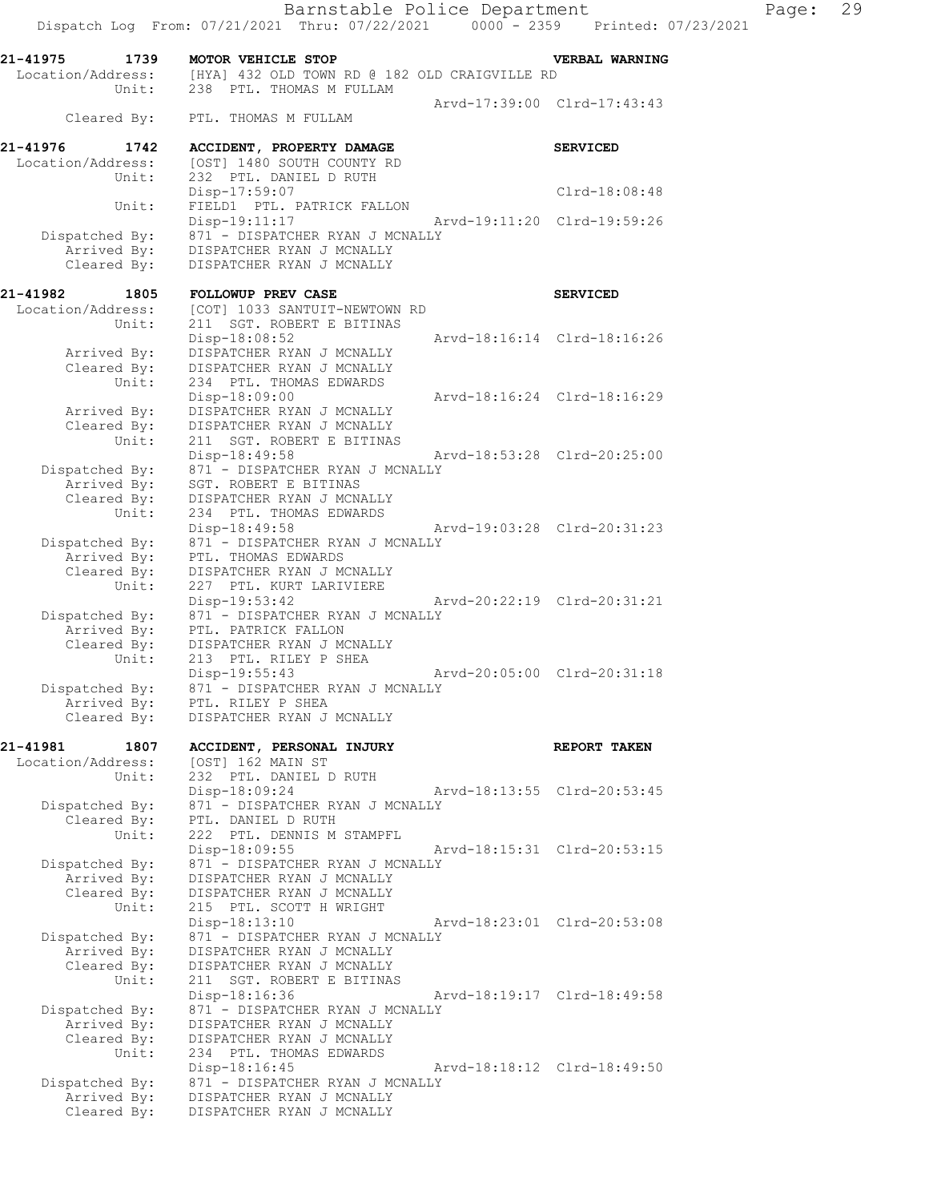**21-41975 1739 MOTOR VEHICLE STOP** — **VERBAL WARNING**

```
 Location/Address:    [HYA] 432 OLD TOWN RD @ 182 OLD CRAIGVILLE RD
             Unit:    238  PTL. THOMAS M FULLAM
                                                Arvd-17:39:00  Clrd-17:43:43
      Cleared By:     PTL. THOMAS M FULLAM
```

**21-41976 1742 ACCIDENT, PROPERTY DAMAGE** — **SERVICED**

```
 Location/Address:    [OST] 1480 SOUTH COUNTY RD
             Unit:    232  PTL. DANIEL D RUTH
                      Disp-17:59:07                            Clrd-18:08:48
             Unit:    FIELD1  PTL. PATRICK FALLON
                      Disp-19:11:17             Arvd-19:11:20  Clrd-19:59:26
   Dispatched By:     871 - DISPATCHER RYAN J MCNALLY
      Arrived By:     DISPATCHER RYAN J MCNALLY
      Cleared By:     DISPATCHER RYAN J MCNALLY
```

**21-41982 1805 FOLLOWUP PREV CASE** — **SERVICED**

```
 Location/Address:    [COT] 1033 SANTUIT-NEWTOWN RD
             Unit:    211  SGT. ROBERT E BITINAS
                      Disp-18:08:52             Arvd-18:16:14  Clrd-18:16:26
      Arrived By:     DISPATCHER RYAN J MCNALLY
      Cleared By:     DISPATCHER RYAN J MCNALLY
             Unit:    234  PTL. THOMAS EDWARDS
                      Disp-18:09:00             Arvd-18:16:24  Clrd-18:16:29
      Arrived By:     DISPATCHER RYAN J MCNALLY
      Cleared By:     DISPATCHER RYAN J MCNALLY
             Unit:    211  SGT. ROBERT E BITINAS
                      Disp-18:49:58             Arvd-18:53:28  Clrd-20:25:00
   Dispatched By:     871 - DISPATCHER RYAN J MCNALLY
      Arrived By:     SGT. ROBERT E BITINAS
      Cleared By:     DISPATCHER RYAN J MCNALLY
             Unit:    234  PTL. THOMAS EDWARDS
                      Disp-18:49:58             Arvd-19:03:28  Clrd-20:31:23
   Dispatched By:     871 - DISPATCHER RYAN J MCNALLY
      Arrived By:     PTL. THOMAS EDWARDS
      Cleared By:     DISPATCHER RYAN J MCNALLY
             Unit:    227  PTL. KURT LARIVIERE
                      Disp-19:53:42             Arvd-20:22:19  Clrd-20:31:21
   Dispatched By:     871 - DISPATCHER RYAN J MCNALLY
      Arrived By:     PTL. PATRICK FALLON
      Cleared By:     DISPATCHER RYAN J MCNALLY
             Unit:    213  PTL. RILEY P SHEA
                      Disp-19:55:43             Arvd-20:05:00  Clrd-20:31:18
   Dispatched By:     871 - DISPATCHER RYAN J MCNALLY
      Arrived By:     PTL. RILEY P SHEA
      Cleared By:     DISPATCHER RYAN J MCNALLY
```

**21-41981 1807 ACCIDENT, PERSONAL INJURY** — **REPORT TAKEN**

```
 Location/Address:    [OST] 162 MAIN ST
             Unit:    232  PTL. DANIEL D RUTH
                      Disp-18:09:24             Arvd-18:13:55  Clrd-20:53:45
   Dispatched By:     871 - DISPATCHER RYAN J MCNALLY
      Cleared By:     PTL. DANIEL D RUTH
             Unit:    222  PTL. DENNIS M STAMPFL
                      Disp-18:09:55             Arvd-18:15:31  Clrd-20:53:15
   Dispatched By:     871 - DISPATCHER RYAN J MCNALLY
      Arrived By:     DISPATCHER RYAN J MCNALLY
      Cleared By:     DISPATCHER RYAN J MCNALLY
             Unit:    215  PTL. SCOTT H WRIGHT
                      Disp-18:13:10             Arvd-18:23:01  Clrd-20:53:08
   Dispatched By:     871 - DISPATCHER RYAN J MCNALLY
      Arrived By:     DISPATCHER RYAN J MCNALLY
      Cleared By:     DISPATCHER RYAN J MCNALLY
             Unit:    211  SGT. ROBERT E BITINAS
                      Disp-18:16:36             Arvd-18:19:17  Clrd-18:49:58
   Dispatched By:     871 - DISPATCHER RYAN J MCNALLY
      Arrived By:     DISPATCHER RYAN J MCNALLY
      Cleared By:     DISPATCHER RYAN J MCNALLY
             Unit:    234  PTL. THOMAS EDWARDS
                      Disp-18:16:45             Arvd-18:18:12  Clrd-18:49:50
   Dispatched By:     871 - DISPATCHER RYAN J MCNALLY
      Arrived By:     DISPATCHER RYAN J MCNALLY
      Cleared By:     DISPATCHER RYAN J MCNALLY
```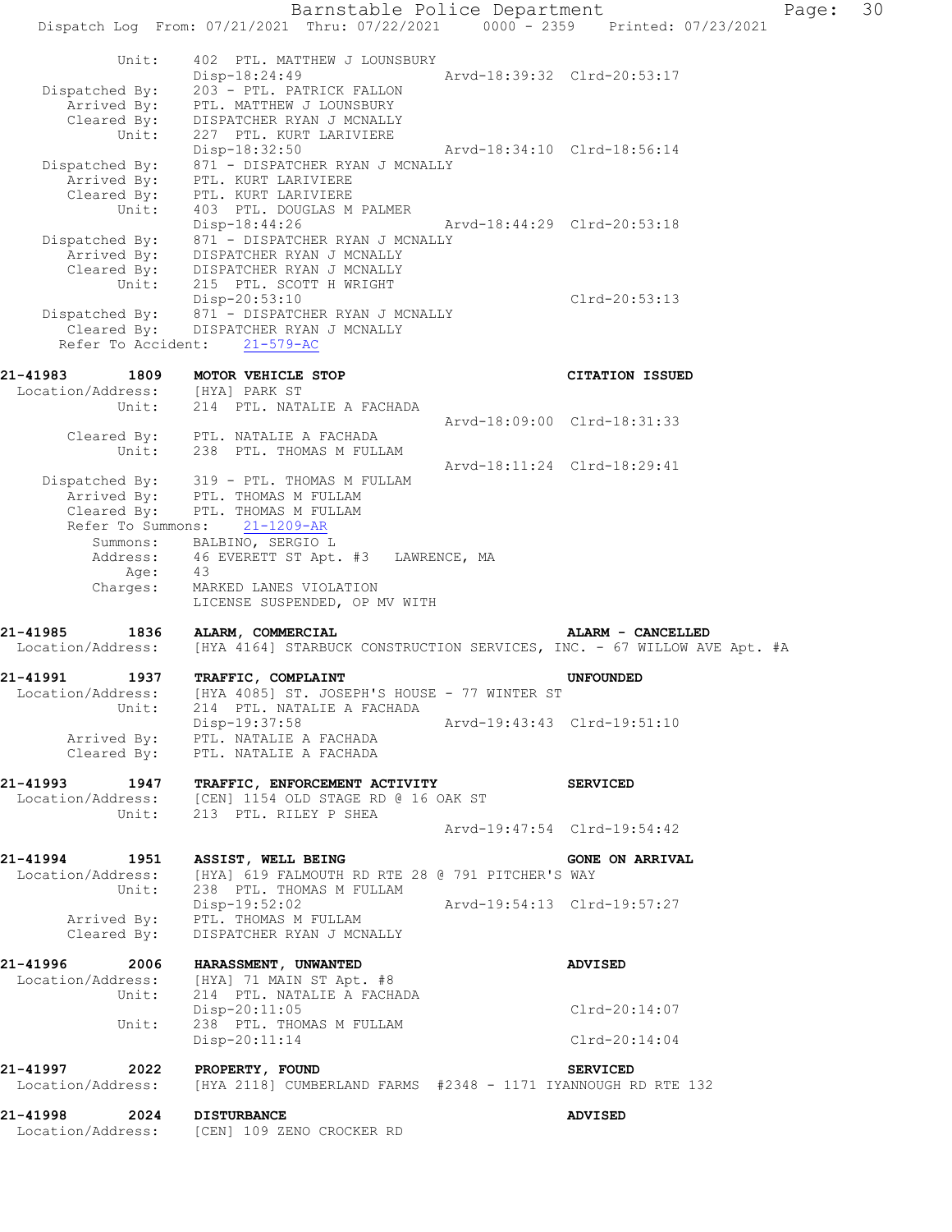```
          Unit:      402  PTL. MATTHEW J LOUNSBURY
                     Disp-18:24:49                  Arvd-18:39:32  Clrd-20:53:17
  Dispatched By:     203 - PTL. PATRICK FALLON
     Arrived By:     PTL. MATTHEW J LOUNSBURY
     Cleared By:     DISPATCHER RYAN J MCNALLY
          Unit:      227  PTL. KURT LARIVIERE
                     Disp-18:32:50                  Arvd-18:34:10  Clrd-18:56:14
  Dispatched By:     871 - DISPATCHER RYAN J MCNALLY
     Arrived By:     PTL. KURT LARIVIERE
     Cleared By:     PTL. KURT LARIVIERE
          Unit:      403  PTL. DOUGLAS M PALMER
                     Disp-18:44:26                  Arvd-18:44:29  Clrd-20:53:18
  Dispatched By:     871 - DISPATCHER RYAN J MCNALLY
     Arrived By:     DISPATCHER RYAN J MCNALLY
     Cleared By:     DISPATCHER RYAN J MCNALLY
          Unit:      215  PTL. SCOTT H WRIGHT
                     Disp-20:53:10                                 Clrd-20:53:13
  Dispatched By:     871 - DISPATCHER RYAN J MCNALLY
     Cleared By:     DISPATCHER RYAN J MCNALLY
   Refer To Accident:    21-579-AC

21-41983       1809    MOTOR VEHICLE STOP                          CITATION ISSUED
  Location/Address:    [HYA] PARK ST
          Unit:        214  PTL. NATALIE A FACHADA
                                                    Arvd-18:09:00  Clrd-18:31:33
     Cleared By:       PTL. NATALIE A FACHADA
          Unit:        238  PTL. THOMAS M FULLAM
                                                    Arvd-18:11:24  Clrd-18:29:41
  Dispatched By:       319 - PTL. THOMAS M FULLAM
     Arrived By:       PTL. THOMAS M FULLAM
     Cleared By:       PTL. THOMAS M FULLAM
     Refer To Summons:    21-1209-AR
        Summons:       BALBINO, SERGIO L
        Address:       46 EVERETT ST Apt. #3   LAWRENCE, MA
            Age:       43
        Charges:       MARKED LANES VIOLATION
                       LICENSE SUSPENDED, OP MV WITH

21-41985       1836    ALARM, COMMERCIAL                           ALARM - CANCELLED
  Location/Address:    [HYA 4164] STARBUCK CONSTRUCTION SERVICES, INC. - 67 WILLOW AVE Apt. #A

21-41991       1937    TRAFFIC, COMPLAINT                          UNFOUNDED
  Location/Address:    [HYA 4085] ST. JOSEPH'S HOUSE - 77 WINTER ST
          Unit:        214  PTL. NATALIE A FACHADA
                       Disp-19:37:58                Arvd-19:43:43  Clrd-19:51:10
     Arrived By:       PTL. NATALIE A FACHADA
     Cleared By:       PTL. NATALIE A FACHADA

21-41993       1947    TRAFFIC, ENFORCEMENT ACTIVITY               SERVICED
  Location/Address:    [CEN] 1154 OLD STAGE RD @ 16 OAK ST
          Unit:        213  PTL. RILEY P SHEA
                                                    Arvd-19:47:54  Clrd-19:54:42

21-41994       1951    ASSIST, WELL BEING                          GONE ON ARRIVAL
  Location/Address:    [HYA] 619 FALMOUTH RD RTE 28 @ 791 PITCHER'S WAY
          Unit:        238  PTL. THOMAS M FULLAM
                       Disp-19:52:02                Arvd-19:54:13  Clrd-19:57:27
     Arrived By:       PTL. THOMAS M FULLAM
     Cleared By:       DISPATCHER RYAN J MCNALLY

21-41996       2006    HARASSMENT, UNWANTED                        ADVISED
  Location/Address:    [HYA] 71 MAIN ST Apt. #8
          Unit:        214  PTL. NATALIE A FACHADA
                       Disp-20:11:05                               Clrd-20:14:07
          Unit:        238  PTL. THOMAS M FULLAM
                       Disp-20:11:14                               Clrd-20:14:04

21-41997       2022    PROPERTY, FOUND                             SERVICED
  Location/Address:    [HYA 2118] CUMBERLAND FARMS  #2348 - 1171 IYANNOUGH RD RTE 132

21-41998       2024    DISTURBANCE                                 ADVISED
  Location/Address:    [CEN] 109 ZENO CROCKER RD
```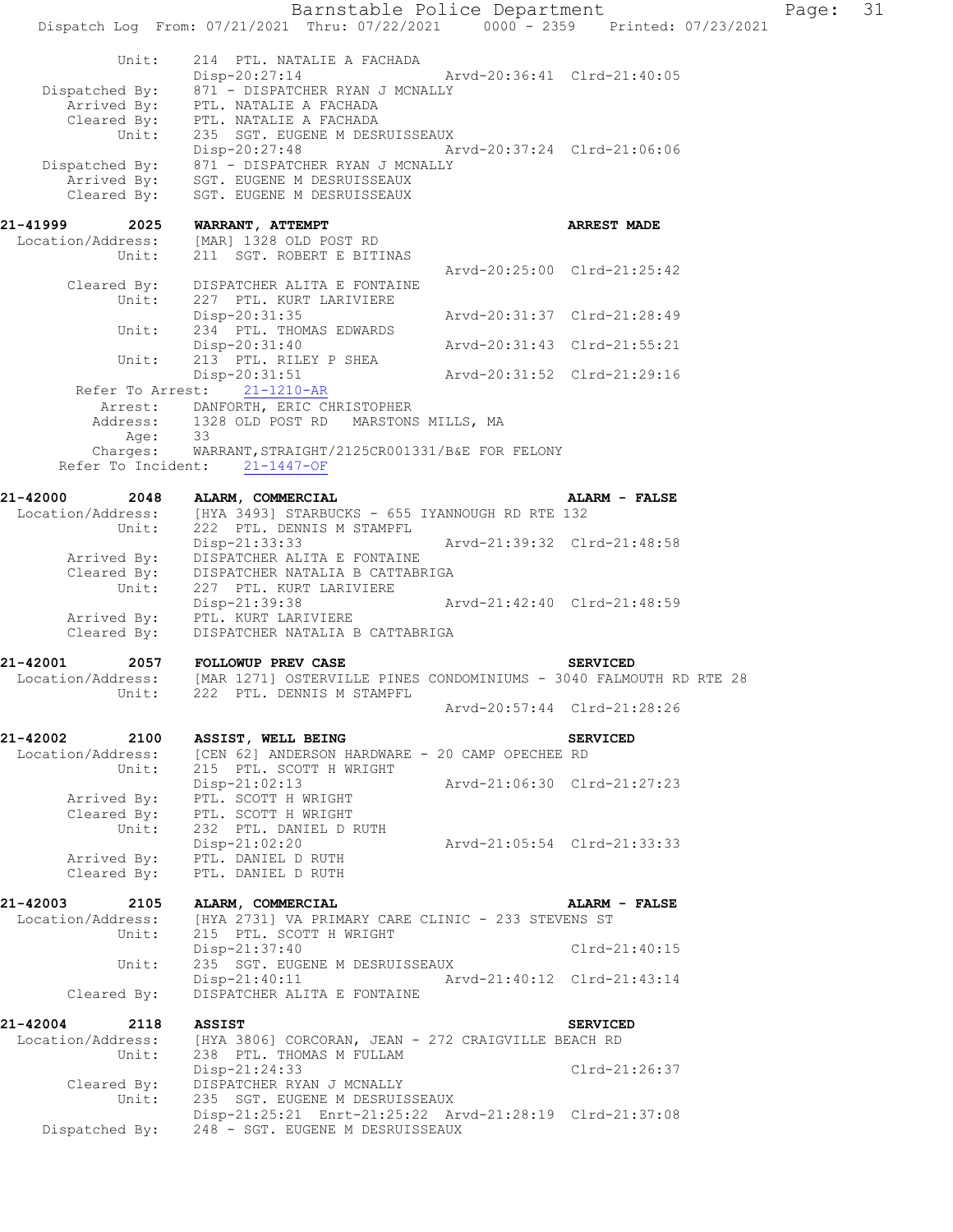```
        Unit:     214  PTL. NATALIE A FACHADA
                  Disp-20:27:14                Arvd-20:36:41  Clrd-21:40:05
   Dispatched By:     871 - DISPATCHER RYAN J MCNALLY
      Arrived By:     PTL. NATALIE A FACHADA
      Cleared By:     PTL. NATALIE A FACHADA
           Unit:     235  SGT. EUGENE M DESRUISSEAUX
                  Disp-20:27:48                Arvd-20:37:24  Clrd-21:06:06
   Dispatched By:     871 - DISPATCHER RYAN J MCNALLY
      Arrived By:     SGT. EUGENE M DESRUISSEAUX
      Cleared By:     SGT. EUGENE M DESRUISSEAUX

21-41999        2025   WARRANT, ATTEMPT                              ARREST MADE
 Location/Address:     [MAR] 1328 OLD POST RD
           Unit:     211  SGT. ROBERT E BITINAS
                                               Arvd-20:25:00  Clrd-21:25:42
      Cleared By:     DISPATCHER ALITA E FONTAINE
           Unit:     227  PTL. KURT LARIVIERE
                  Disp-20:31:35                Arvd-20:31:37  Clrd-21:28:49
           Unit:     234  PTL. THOMAS EDWARDS
                  Disp-20:31:40                Arvd-20:31:43  Clrd-21:55:21
           Unit:     213  PTL. RILEY P SHEA
                  Disp-20:31:51                Arvd-20:31:52  Clrd-21:29:16
      Refer To Arrest:    21-1210-AR
          Arrest:     DANFORTH, ERIC CHRISTOPHER
         Address:     1328 OLD POST RD    MARSTONS MILLS, MA
             Age:     33
         Charges:     WARRANT,STRAIGHT/2125CR001331/B&E FOR FELONY
    Refer To Incident:    21-1447-OF

21-42000        2048   ALARM, COMMERCIAL                             ALARM - FALSE
 Location/Address:     [HYA 3493] STARBUCKS - 655 IYANNOUGH RD RTE 132
           Unit:     222  PTL. DENNIS M STAMPFL
                  Disp-21:33:33                Arvd-21:39:32  Clrd-21:48:58
      Arrived By:     DISPATCHER ALITA E FONTAINE
      Cleared By:     DISPATCHER NATALIA B CATTABRIGA
           Unit:     227  PTL. KURT LARIVIERE
                  Disp-21:39:38                Arvd-21:42:40  Clrd-21:48:59
      Arrived By:     PTL. KURT LARIVIERE
      Cleared By:     DISPATCHER NATALIA B CATTABRIGA

21-42001        2057   FOLLOWUP PREV CASE                            SERVICED
 Location/Address:     [MAR 1271] OSTERVILLE PINES CONDOMINIUMS - 3040 FALMOUTH RD RTE 28
           Unit:     222  PTL. DENNIS M STAMPFL
                                               Arvd-20:57:44  Clrd-21:28:26

21-42002        2100   ASSIST, WELL BEING                            SERVICED
 Location/Address:     [CEN 62] ANDERSON HARDWARE - 20 CAMP OPECHEE RD
           Unit:     215  PTL. SCOTT H WRIGHT
                  Disp-21:02:13                Arvd-21:06:30  Clrd-21:27:23
      Arrived By:     PTL. SCOTT H WRIGHT
      Cleared By:     PTL. SCOTT H WRIGHT
           Unit:     232  PTL. DANIEL D RUTH
                  Disp-21:02:20                Arvd-21:05:54  Clrd-21:33:33
      Arrived By:     PTL. DANIEL D RUTH
      Cleared By:     PTL. DANIEL D RUTH

21-42003        2105   ALARM, COMMERCIAL                             ALARM - FALSE
 Location/Address:     [HYA 2731] VA PRIMARY CARE CLINIC - 233 STEVENS ST
           Unit:     215  PTL. SCOTT H WRIGHT
                  Disp-21:37:40                               Clrd-21:40:15
           Unit:     235  SGT. EUGENE M DESRUISSEAUX
                  Disp-21:40:11                Arvd-21:40:12  Clrd-21:43:14
      Cleared By:     DISPATCHER ALITA E FONTAINE

21-42004        2118   ASSIST                                        SERVICED
 Location/Address:     [HYA 3806] CORCORAN, JEAN - 272 CRAIGVILLE BEACH RD
           Unit:     238  PTL. THOMAS M FULLAM
                  Disp-21:24:33                               Clrd-21:26:37
      Cleared By:     DISPATCHER RYAN J MCNALLY
           Unit:     235  SGT. EUGENE M DESRUISSEAUX
                  Disp-21:25:21  Enrt-21:25:22  Arvd-21:28:19  Clrd-21:37:08
   Dispatched By:     248 - SGT. EUGENE M DESRUISSEAUX
```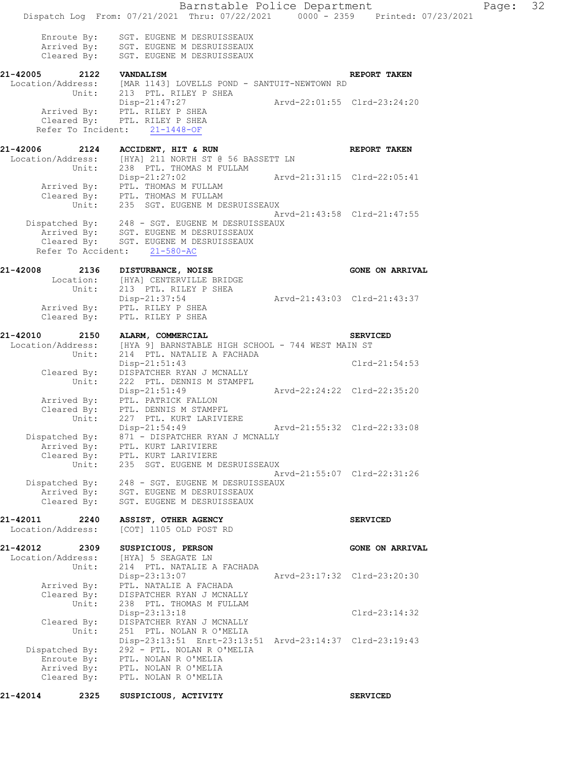```
      Enroute By:    SGT. EUGENE M DESRUISSEAUX
      Arrived By:    SGT. EUGENE M DESRUISSEAUX
      Cleared By:    SGT. EUGENE M DESRUISSEAUX

21-42005      2122    VANDALISM                                           REPORT TAKEN
 Location/Address:    [MAR 1143] LOVELLS POND - SANTUIT-NEWTOWN RD
            Unit:     213  PTL. RILEY P SHEA
                      Disp-21:47:27                   Arvd-22:01:55  Clrd-23:24:20
      Arrived By:    PTL. RILEY P SHEA
      Cleared By:    PTL. RILEY P SHEA
    Refer To Incident:    21-1448-OF

21-42006      2124    ACCIDENT, HIT & RUN                                 REPORT TAKEN
 Location/Address:    [HYA] 211 NORTH ST @ 56 BASSETT LN
            Unit:     238  PTL. THOMAS M FULLAM
                      Disp-21:27:02                   Arvd-21:31:15  Clrd-22:05:41
      Arrived By:    PTL. THOMAS M FULLAM
      Cleared By:    PTL. THOMAS M FULLAM
            Unit:     235  SGT. EUGENE M DESRUISSEAUX
                                                      Arvd-21:43:58  Clrd-21:47:55
    Dispatched By:    248 - SGT. EUGENE M DESRUISSEAUX
      Arrived By:    SGT. EUGENE M DESRUISSEAUX
      Cleared By:    SGT. EUGENE M DESRUISSEAUX
    Refer To Accident:    21-580-AC

21-42008      2136    DISTURBANCE, NOISE                                  GONE ON ARRIVAL
        Location:     [HYA] CENTERVILLE BRIDGE
            Unit:     213  PTL. RILEY P SHEA
                      Disp-21:37:54                   Arvd-21:43:03  Clrd-21:43:37
      Arrived By:    PTL. RILEY P SHEA
      Cleared By:    PTL. RILEY P SHEA

21-42010      2150    ALARM, COMMERCIAL                                   SERVICED
 Location/Address:    [HYA 9] BARNSTABLE HIGH SCHOOL - 744 WEST MAIN ST
            Unit:     214  PTL. NATALIE A FACHADA
                      Disp-21:51:43                                  Clrd-21:54:53
      Cleared By:    DISPATCHER RYAN J MCNALLY
            Unit:     222  PTL. DENNIS M STAMPFL
                      Disp-21:51:49                   Arvd-22:24:22  Clrd-22:35:20
      Arrived By:    PTL. PATRICK FALLON
      Cleared By:    PTL. DENNIS M STAMPFL
            Unit:     227  PTL. KURT LARIVIERE
                      Disp-21:54:49                   Arvd-21:55:32  Clrd-22:33:08
    Dispatched By:    871 - DISPATCHER RYAN J MCNALLY
      Arrived By:    PTL. KURT LARIVIERE
      Cleared By:    PTL. KURT LARIVIERE
            Unit:     235  SGT. EUGENE M DESRUISSEAUX
                                                      Arvd-21:55:07  Clrd-22:31:26
    Dispatched By:    248 - SGT. EUGENE M DESRUISSEAUX
      Arrived By:    SGT. EUGENE M DESRUISSEAUX
      Cleared By:    SGT. EUGENE M DESRUISSEAUX

21-42011      2240    ASSIST, OTHER AGENCY                                SERVICED
 Location/Address:    [COT] 1105 OLD POST RD

21-42012      2309    SUSPICIOUS, PERSON                                  GONE ON ARRIVAL
 Location/Address:    [HYA] 5 SEAGATE LN
            Unit:     214  PTL. NATALIE A FACHADA
                      Disp-23:13:07                   Arvd-23:17:32  Clrd-23:20:30
      Arrived By:    PTL. NATALIE A FACHADA
      Cleared By:    DISPATCHER RYAN J MCNALLY
            Unit:     238  PTL. THOMAS M FULLAM
                      Disp-23:13:18                                  Clrd-23:14:32
      Cleared By:    DISPATCHER RYAN J MCNALLY
            Unit:     251  PTL. NOLAN R O'MELIA
                      Disp-23:13:51  Enrt-23:13:51  Arvd-23:14:37  Clrd-23:19:43
    Dispatched By:    292 - PTL. NOLAN R O'MELIA
      Enroute By:    PTL. NOLAN R O'MELIA
      Arrived By:    PTL. NOLAN R O'MELIA
      Cleared By:    PTL. NOLAN R O'MELIA

21-42014      2325    SUSPICIOUS, ACTIVITY                                SERVICED
```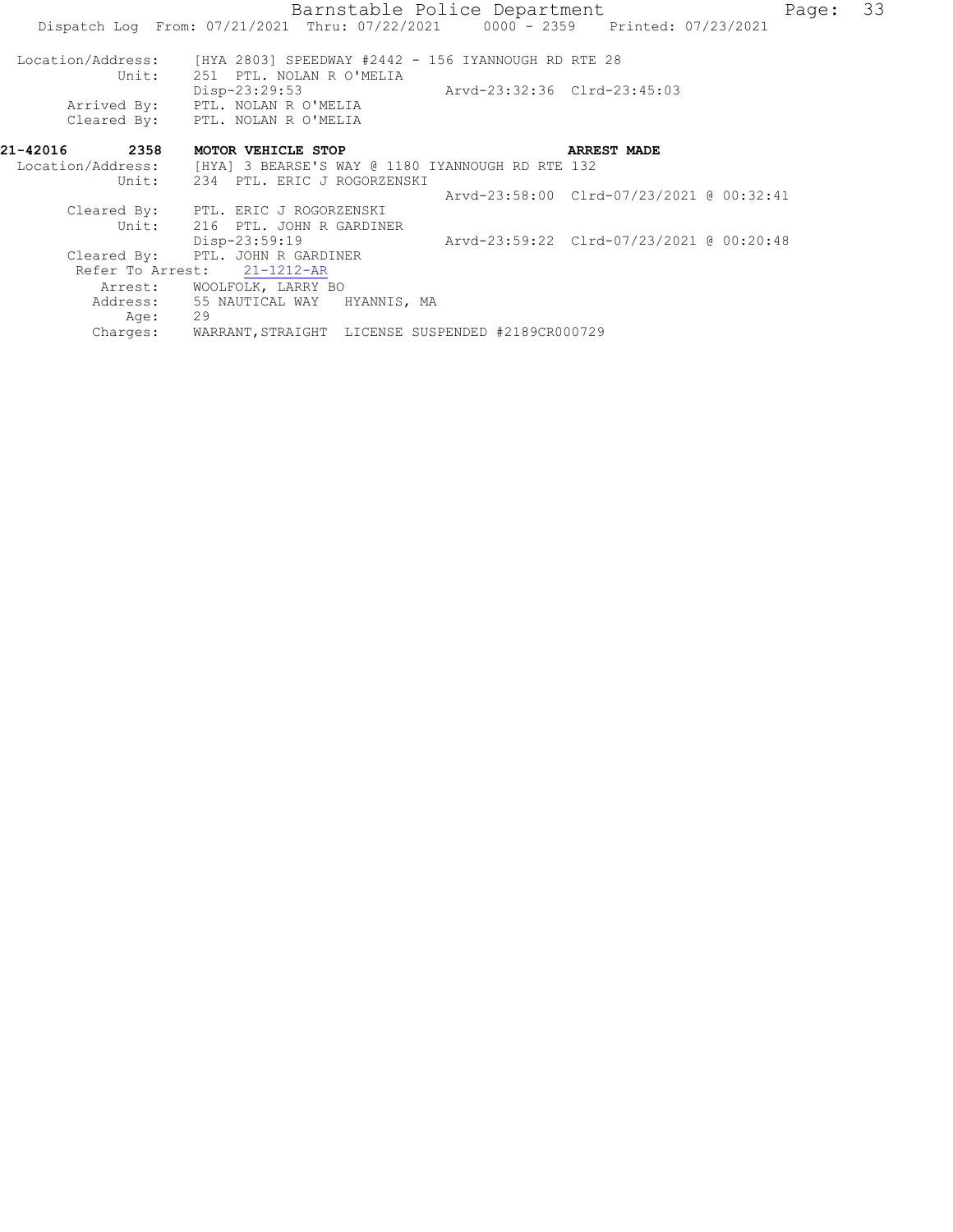```
 Location/Address:    [HYA 2803] SPEEDWAY #2442 - 156 IYANNOUGH RD RTE 28
            Unit:     251  PTL. NOLAN R O'MELIA
                      Disp-23:29:53                 Arvd-23:32:36  Clrd-23:45:03
       Arrived By:    PTL. NOLAN R O'MELIA
       Cleared By:    PTL. NOLAN R O'MELIA
```

**21-42016    2358    MOTOR VEHICLE STOP    ARREST MADE**

```
 Location/Address:    [HYA] 3 BEARSE'S WAY @ 1180 IYANNOUGH RD RTE 132
            Unit:     234  PTL. ERIC J ROGORZENSKI
                                                    Arvd-23:58:00  Clrd-07/23/2021 @ 00:32:41
       Cleared By:    PTL. ERIC J ROGORZENSKI
            Unit:     216  PTL. JOHN R GARDINER
                      Disp-23:59:19                 Arvd-23:59:22  Clrd-07/23/2021 @ 00:20:48
       Cleared By:    PTL. JOHN R GARDINER
   Refer To Arrest:   21-1212-AR
          Arrest:     WOOLFOLK, LARRY BO
         Address:     55 NAUTICAL WAY   HYANNIS, MA
             Age:     29
         Charges:     WARRANT,STRAIGHT  LICENSE SUSPENDED #2189CR000729
```